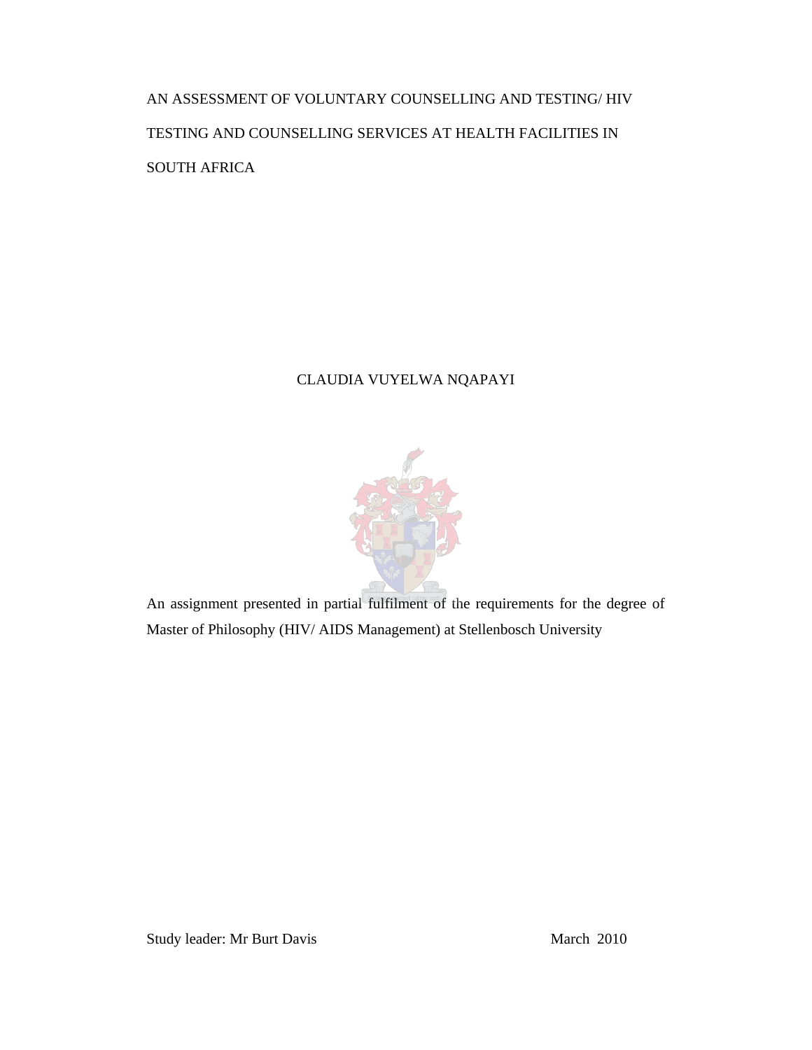# AN ASSESSMENT OF VOLUNTARY COUNSELLING AND TESTING/ HIV TESTING AND COUNSELLING SERVICES AT HEALTH FACILITIES IN SOUTH AFRICA

CLAUDIA VUYELWA NQAPAYI

An assignment presented in partial fulfilment of the requirements for the degree of Master of Philosophy (HIV/ AIDS Management) at Stellenbosch University

Study leader: Mr Burt Davis

March 2010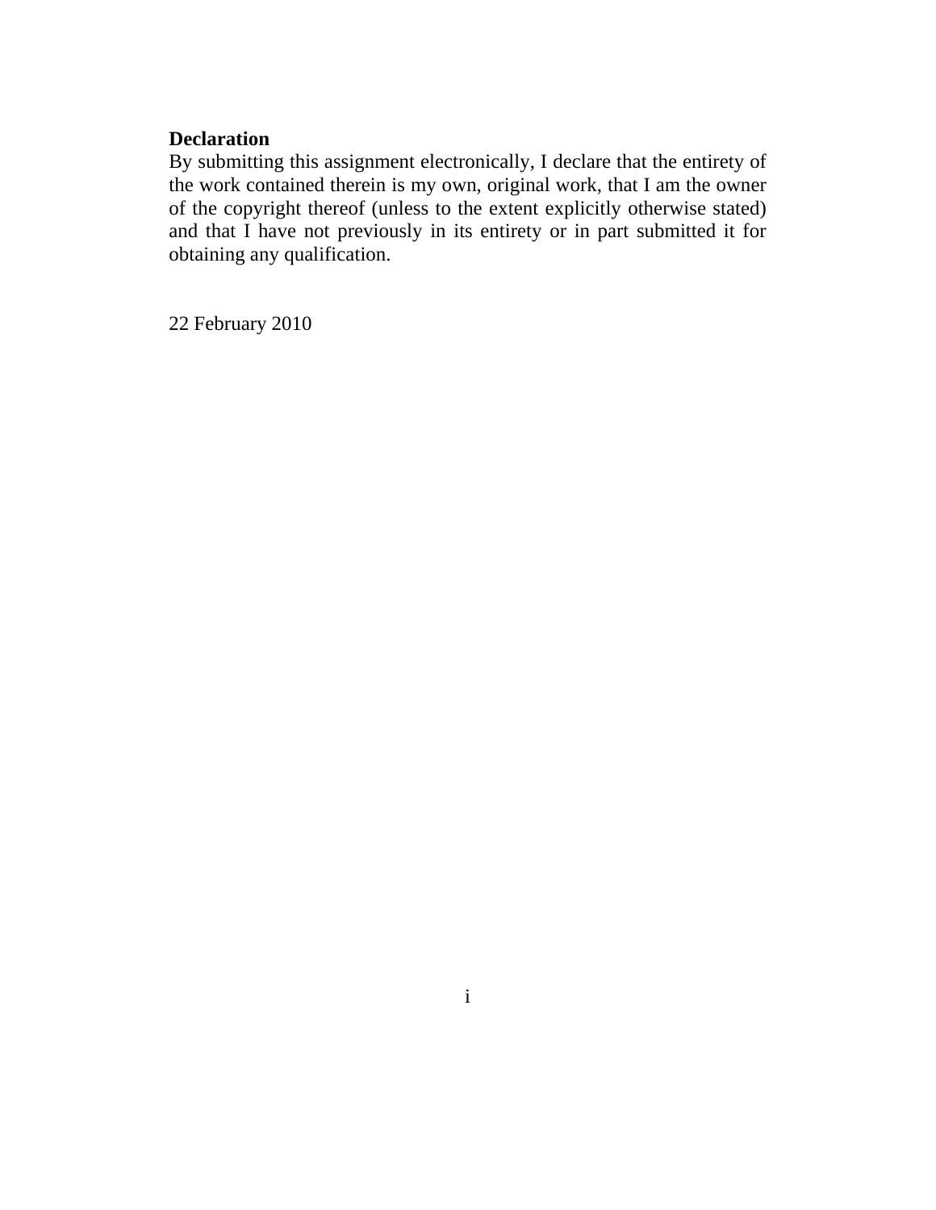**Declaration**

By submitting this assignment electronically, I declare that the entirety of the work contained therein is my own, original work, that I am the owner of the copyright thereof (unless to the extent explicitly otherwise stated) and that I have not previously in its entirety or in part submitted it for obtaining any qualification.

22 February 2010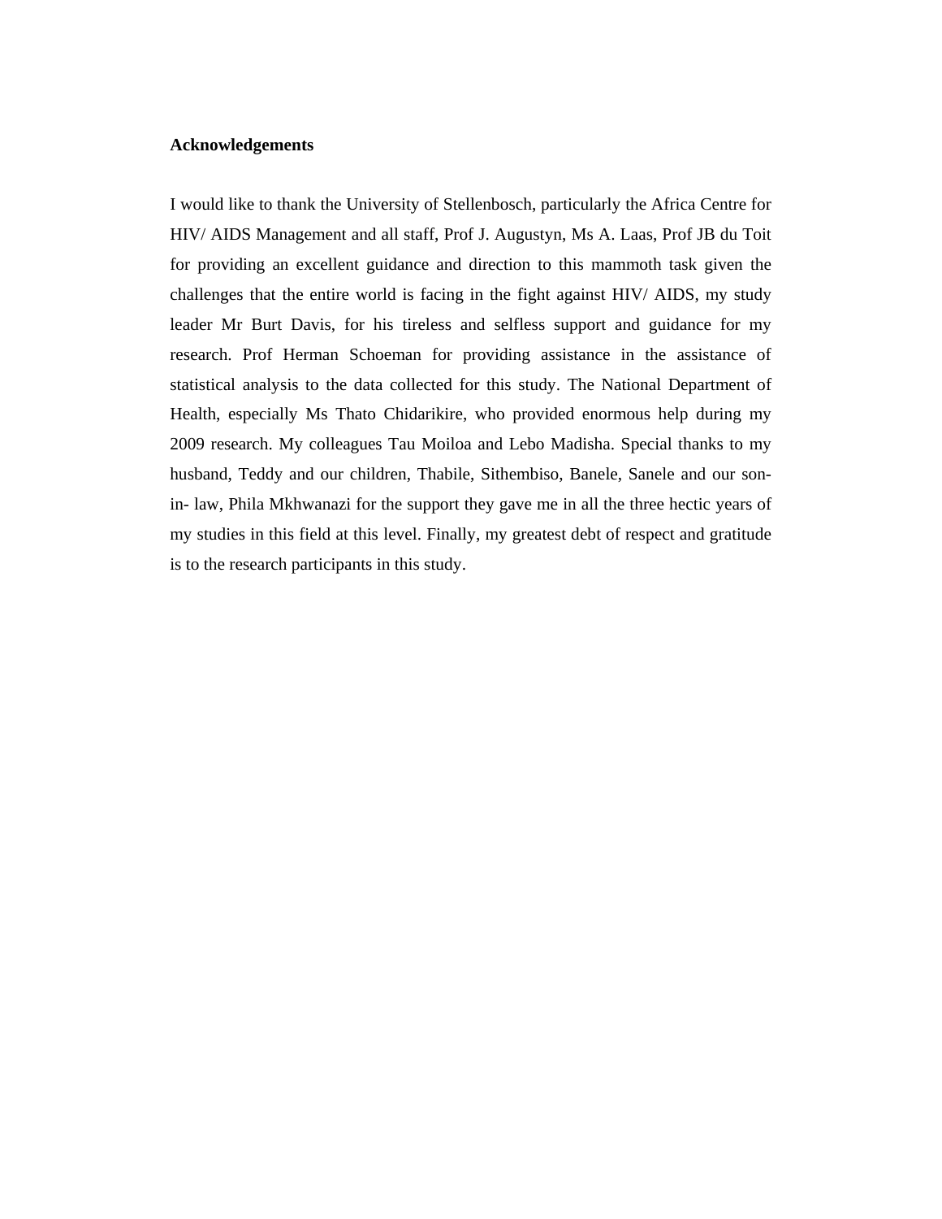**Acknowledgements**

I would like to thank the University of Stellenbosch, particularly the Africa Centre for HIV/ AIDS Management and all staff, Prof J. Augustyn, Ms A. Laas, Prof JB du Toit for providing an excellent guidance and direction to this mammoth task given the challenges that the entire world is facing in the fight against HIV/ AIDS, my study leader Mr Burt Davis, for his tireless and selfless support and guidance for my research. Prof Herman Schoeman for providing assistance in the assistance of statistical analysis to the data collected for this study. The National Department of Health, especially Ms Thato Chidarikire, who provided enormous help during my 2009 research. My colleagues Tau Moiloa and Lebo Madisha. Special thanks to my husband, Teddy and our children, Thabile, Sithembiso, Banele, Sanele and our son-in- law, Phila Mkhwanazi for the support they gave me in all the three hectic years of my studies in this field at this level. Finally, my greatest debt of respect and gratitude is to the research participants in this study.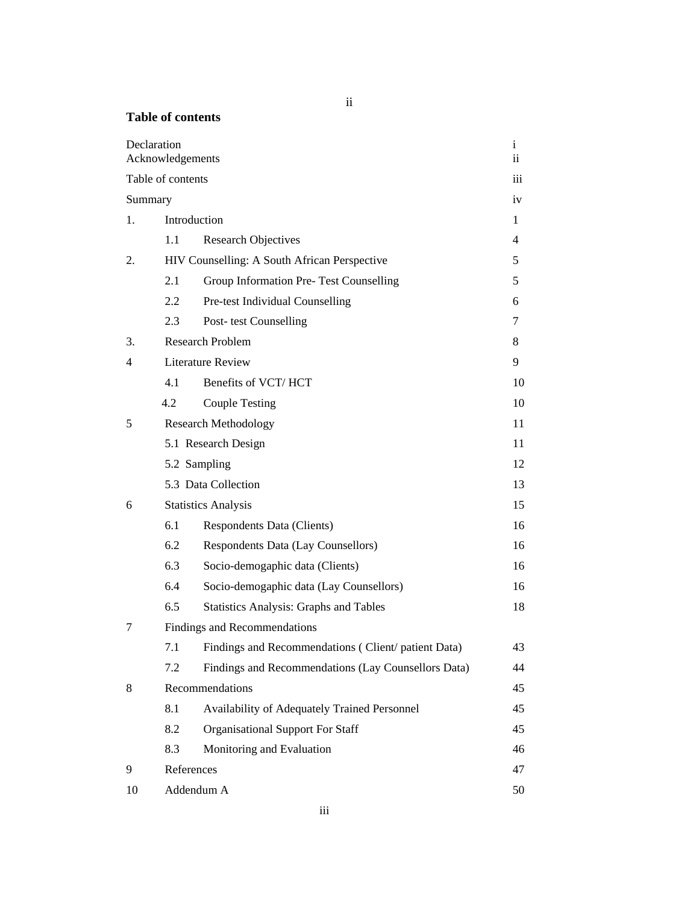## Table of contents

| | | | |
|---|---|---|---|
| Declaration | | | i |
| Acknowledgements | | | ii |
| Table of contents | | | iii |
| Summary | | | iv |
| 1. | Introduction | | 1 |
| | 1.1 | Research Objectives | 4 |
| 2. | HIV Counselling: A South African Perspective | | 5 |
| | 2.1 | Group Information Pre- Test Counselling | 5 |
| | 2.2 | Pre-test Individual Counselling | 6 |
| | 2.3 | Post- test Counselling | 7 |
| 3. | Research Problem | | 8 |
| 4 | Literature Review | | 9 |
| | 4.1 | Benefits of VCT/ HCT | 10 |
| | 4.2 | Couple Testing | 10 |
| 5 | Research Methodology | | 11 |
| | 5.1 Research Design | | 11 |
| | 5.2 Sampling | | 12 |
| | 5.3 Data Collection | | 13 |
| 6 | Statistics Analysis | | 15 |
| | 6.1 | Respondents Data (Clients) | 16 |
| | 6.2 | Respondents Data (Lay Counsellors) | 16 |
| | 6.3 | Socio-demogaphic data (Clients) | 16 |
| | 6.4 | Socio-demogaphic data (Lay Counsellors) | 16 |
| | 6.5 | Statistics Analysis: Graphs and Tables | 18 |
| 7 | Findings and Recommendations | | |
| | 7.1 | Findings and Recommendations ( Client/ patient Data) | 43 |
| | 7.2 | Findings and Recommendations (Lay Counsellors Data) | 44 |
| 8 | Recommendations | | 45 |
| | 8.1 | Availability of Adequately Trained Personnel | 45 |
| | 8.2 | Organisational Support For Staff | 45 |
| | 8.3 | Monitoring and Evaluation | 46 |
| 9 | References | | 47 |
| 10 | Addendum A | | 50 |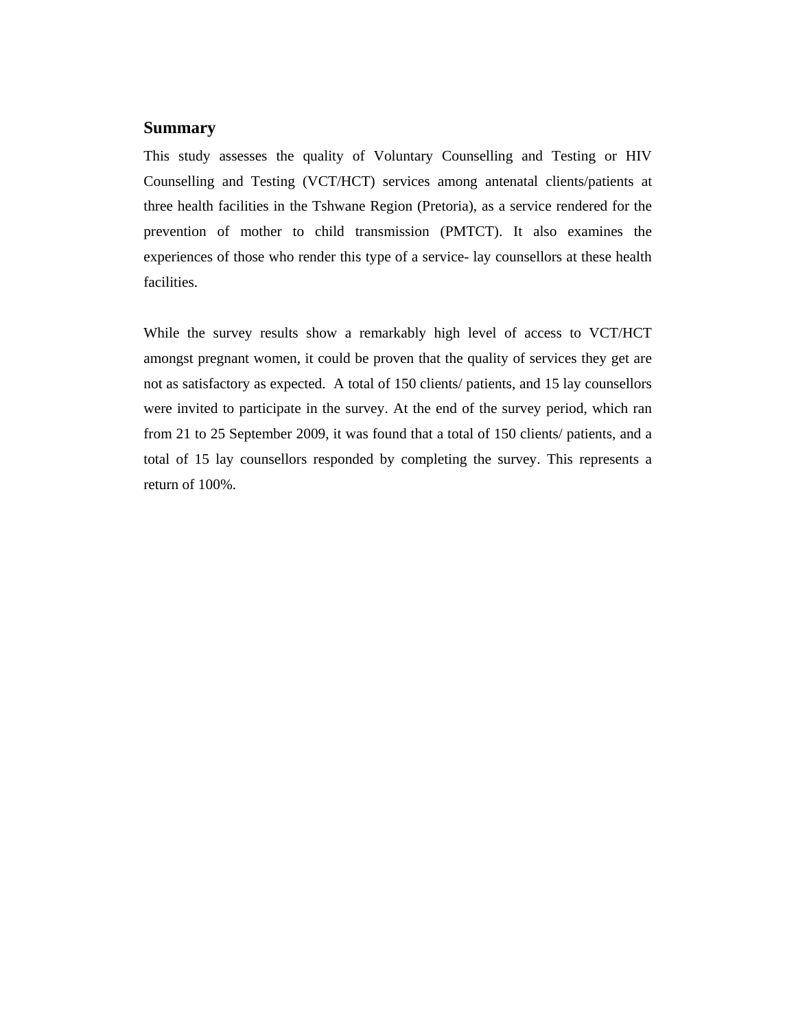## Summary

This study assesses the quality of Voluntary Counselling and Testing or HIV Counselling and Testing (VCT/HCT) services among antenatal clients/patients at three health facilities in the Tshwane Region (Pretoria), as a service rendered for the prevention of mother to child transmission (PMTCT). It also examines the experiences of those who render this type of a service- lay counsellors at these health facilities.

While the survey results show a remarkably high level of access to VCT/HCT amongst pregnant women, it could be proven that the quality of services they get are not as satisfactory as expected.  A total of 150 clients/ patients, and 15 lay counsellors were invited to participate in the survey. At the end of the survey period, which ran from 21 to 25 September 2009, it was found that a total of 150 clients/ patients, and a total of 15 lay counsellors responded by completing the survey. This represents a return of 100%.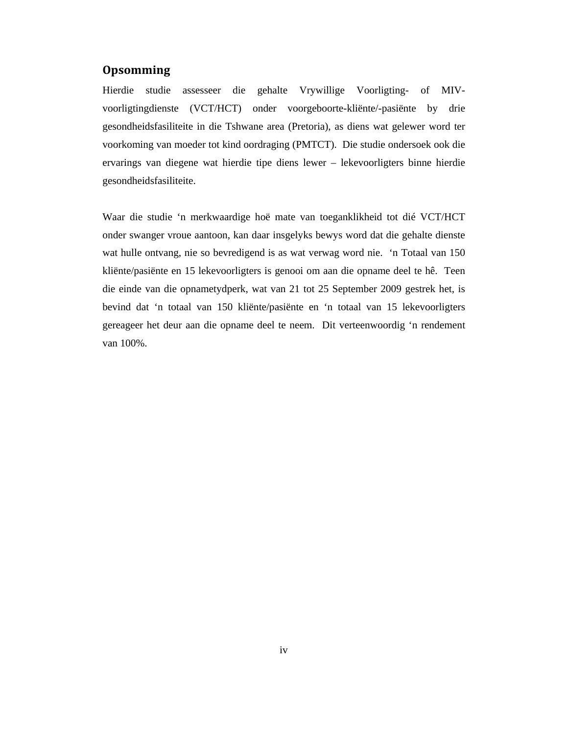## Opsomming

Hierdie studie assesseer die gehalte Vrywillige Voorligting- of MIV-voorligtingdienste (VCT/HCT) onder voorgeboorte-kliënte/-pasiënte by drie gesondheidsfasiliteite in die Tshwane area (Pretoria), as diens wat gelewer word ter voorkoming van moeder tot kind oordraging (PMTCT). Die studie ondersoek ook die ervarings van diegene wat hierdie tipe diens lewer – lekevoorligters binne hierdie gesondheidsfasiliteite.

Waar die studie 'n merkwaardige hoë mate van toeganklikheid tot dié VCT/HCT onder swanger vroue aantoon, kan daar insgelyks bewys word dat die gehalte dienste wat hulle ontvang, nie so bevredigend is as wat verwag word nie. 'n Totaal van 150 kliënte/pasiënte en 15 lekevoorligters is genooi om aan die opname deel te hê. Teen die einde van die opnametydperk, wat van 21 tot 25 September 2009 gestrek het, is bevind dat 'n totaal van 150 kliënte/pasiënte en 'n totaal van 15 lekevoorligters gereageer het deur aan die opname deel te neem. Dit verteenwoordig 'n rendement van 100%.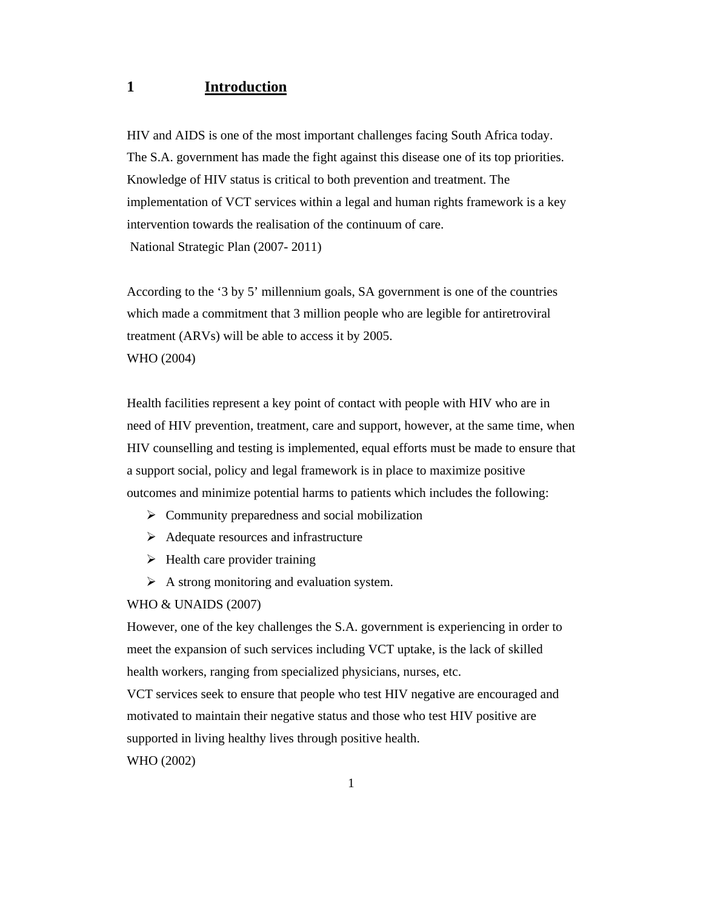# 1 Introduction

HIV and AIDS is one of the most important challenges facing South Africa today. The S.A. government has made the fight against this disease one of its top priorities. Knowledge of HIV status is critical to both prevention and treatment. The implementation of VCT services within a legal and human rights framework is a key intervention towards the realisation of the continuum of care.

National Strategic Plan (2007- 2011)

According to the '3 by 5' millennium goals, SA government is one of the countries which made a commitment that 3 million people who are legible for antiretroviral treatment (ARVs) will be able to access it by 2005.

WHO (2004)

Health facilities represent a key point of contact with people with HIV who are in need of HIV prevention, treatment, care and support, however, at the same time, when HIV counselling and testing is implemented, equal efforts must be made to ensure that a support social, policy and legal framework is in place to maximize positive outcomes and minimize potential harms to patients which includes the following:

- Community preparedness and social mobilization
- Adequate resources and infrastructure
- Health care provider training
- A strong monitoring and evaluation system.

WHO & UNAIDS (2007)

However, one of the key challenges the S.A. government is experiencing in order to meet the expansion of such services including VCT uptake, is the lack of skilled health workers, ranging from specialized physicians, nurses, etc.

VCT services seek to ensure that people who test HIV negative are encouraged and motivated to maintain their negative status and those who test HIV positive are supported in living healthy lives through positive health.

WHO (2002)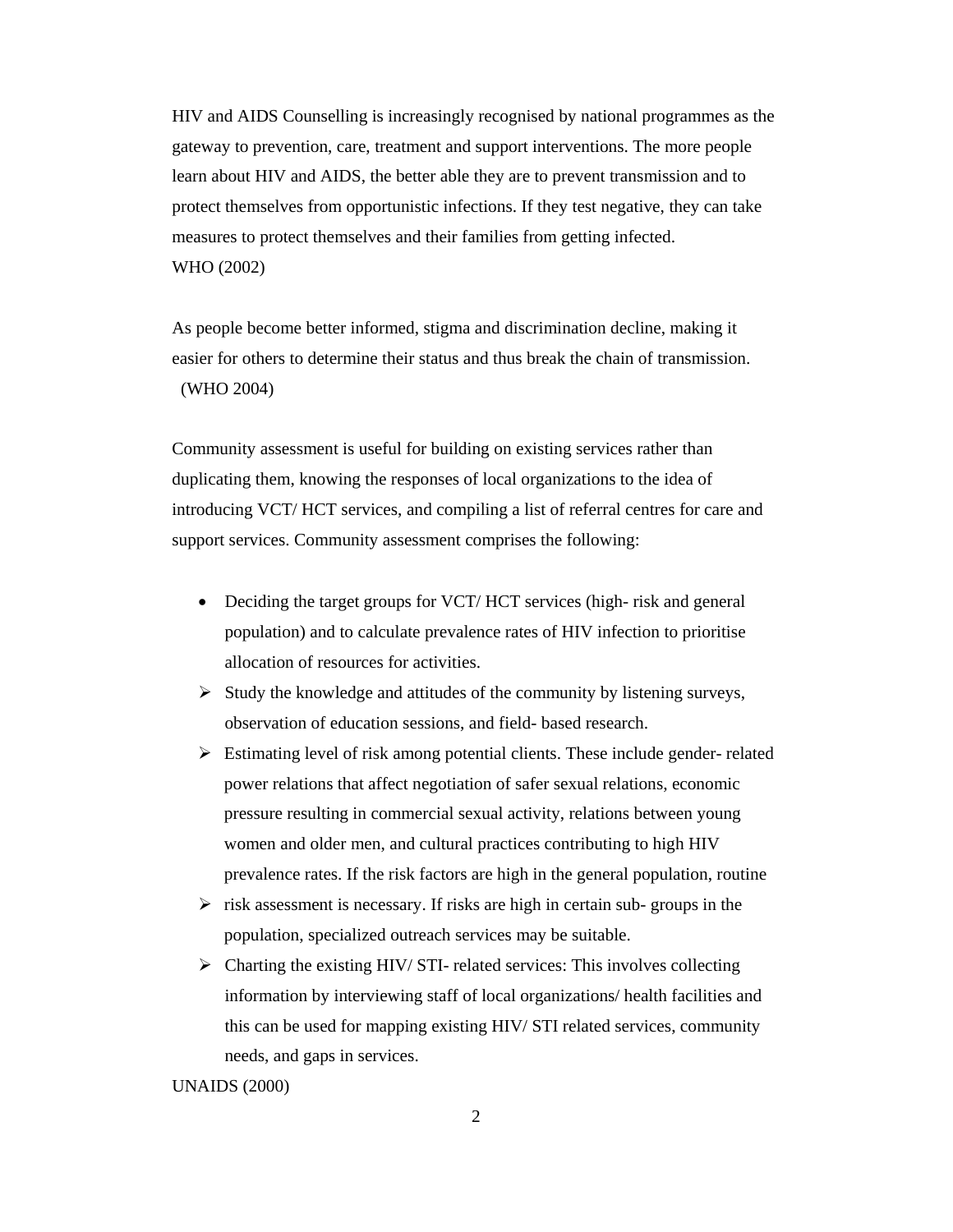HIV and AIDS Counselling is increasingly recognised by national programmes as the gateway to prevention, care, treatment and support interventions. The more people learn about HIV and AIDS, the better able they are to prevent transmission and to protect themselves from opportunistic infections. If they test negative, they can take measures to protect themselves and their families from getting infected.
WHO (2002)

As people become better informed, stigma and discrimination decline, making it easier for others to determine their status and thus break the chain of transmission.
(WHO 2004)

Community assessment is useful for building on existing services rather than duplicating them, knowing the responses of local organizations to the idea of introducing VCT/ HCT services, and compiling a list of referral centres for care and support services. Community assessment comprises the following:

- Deciding the target groups for VCT/ HCT services (high- risk and general population) and to calculate prevalence rates of HIV infection to prioritise allocation of resources for activities.
- Study the knowledge and attitudes of the community by listening surveys, observation of education sessions, and field- based research.
- Estimating level of risk among potential clients. These include gender- related power relations that affect negotiation of safer sexual relations, economic pressure resulting in commercial sexual activity, relations between young women and older men, and cultural practices contributing to high HIV prevalence rates. If the risk factors are high in the general population, routine
- risk assessment is necessary. If risks are high in certain sub- groups in the population, specialized outreach services may be suitable.
- Charting the existing HIV/ STI- related services: This involves collecting information by interviewing staff of local organizations/ health facilities and this can be used for mapping existing HIV/ STI related services, community needs, and gaps in services.

UNAIDS (2000)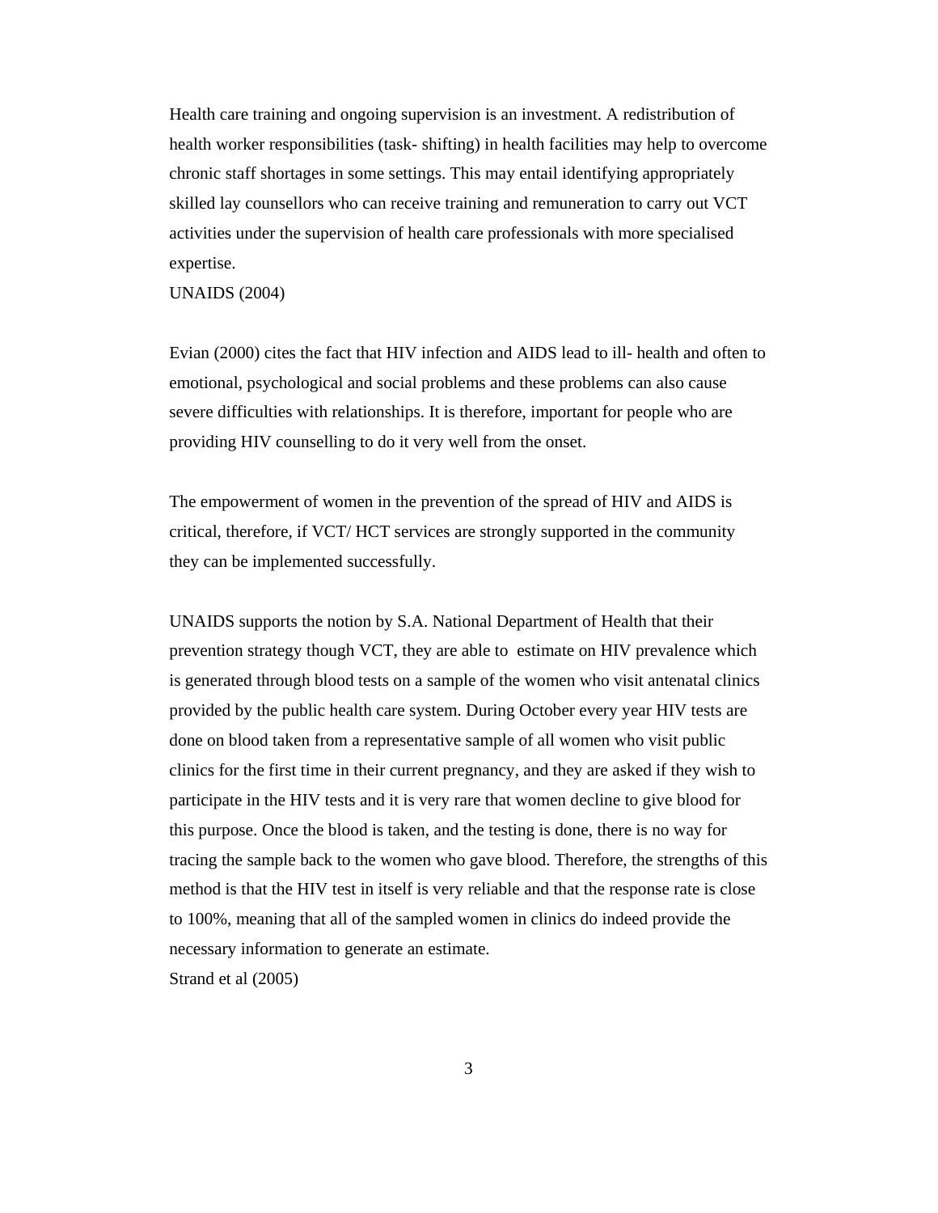Health care training and ongoing supervision is an investment. A redistribution of health worker responsibilities (task- shifting) in health facilities may help to overcome chronic staff shortages in some settings. This may entail identifying appropriately skilled lay counsellors who can receive training and remuneration to carry out VCT activities under the supervision of health care professionals with more specialised expertise.
UNAIDS (2004)

Evian (2000) cites the fact that HIV infection and AIDS lead to ill- health and often to emotional, psychological and social problems and these problems can also cause severe difficulties with relationships. It is therefore, important for people who are providing HIV counselling to do it very well from the onset.

The empowerment of women in the prevention of the spread of HIV and AIDS is critical, therefore, if VCT/ HCT services are strongly supported in the community they can be implemented successfully.

UNAIDS supports the notion by S.A. National Department of Health that their prevention strategy though VCT, they are able to estimate on HIV prevalence which is generated through blood tests on a sample of the women who visit antenatal clinics provided by the public health care system. During October every year HIV tests are done on blood taken from a representative sample of all women who visit public clinics for the first time in their current pregnancy, and they are asked if they wish to participate in the HIV tests and it is very rare that women decline to give blood for this purpose. Once the blood is taken, and the testing is done, there is no way for tracing the sample back to the women who gave blood. Therefore, the strengths of this method is that the HIV test in itself is very reliable and that the response rate is close to 100%, meaning that all of the sampled women in clinics do indeed provide the necessary information to generate an estimate.
Strand et al (2005)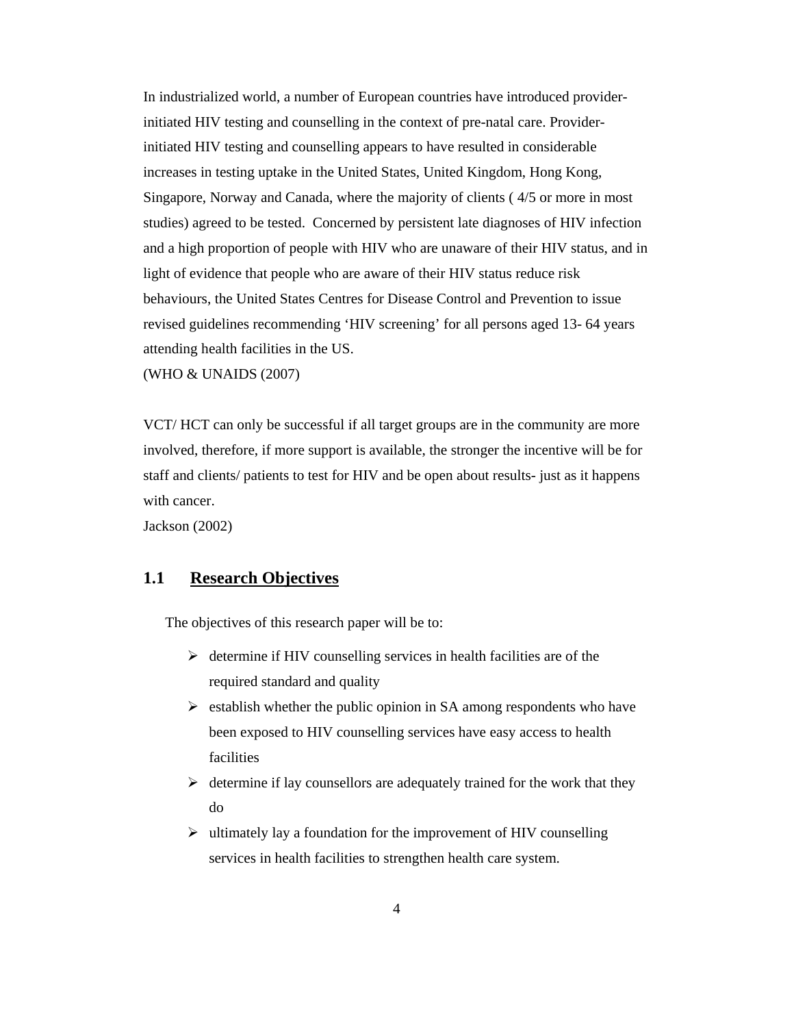In industrialized world, a number of European countries have introduced provider-initiated HIV testing and counselling in the context of pre-natal care. Provider-initiated HIV testing and counselling appears to have resulted in considerable increases in testing uptake in the United States, United Kingdom, Hong Kong, Singapore, Norway and Canada, where the majority of clients ( 4/5 or more in most studies) agreed to be tested. Concerned by persistent late diagnoses of HIV infection and a high proportion of people with HIV who are unaware of their HIV status, and in light of evidence that people who are aware of their HIV status reduce risk behaviours, the United States Centres for Disease Control and Prevention to issue revised guidelines recommending 'HIV screening' for all persons aged 13- 64 years attending health facilities in the US.
(WHO & UNAIDS (2007)

VCT/ HCT can only be successful if all target groups are in the community are more involved, therefore, if more support is available, the stronger the incentive will be for staff and clients/ patients to test for HIV and be open about results- just as it happens with cancer.
Jackson (2002)

## 1.1 Research Objectives

The objectives of this research paper will be to:

- determine if HIV counselling services in health facilities are of the required standard and quality
- establish whether the public opinion in SA among respondents who have been exposed to HIV counselling services have easy access to health facilities
- determine if lay counsellors are adequately trained for the work that they do
- ultimately lay a foundation for the improvement of HIV counselling services in health facilities to strengthen health care system.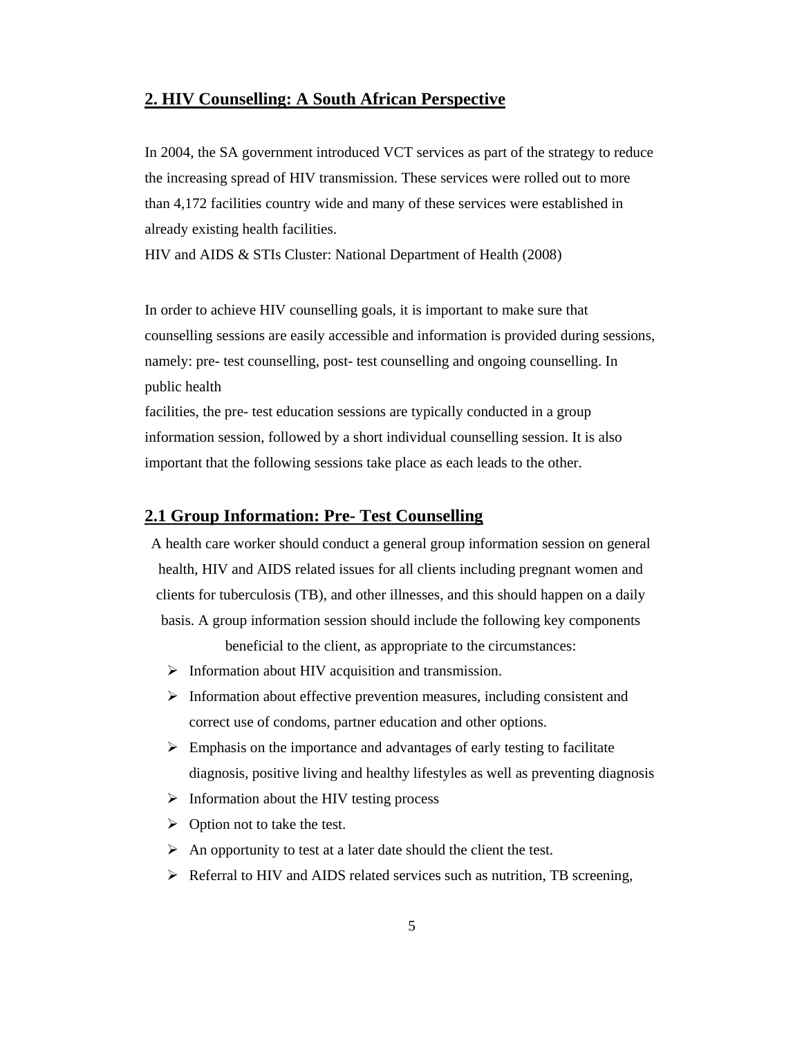## 2. HIV Counselling: A South African Perspective

In 2004, the SA government introduced VCT services as part of the strategy to reduce the increasing spread of HIV transmission. These services were rolled out to more than 4,172 facilities country wide and many of these services were established in already existing health facilities.
HIV and AIDS & STIs Cluster: National Department of Health (2008)

In order to achieve HIV counselling goals, it is important to make sure that counselling sessions are easily accessible and information is provided during sessions, namely: pre- test counselling, post- test counselling and ongoing counselling. In public health
facilities, the pre- test education sessions are typically conducted in a group information session, followed by a short individual counselling session. It is also important that the following sessions take place as each leads to the other.

### 2.1 Group Information: Pre- Test Counselling

A health care worker should conduct a general group information session on general health, HIV and AIDS related issues for all clients including pregnant women and clients for tuberculosis (TB), and other illnesses, and this should happen on a daily basis. A group information session should include the following key components beneficial to the client, as appropriate to the circumstances:

- Information about HIV acquisition and transmission.
- Information about effective prevention measures, including consistent and correct use of condoms, partner education and other options.
- Emphasis on the importance and advantages of early testing to facilitate diagnosis, positive living and healthy lifestyles as well as preventing diagnosis
- Information about the HIV testing process
- Option not to take the test.
- An opportunity to test at a later date should the client the test.
- Referral to HIV and AIDS related services such as nutrition, TB screening,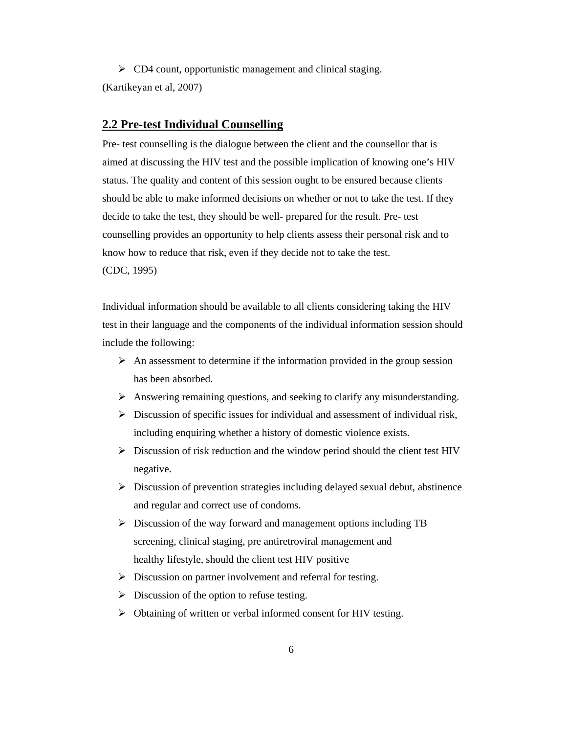- CD4 count, opportunistic management and clinical staging.

(Kartikeyan et al, 2007)

## 2.2 Pre-test Individual Counselling

Pre- test counselling is the dialogue between the client and the counsellor that is aimed at discussing the HIV test and the possible implication of knowing one's HIV status. The quality and content of this session ought to be ensured because clients should be able to make informed decisions on whether or not to take the test. If they decide to take the test, they should be well- prepared for the result. Pre- test counselling provides an opportunity to help clients assess their personal risk and to know how to reduce that risk, even if they decide not to take the test.
(CDC, 1995)

Individual information should be available to all clients considering taking the HIV test in their language and the components of the individual information session should include the following:

- An assessment to determine if the information provided in the group session has been absorbed.
- Answering remaining questions, and seeking to clarify any misunderstanding.
- Discussion of specific issues for individual and assessment of individual risk, including enquiring whether a history of domestic violence exists.
- Discussion of risk reduction and the window period should the client test HIV negative.
- Discussion of prevention strategies including delayed sexual debut, abstinence and regular and correct use of condoms.
- Discussion of the way forward and management options including TB screening, clinical staging, pre antiretroviral management and healthy lifestyle, should the client test HIV positive
- Discussion on partner involvement and referral for testing.
- Discussion of the option to refuse testing.
- Obtaining of written or verbal informed consent for HIV testing.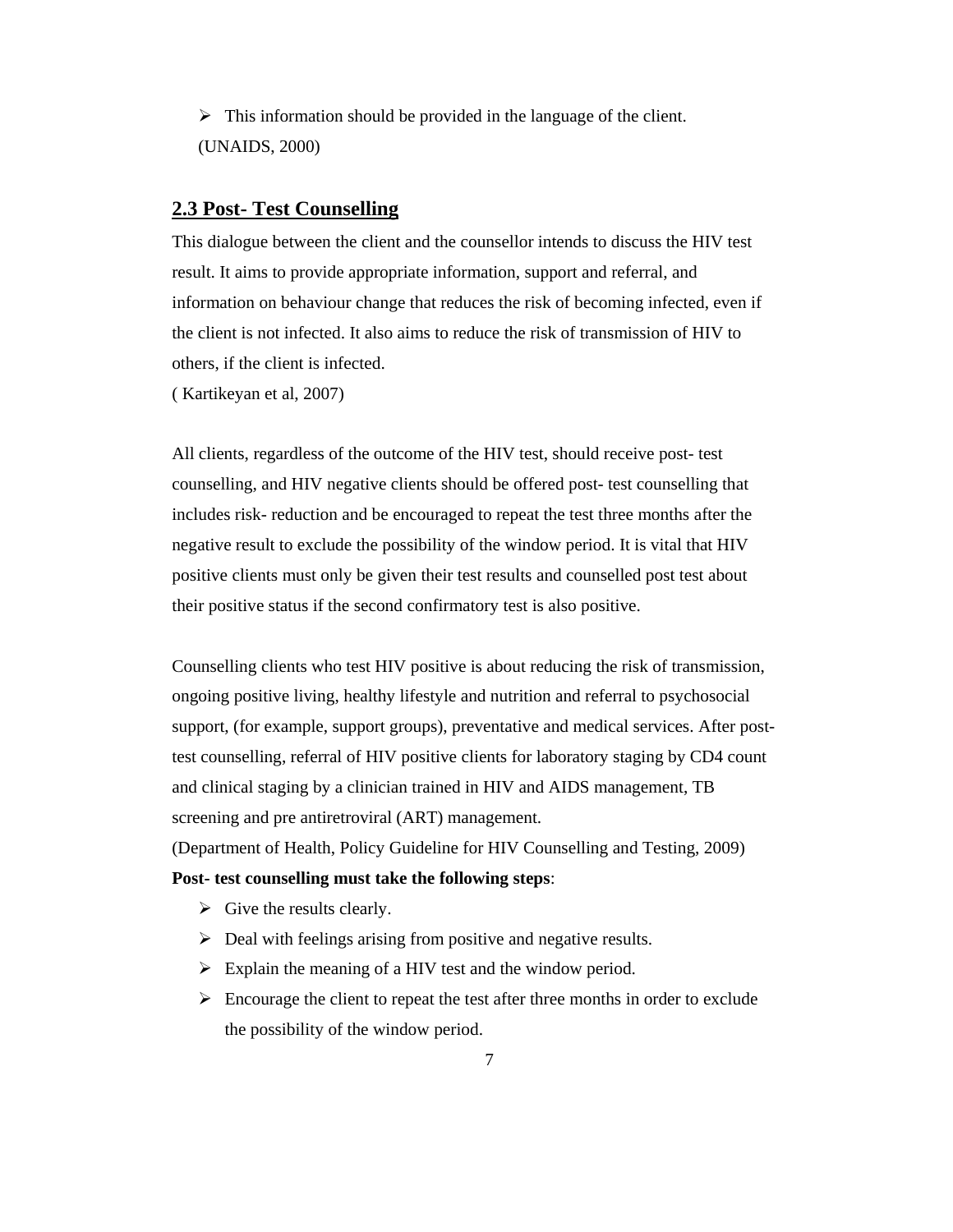- This information should be provided in the language of the client.

(UNAIDS, 2000)

## 2.3 Post- Test Counselling

This dialogue between the client and the counsellor intends to discuss the HIV test result. It aims to provide appropriate information, support and referral, and information on behaviour change that reduces the risk of becoming infected, even if the client is not infected. It also aims to reduce the risk of transmission of HIV to others, if the client is infected.

( Kartikeyan et al, 2007)

All clients, regardless of the outcome of the HIV test, should receive post- test counselling, and HIV negative clients should be offered post- test counselling that includes risk- reduction and be encouraged to repeat the test three months after the negative result to exclude the possibility of the window period. It is vital that HIV positive clients must only be given their test results and counselled post test about their positive status if the second confirmatory test is also positive.

Counselling clients who test HIV positive is about reducing the risk of transmission, ongoing positive living, healthy lifestyle and nutrition and referral to psychosocial support, (for example, support groups), preventative and medical services. After post-test counselling, referral of HIV positive clients for laboratory staging by CD4 count and clinical staging by a clinician trained in HIV and AIDS management, TB screening and pre antiretroviral (ART) management.

(Department of Health, Policy Guideline for HIV Counselling and Testing, 2009)

**Post- test counselling must take the following steps**:

- Give the results clearly.
- Deal with feelings arising from positive and negative results.
- Explain the meaning of a HIV test and the window period.
- Encourage the client to repeat the test after three months in order to exclude the possibility of the window period.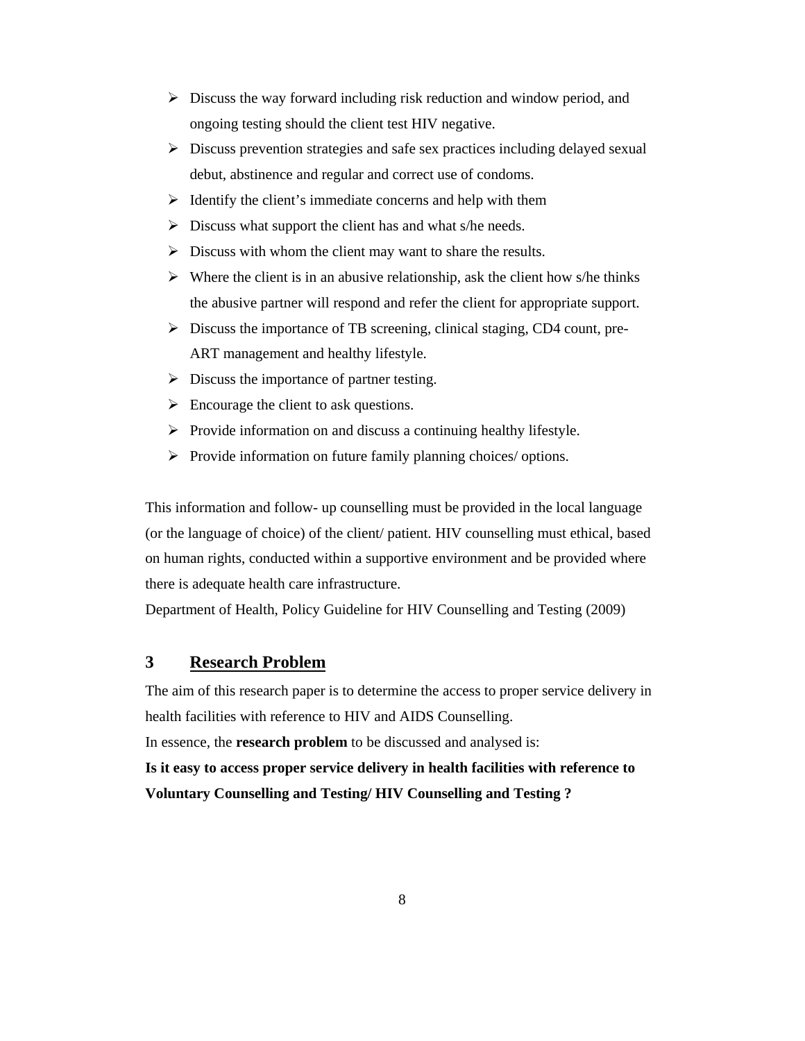- Discuss the way forward including risk reduction and window period, and ongoing testing should the client test HIV negative.
- Discuss prevention strategies and safe sex practices including delayed sexual debut, abstinence and regular and correct use of condoms.
- Identify the client's immediate concerns and help with them
- Discuss what support the client has and what s/he needs.
- Discuss with whom the client may want to share the results.
- Where the client is in an abusive relationship, ask the client how s/he thinks the abusive partner will respond and refer the client for appropriate support.
- Discuss the importance of TB screening, clinical staging, CD4 count, pre-ART management and healthy lifestyle.
- Discuss the importance of partner testing.
- Encourage the client to ask questions.
- Provide information on and discuss a continuing healthy lifestyle.
- Provide information on future family planning choices/ options.

This information and follow- up counselling must be provided in the local language (or the language of choice) of the client/ patient. HIV counselling must ethical, based on human rights, conducted within a supportive environment and be provided where there is adequate health care infrastructure.

Department of Health, Policy Guideline for HIV Counselling and Testing (2009)

## 3 Research Problem

The aim of this research paper is to determine the access to proper service delivery in health facilities with reference to HIV and AIDS Counselling.

In essence, the **research problem** to be discussed and analysed is:

**Is it easy to access proper service delivery in health facilities with reference to Voluntary Counselling and Testing/ HIV Counselling and Testing ?**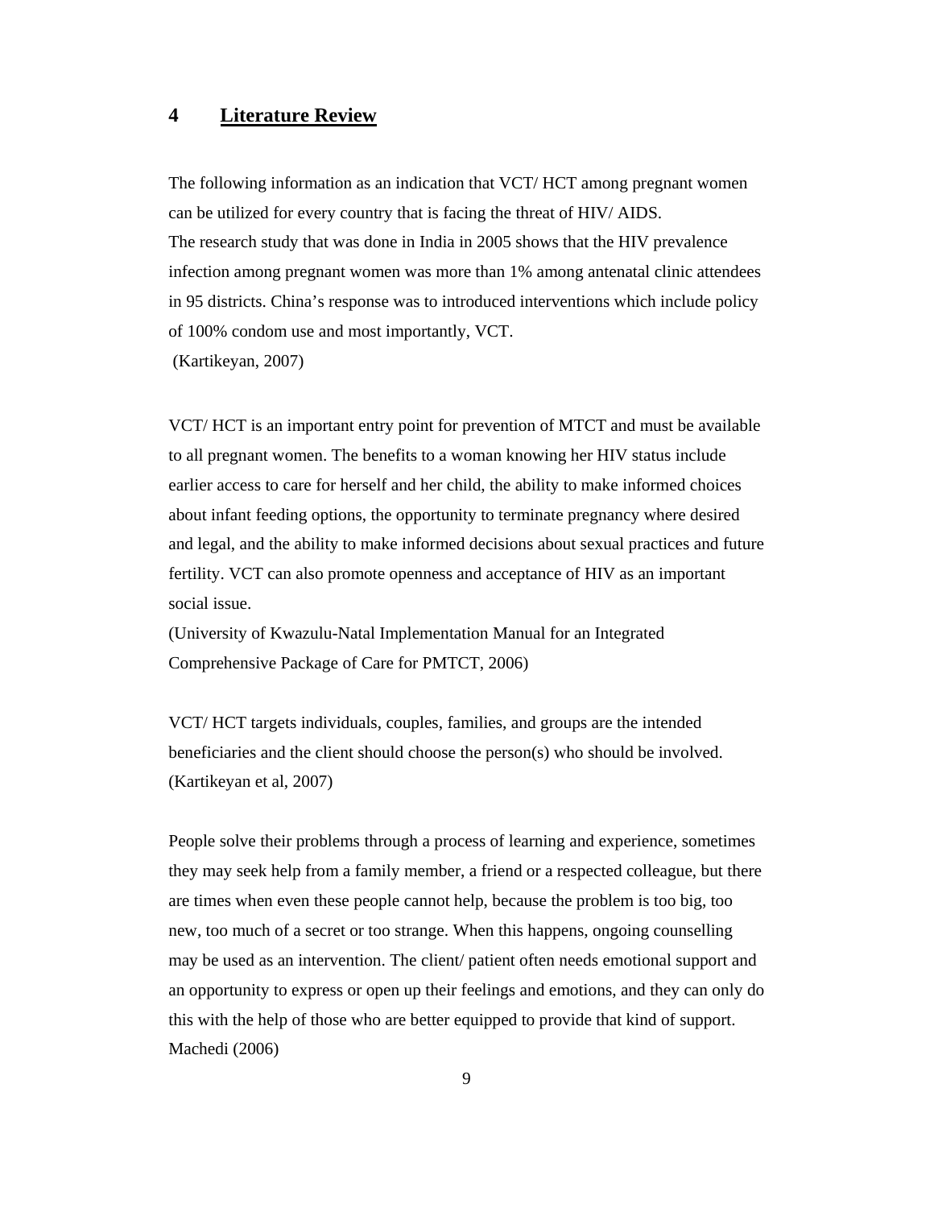# 4 Literature Review

The following information as an indication that VCT/ HCT among pregnant women can be utilized for every country that is facing the threat of HIV/ AIDS.
The research study that was done in India in 2005 shows that the HIV prevalence infection among pregnant women was more than 1% among antenatal clinic attendees in 95 districts. China's response was to introduced interventions which include policy of 100% condom use and most importantly, VCT.
(Kartikeyan, 2007)

VCT/ HCT is an important entry point for prevention of MTCT and must be available to all pregnant women. The benefits to a woman knowing her HIV status include earlier access to care for herself and her child, the ability to make informed choices about infant feeding options, the opportunity to terminate pregnancy where desired and legal, and the ability to make informed decisions about sexual practices and future fertility. VCT can also promote openness and acceptance of HIV as an important social issue.
(University of Kwazulu-Natal Implementation Manual for an Integrated Comprehensive Package of Care for PMTCT, 2006)

VCT/ HCT targets individuals, couples, families, and groups are the intended beneficiaries and the client should choose the person(s) who should be involved.
(Kartikeyan et al, 2007)

People solve their problems through a process of learning and experience, sometimes they may seek help from a family member, a friend or a respected colleague, but there are times when even these people cannot help, because the problem is too big, too new, too much of a secret or too strange. When this happens, ongoing counselling may be used as an intervention. The client/ patient often needs emotional support and an opportunity to express or open up their feelings and emotions, and they can only do this with the help of those who are better equipped to provide that kind of support.
Machedi (2006)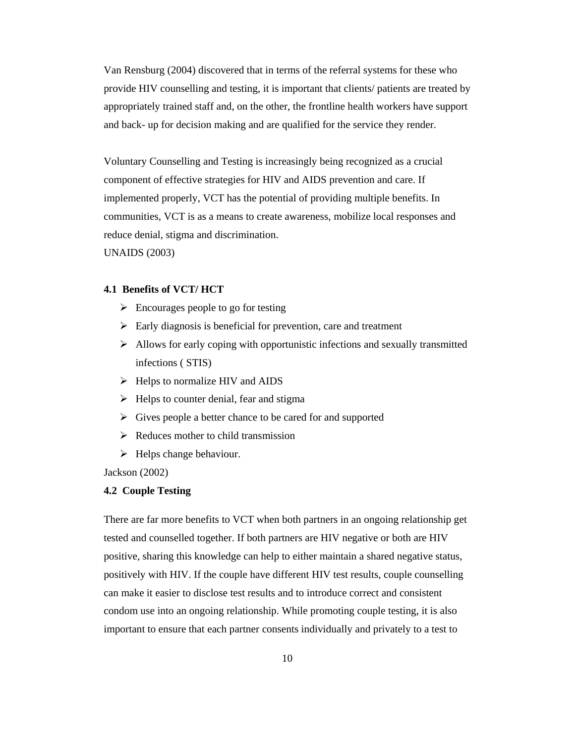Van Rensburg (2004) discovered that in terms of the referral systems for these who provide HIV counselling and testing, it is important that clients/ patients are treated by appropriately trained staff and, on the other, the frontline health workers have support and back- up for decision making and are qualified for the service they render.

Voluntary Counselling and Testing is increasingly being recognized as a crucial component of effective strategies for HIV and AIDS prevention and care. If implemented properly, VCT has the potential of providing multiple benefits. In communities, VCT is as a means to create awareness, mobilize local responses and reduce denial, stigma and discrimination.
UNAIDS (2003)

### 4.1 Benefits of VCT/ HCT

- Encourages people to go for testing
- Early diagnosis is beneficial for prevention, care and treatment
- Allows for early coping with opportunistic infections and sexually transmitted infections ( STIS)
- Helps to normalize HIV and AIDS
- Helps to counter denial, fear and stigma
- Gives people a better chance to be cared for and supported
- Reduces mother to child transmission
- Helps change behaviour.

Jackson (2002)

### 4.2 Couple Testing

There are far more benefits to VCT when both partners in an ongoing relationship get tested and counselled together. If both partners are HIV negative or both are HIV positive, sharing this knowledge can help to either maintain a shared negative status, positively with HIV. If the couple have different HIV test results, couple counselling can make it easier to disclose test results and to introduce correct and consistent condom use into an ongoing relationship. While promoting couple testing, it is also important to ensure that each partner consents individually and privately to a test to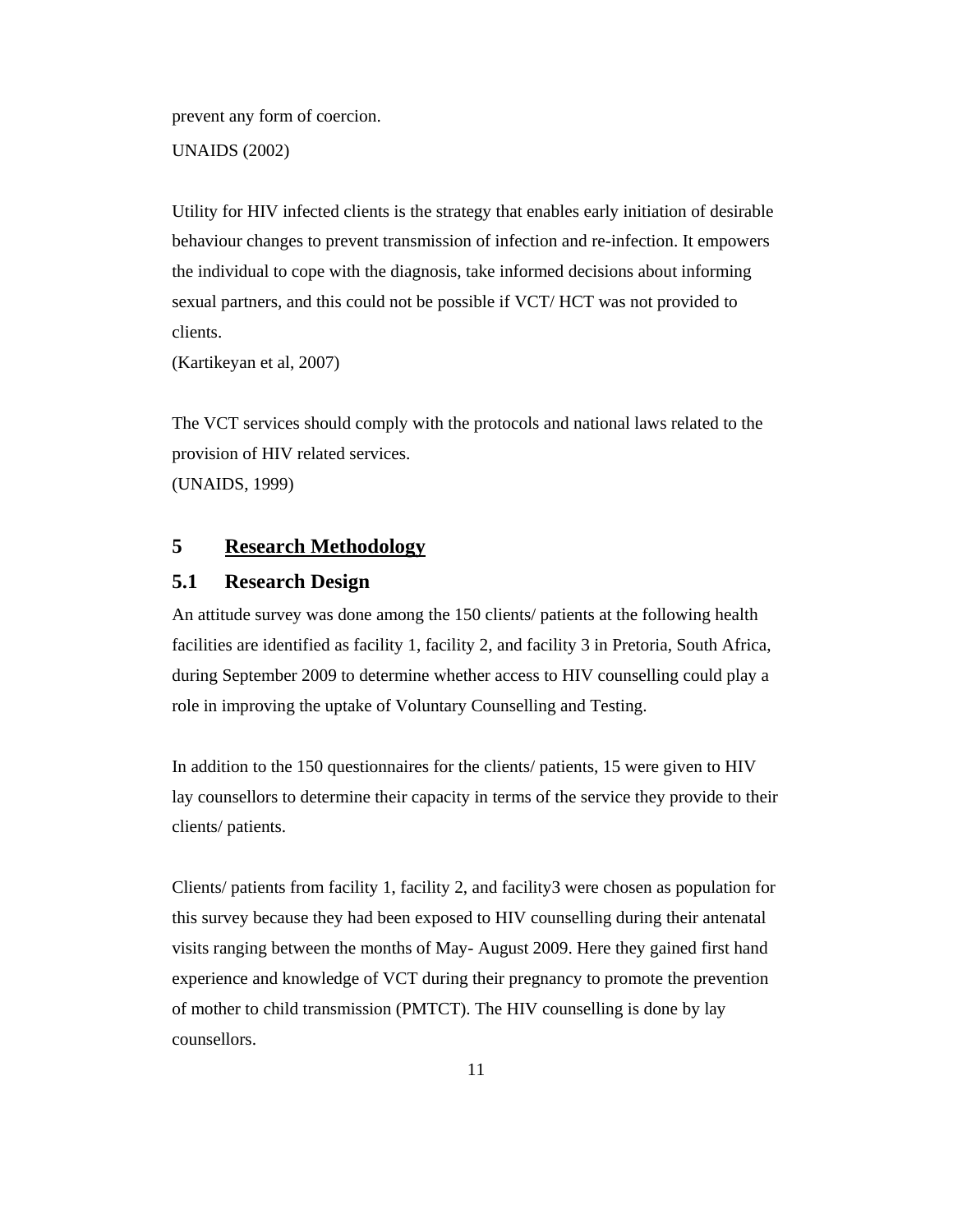prevent any form of coercion.

UNAIDS (2002)

Utility for HIV infected clients is the strategy that enables early initiation of desirable behaviour changes to prevent transmission of infection and re-infection. It empowers the individual to cope with the diagnosis, take informed decisions about informing sexual partners, and this could not be possible if VCT/ HCT was not provided to clients.
(Kartikeyan et al, 2007)

The VCT services should comply with the protocols and national laws related to the provision of HIV related services.
(UNAIDS, 1999)

## 5 Research Methodology

### 5.1 Research Design

An attitude survey was done among the 150 clients/ patients at the following health facilities are identified as facility 1, facility 2, and facility 3 in Pretoria, South Africa, during September 2009 to determine whether access to HIV counselling could play a role in improving the uptake of Voluntary Counselling and Testing.

In addition to the 150 questionnaires for the clients/ patients, 15 were given to HIV lay counsellors to determine their capacity in terms of the service they provide to their clients/ patients.

Clients/ patients from facility 1, facility 2, and facility3 were chosen as population for this survey because they had been exposed to HIV counselling during their antenatal visits ranging between the months of May- August 2009. Here they gained first hand experience and knowledge of VCT during their pregnancy to promote the prevention of mother to child transmission (PMTCT). The HIV counselling is done by lay counsellors.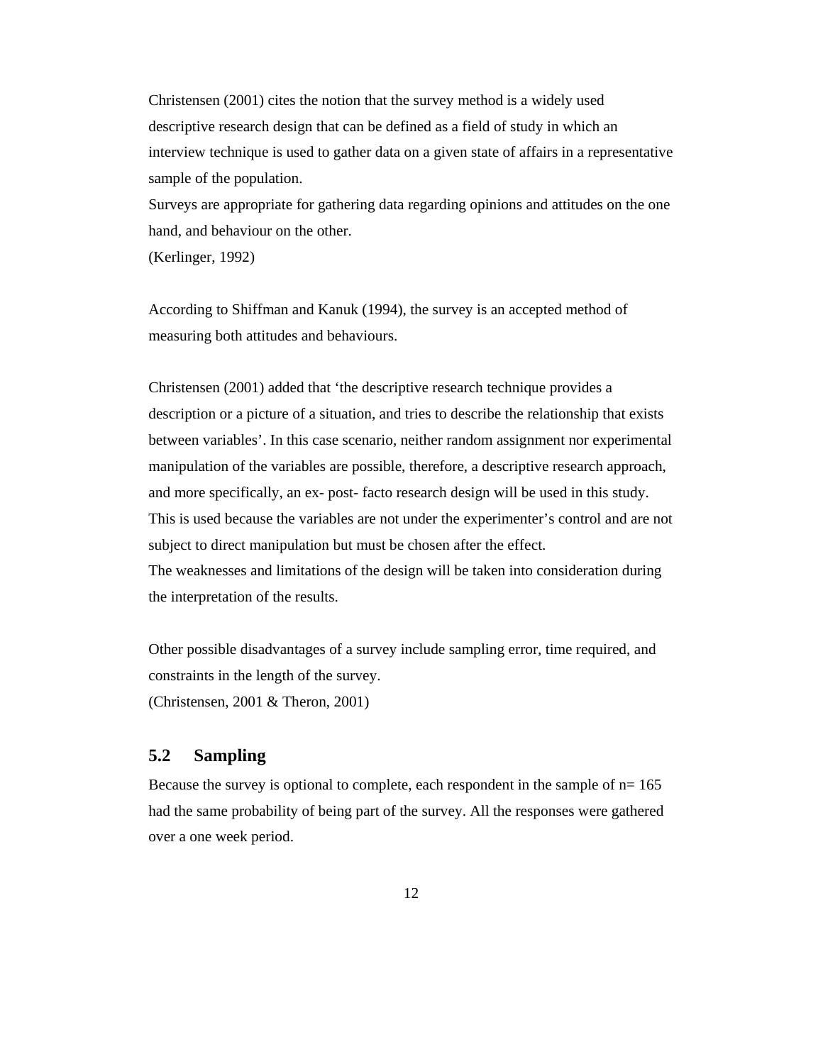Christensen (2001) cites the notion that the survey method is a widely used descriptive research design that can be defined as a field of study in which an interview technique is used to gather data on a given state of affairs in a representative sample of the population.

Surveys are appropriate for gathering data regarding opinions and attitudes on the one hand, and behaviour on the other.

(Kerlinger, 1992)

According to Shiffman and Kanuk (1994), the survey is an accepted method of measuring both attitudes and behaviours.

Christensen (2001) added that 'the descriptive research technique provides a description or a picture of a situation, and tries to describe the relationship that exists between variables'. In this case scenario, neither random assignment nor experimental manipulation of the variables are possible, therefore, a descriptive research approach, and more specifically, an ex- post- facto research design will be used in this study. This is used because the variables are not under the experimenter's control and are not subject to direct manipulation but must be chosen after the effect.

The weaknesses and limitations of the design will be taken into consideration during the interpretation of the results.

Other possible disadvantages of a survey include sampling error, time required, and constraints in the length of the survey.

(Christensen, 2001 & Theron, 2001)

## 5.2 Sampling

Because the survey is optional to complete, each respondent in the sample of n= 165 had the same probability of being part of the survey. All the responses were gathered over a one week period.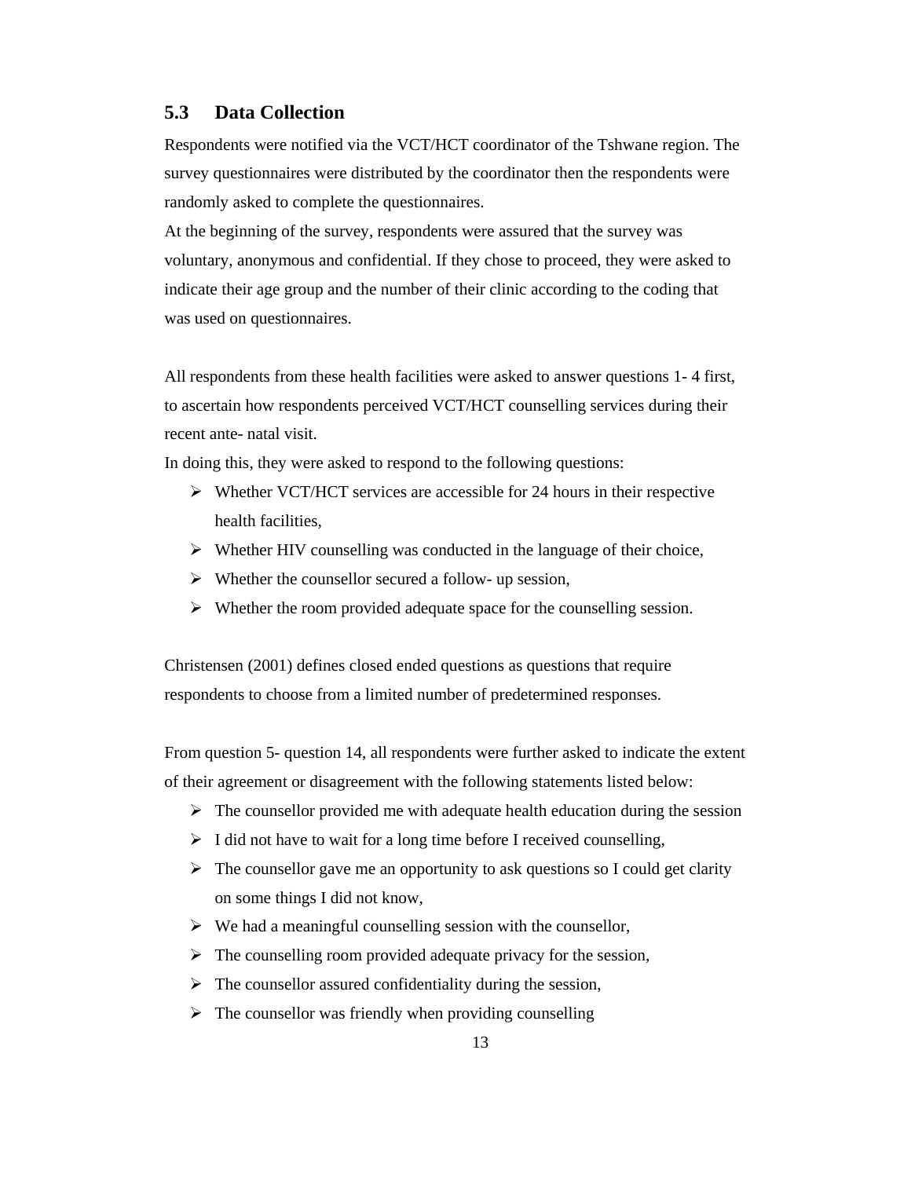## 5.3 Data Collection

Respondents were notified via the VCT/HCT coordinator of the Tshwane region. The survey questionnaires were distributed by the coordinator then the respondents were randomly asked to complete the questionnaires.
At the beginning of the survey, respondents were assured that the survey was voluntary, anonymous and confidential. If they chose to proceed, they were asked to indicate their age group and the number of their clinic according to the coding that was used on questionnaires.

All respondents from these health facilities were asked to answer questions 1- 4 first, to ascertain how respondents perceived VCT/HCT counselling services during their recent ante- natal visit.
In doing this, they were asked to respond to the following questions:

- Whether VCT/HCT services are accessible for 24 hours in their respective health facilities,
- Whether HIV counselling was conducted in the language of their choice,
- Whether the counsellor secured a follow- up session,
- Whether the room provided adequate space for the counselling session.

Christensen (2001) defines closed ended questions as questions that require respondents to choose from a limited number of predetermined responses.

From question 5- question 14, all respondents were further asked to indicate the extent of their agreement or disagreement with the following statements listed below:

- The counsellor provided me with adequate health education during the session
- I did not have to wait for a long time before I received counselling,
- The counsellor gave me an opportunity to ask questions so I could get clarity on some things I did not know,
- We had a meaningful counselling session with the counsellor,
- The counselling room provided adequate privacy for the session,
- The counsellor assured confidentiality during the session,
- The counsellor was friendly when providing counselling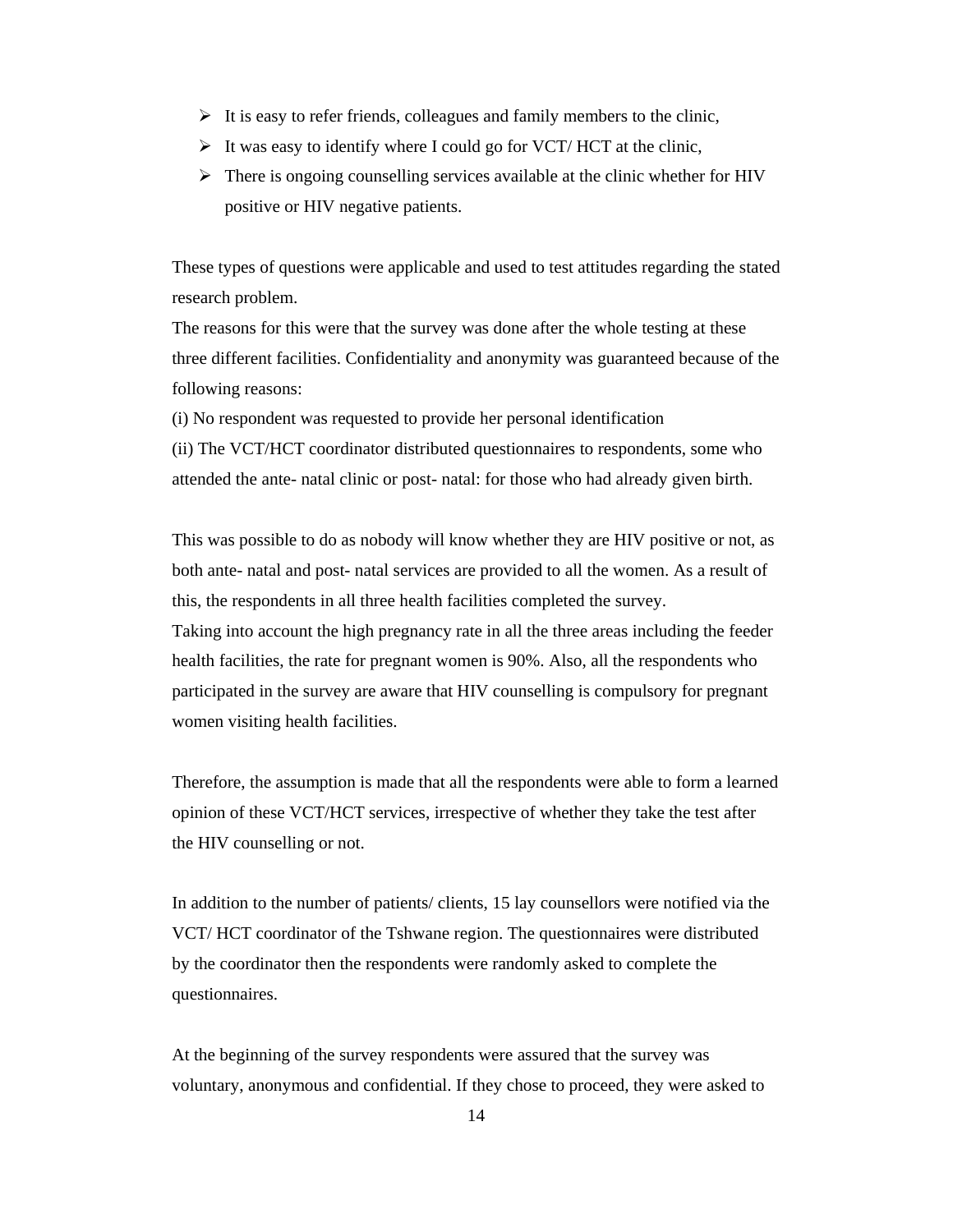- It is easy to refer friends, colleagues and family members to the clinic,
- It was easy to identify where I could go for VCT/ HCT at the clinic,
- There is ongoing counselling services available at the clinic whether for HIV positive or HIV negative patients.

These types of questions were applicable and used to test attitudes regarding the stated research problem.
The reasons for this were that the survey was done after the whole testing at these three different facilities. Confidentiality and anonymity was guaranteed because of the following reasons:
(i) No respondent was requested to provide her personal identification
(ii) The VCT/HCT coordinator distributed questionnaires to respondents, some who attended the ante- natal clinic or post- natal: for those who had already given birth.

This was possible to do as nobody will know whether they are HIV positive or not, as both ante- natal and post- natal services are provided to all the women. As a result of this, the respondents in all three health facilities completed the survey.
Taking into account the high pregnancy rate in all the three areas including the feeder health facilities, the rate for pregnant women is 90%. Also, all the respondents who participated in the survey are aware that HIV counselling is compulsory for pregnant women visiting health facilities.

Therefore, the assumption is made that all the respondents were able to form a learned opinion of these VCT/HCT services, irrespective of whether they take the test after the HIV counselling or not.

In addition to the number of patients/ clients, 15 lay counsellors were notified via the VCT/ HCT coordinator of the Tshwane region. The questionnaires were distributed by the coordinator then the respondents were randomly asked to complete the questionnaires.

At the beginning of the survey respondents were assured that the survey was voluntary, anonymous and confidential. If they chose to proceed, they were asked to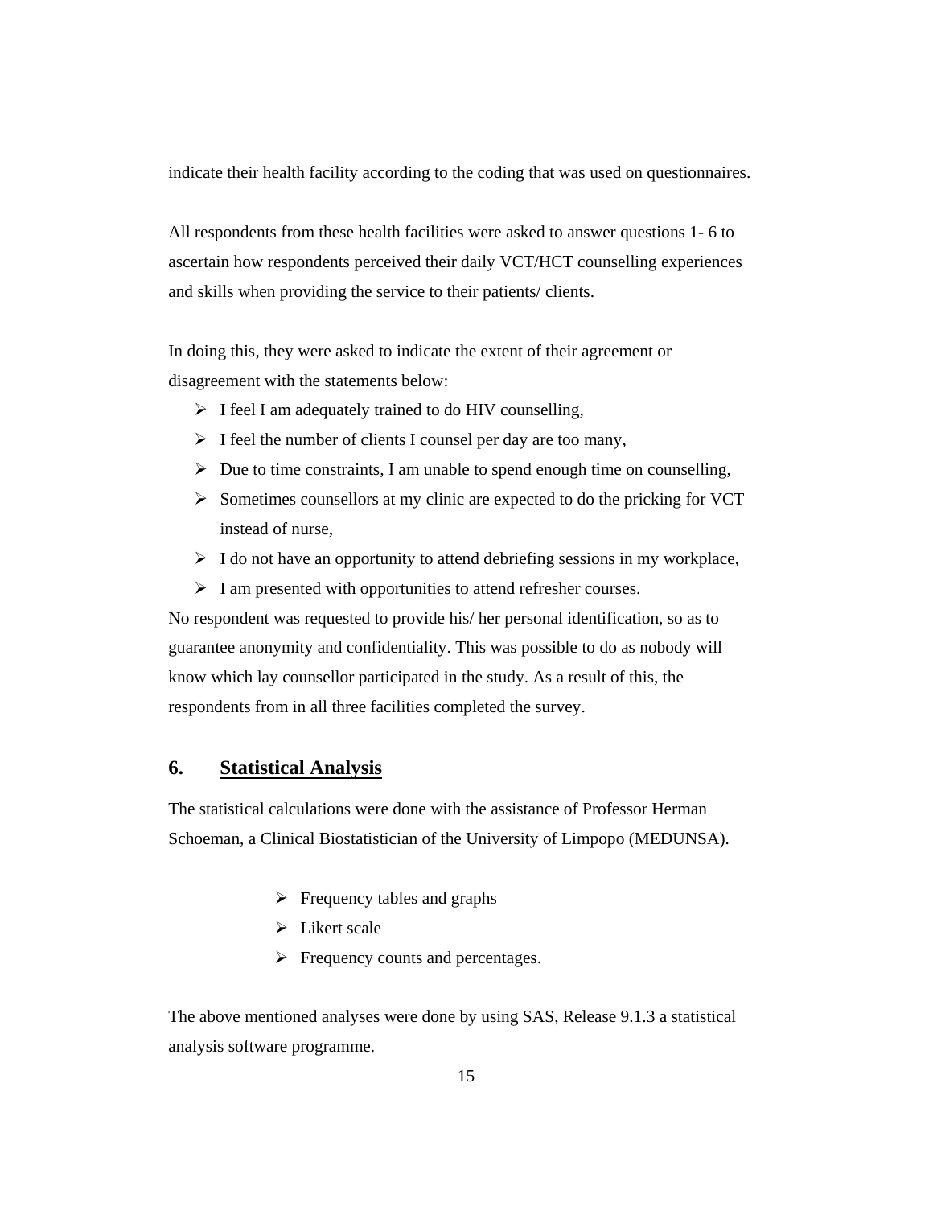indicate their health facility according to the coding that was used on questionnaires.

All respondents from these health facilities were asked to answer questions 1- 6 to ascertain how respondents perceived their daily VCT/HCT counselling experiences and skills when providing the service to their patients/ clients.

In doing this, they were asked to indicate the extent of their agreement or disagreement with the statements below:

- I feel I am adequately trained to do HIV counselling,
- I feel the number of clients I counsel per day are too many,
- Due to time constraints, I am unable to spend enough time on counselling,
- Sometimes counsellors at my clinic are expected to do the pricking for VCT instead of nurse,
- I do not have an opportunity to attend debriefing sessions in my workplace,
- I am presented with opportunities to attend refresher courses.

No respondent was requested to provide his/ her personal identification, so as to guarantee anonymity and confidentiality. This was possible to do as nobody will know which lay counsellor participated in the study. As a result of this, the respondents from in all three facilities completed the survey.

## 6. <u>Statistical Analysis</u>

The statistical calculations were done with the assistance of Professor Herman Schoeman, a Clinical Biostatistician of the University of Limpopo (MEDUNSA).

- Frequency tables and graphs
- Likert scale
- Frequency counts and percentages.

The above mentioned analyses were done by using SAS, Release 9.1.3 a statistical analysis software programme.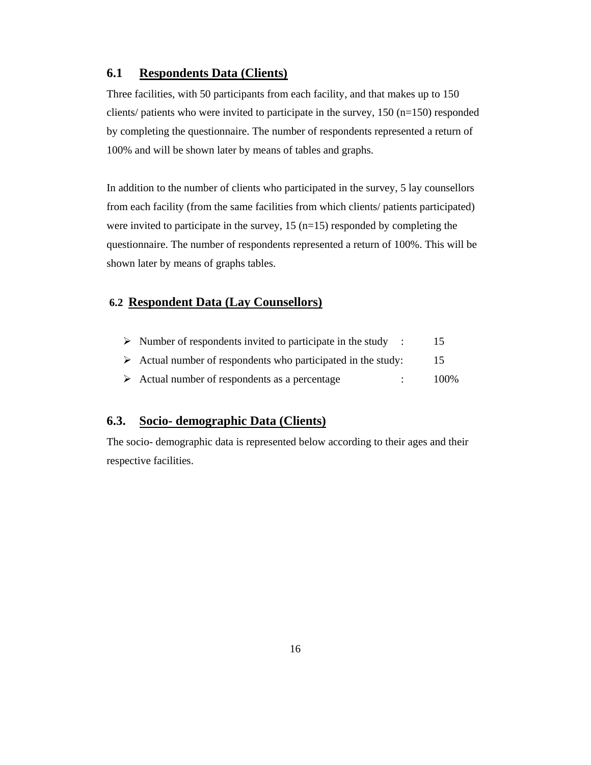## 6.1 Respondents Data (Clients)

Three facilities, with 50 participants from each facility, and that makes up to 150 clients/ patients who were invited to participate in the survey, 150 (n=150) responded by completing the questionnaire. The number of respondents represented a return of 100% and will be shown later by means of tables and graphs.

In addition to the number of clients who participated in the survey, 5 lay counsellors from each facility (from the same facilities from which clients/ patients participated) were invited to participate in the survey, 15 (n=15) responded by completing the questionnaire. The number of respondents represented a return of 100%. This will be shown later by means of graphs tables.

## 6.2 Respondent Data (Lay Counsellors)

- Number of respondents invited to participate in the study : 15
- Actual number of respondents who participated in the study: 15
- Actual number of respondents as a percentage : 100%

## 6.3. Socio- demographic Data (Clients)

The socio- demographic data is represented below according to their ages and their respective facilities.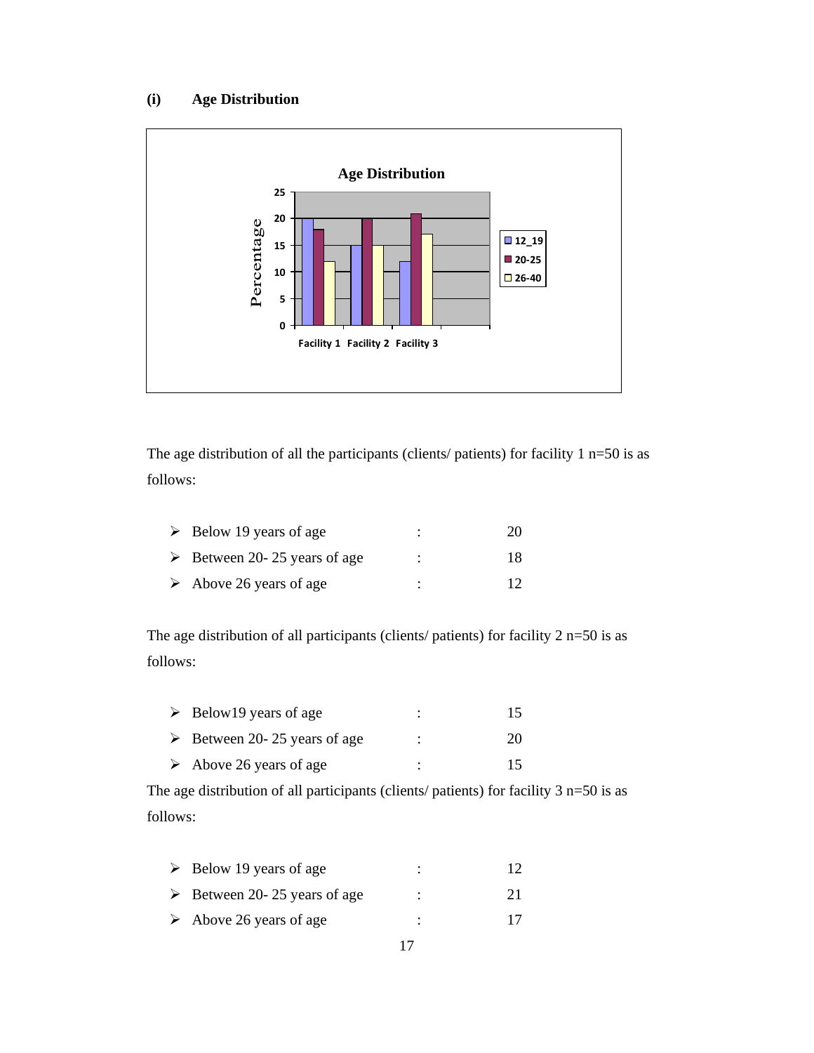**(i) Age Distribution**

The age distribution of all the participants (clients/ patients) for facility 1 n=50 is as follows:

- Below 19 years of age : 20
- Between 20- 25 years of age : 18
- Above 26 years of age : 12

The age distribution of all participants (clients/ patients) for facility 2 n=50 is as follows:

- Below19 years of age : 15
- Between 20- 25 years of age : 20
- Above 26 years of age : 15

The age distribution of all participants (clients/ patients) for facility 3 n=50 is as follows:

- Below 19 years of age : 12
- Between 20- 25 years of age : 21
- Above 26 years of age : 17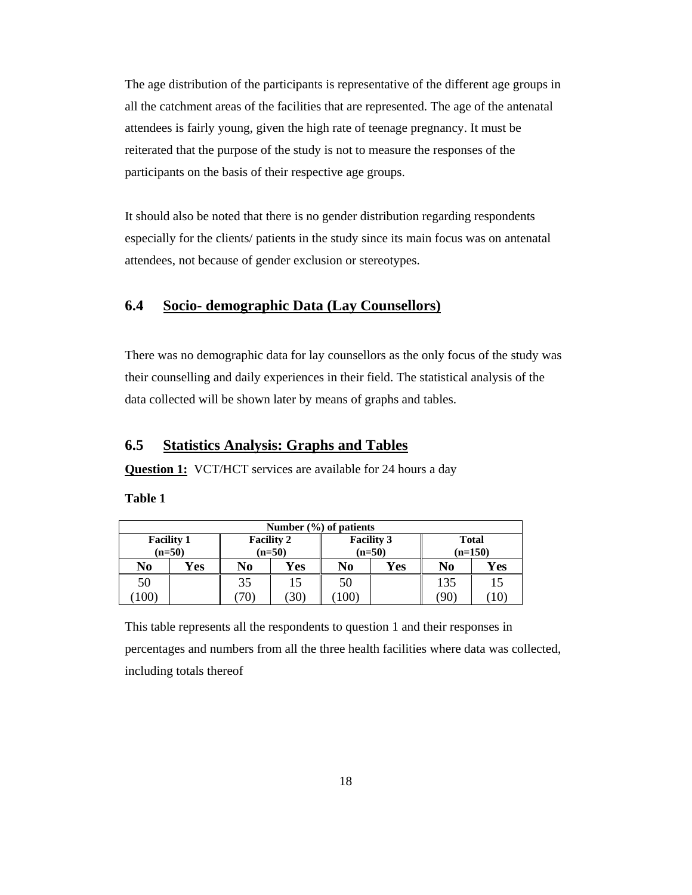The age distribution of the participants is representative of the different age groups in all the catchment areas of the facilities that are represented. The age of the antenatal attendees is fairly young, given the high rate of teenage pregnancy. It must be reiterated that the purpose of the study is not to measure the responses of the participants on the basis of their respective age groups.

It should also be noted that there is no gender distribution regarding respondents especially for the clients/ patients in the study since its main focus was on antenatal attendees, not because of gender exclusion or stereotypes.

## 6.4 Socio- demographic Data (Lay Counsellors)

There was no demographic data for lay counsellors as the only focus of the study was their counselling and daily experiences in their field. The statistical analysis of the data collected will be shown later by means of graphs and tables.

## 6.5 Statistics Analysis: Graphs and Tables

**Question 1:** VCT/HCT services are available for 24 hours a day

**Table 1**

| Number (%) of patients | | | | | | | |
|---|---|---|---|---|---|---|---|
| Facility 1 (n=50) | | Facility 2 (n=50) | | Facility 3 (n=50) | | Total (n=150) | |
| No | Yes | No | Yes | No | Yes | No | Yes |
| 50 (100) | | 35 (70) | 15 (30) | 50 (100) | | 135 (90) | 15 (10) |

This table represents all the respondents to question 1 and their responses in percentages and numbers from all the three health facilities where data was collected, including totals thereof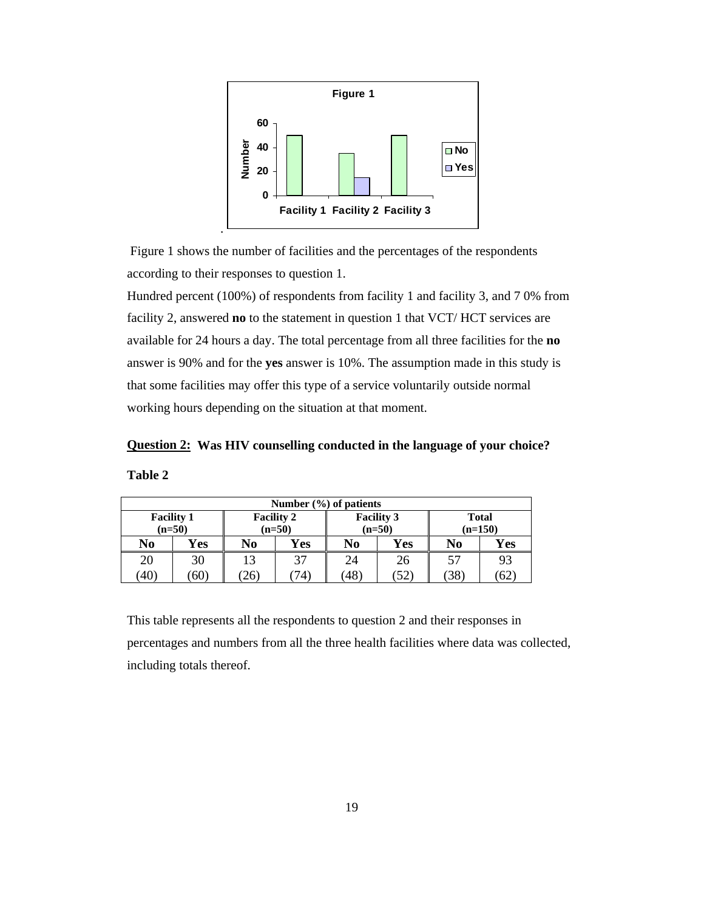Figure 1 shows the number of facilities and the percentages of the respondents according to their responses to question 1.

Hundred percent (100%) of respondents from facility 1 and facility 3, and 7 0% from facility 2, answered **no** to the statement in question 1 that VCT/ HCT services are available for 24 hours a day. The total percentage from all three facilities for the **no** answer is 90% and for the **yes** answer is 10%. The assumption made in this study is that some facilities may offer this type of a service voluntarily outside normal working hours depending on the situation at that moment.

**Question 2: Was HIV counselling conducted in the language of your choice?**

**Table 2**

| Number (%) of patients | | | | | | | |
|---|---|---|---|---|---|---|---|
| Facility 1 (n=50) | | Facility 2 (n=50) | | Facility 3 (n=50) | | Total (n=150) | |
| No | Yes | No | Yes | No | Yes | No | Yes |
| 20 (40) | 30 (60) | 13 (26) | 37 (74) | 24 (48) | 26 (52) | 57 (38) | 93 (62) |

This table represents all the respondents to question 2 and their responses in percentages and numbers from all the three health facilities where data was collected, including totals thereof.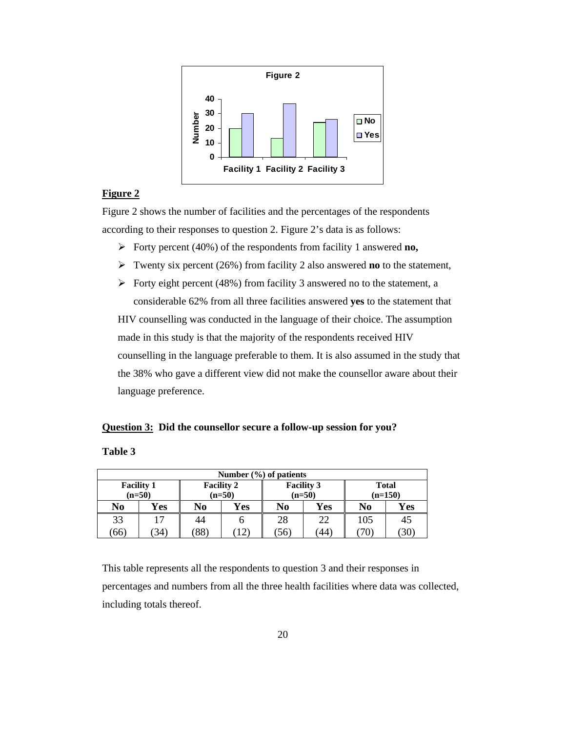**Figure 2**

Figure 2 shows the number of facilities and the percentages of the respondents according to their responses to question 2. Figure 2's data is as follows:

- Forty percent (40%) of the respondents from facility 1 answered **no,**
- Twenty six percent (26%) from facility 2 also answered **no** to the statement,
- Forty eight percent (48%) from facility 3 answered no to the statement, a considerable 62% from all three facilities answered **yes** to the statement that

HIV counselling was conducted in the language of their choice. The assumption made in this study is that the majority of the respondents received HIV counselling in the language preferable to them. It is also assumed in the study that the 38% who gave a different view did not make the counsellor aware about their language preference.

**Question 3: Did the counsellor secure a follow-up session for you?**

**Table 3**

| Number (%) of patients | | | | | | | |
|---|---|---|---|---|---|---|---|
| Facility 1 (n=50) | | Facility 2 (n=50) | | Facility 3 (n=50) | | Total (n=150) | |
| No | Yes | No | Yes | No | Yes | No | Yes |
| 33 (66) | 17 (34) | 44 (88) | 6 (12) | 28 (56) | 22 (44) | 105 (70) | 45 (30) |

This table represents all the respondents to question 3 and their responses in percentages and numbers from all the three health facilities where data was collected, including totals thereof.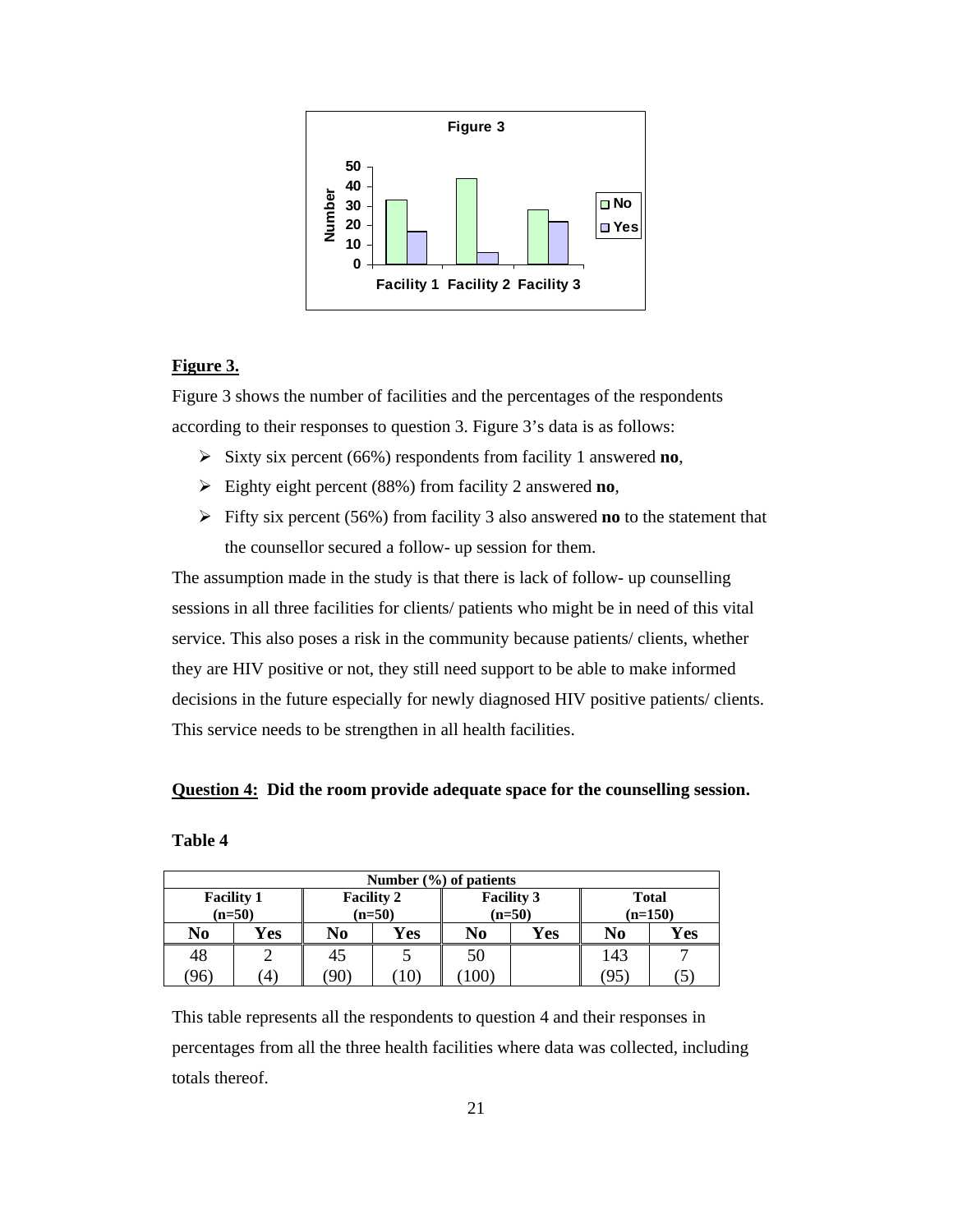**Figure 3**

| | No | Yes |
|---|---|---|
| Facility 1 | 33 | 17 |
| Facility 2 | 44 | 6 |
| Facility 3 | 28 | 22 |

**Figure 3.**

Figure 3 shows the number of facilities and the percentages of the respondents according to their responses to question 3. Figure 3's data is as follows:

- Sixty six percent (66%) respondents from facility 1 answered **no**,
- Eighty eight percent (88%) from facility 2 answered **no**,
- Fifty six percent (56%) from facility 3 also answered **no** to the statement that the counsellor secured a follow- up session for them.

The assumption made in the study is that there is lack of follow- up counselling sessions in all three facilities for clients/ patients who might be in need of this vital service. This also poses a risk in the community because patients/ clients, whether they are HIV positive or not, they still need support to be able to make informed decisions in the future especially for newly diagnosed HIV positive patients/ clients. This service needs to be strengthen in all health facilities.

**Question 4: Did the room provide adequate space for the counselling session.**

**Table 4**

| Number (%) of patients | | | | | | | |
|---|---|---|---|---|---|---|---|
| **Facility 1 (n=50)** | | **Facility 2 (n=50)** | | **Facility 3 (n=50)** | | **Total (n=150)** | |
| **No** | **Yes** | **No** | **Yes** | **No** | **Yes** | **No** | **Yes** |
| 48 (96) | 2 (4) | 45 (90) | 5 (10) | 50 (100) | | 143 (95) | 7 (5) |

This table represents all the respondents to question 4 and their responses in percentages from all the three health facilities where data was collected, including totals thereof.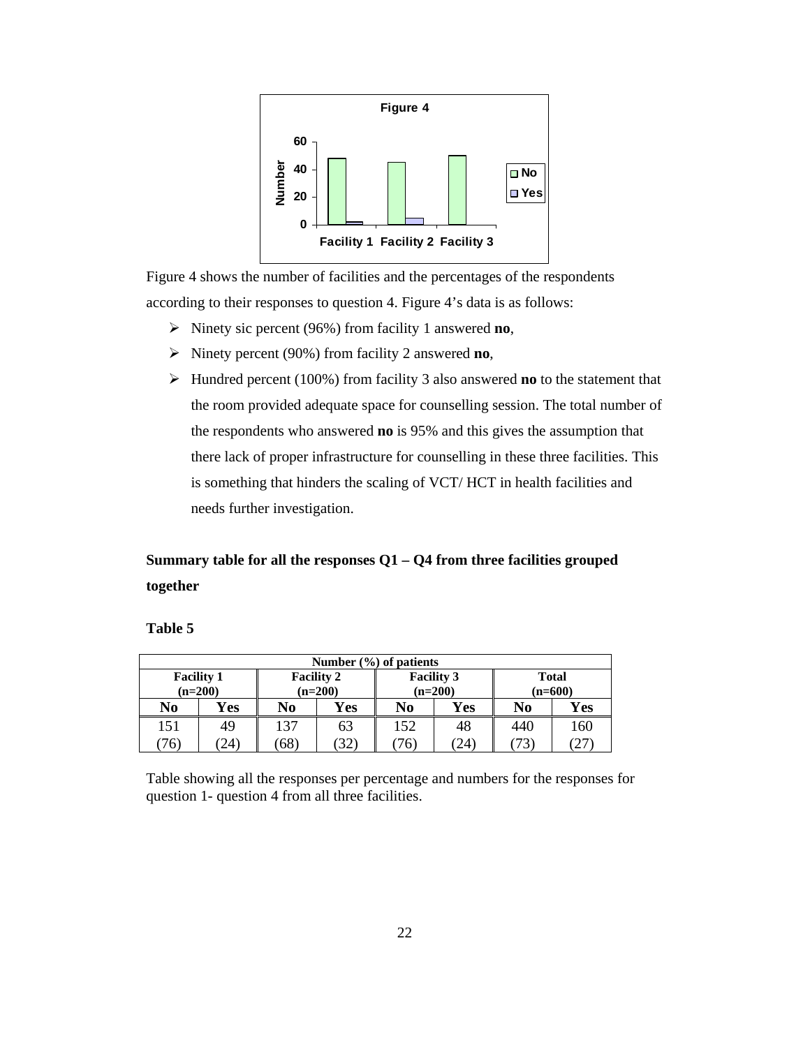Figure 4 shows the number of facilities and the percentages of the respondents according to their responses to question 4. Figure 4's data is as follows:

- Ninety sic percent (96%) from facility 1 answered **no**,
- Ninety percent (90%) from facility 2 answered **no**,
- Hundred percent (100%) from facility 3 also answered **no** to the statement that the room provided adequate space for counselling session. The total number of the respondents who answered **no** is 95% and this gives the assumption that there lack of proper infrastructure for counselling in these three facilities. This is something that hinders the scaling of VCT/ HCT in health facilities and needs further investigation.

**Summary table for all the responses Q1 – Q4 from three facilities grouped together**

**Table 5**

| Number (%) of patients | | | | | | | |
|---|---|---|---|---|---|---|---|
| Facility 1 (n=200) | | Facility 2 (n=200) | | Facility 3 (n=200) | | Total (n=600) | |
| No | Yes | No | Yes | No | Yes | No | Yes |
| 151 (76) | 49 (24) | 137 (68) | 63 (32) | 152 (76) | 48 (24) | 440 (73) | 160 (27) |

Table showing all the responses per percentage and numbers for the responses for question 1- question 4 from all three facilities.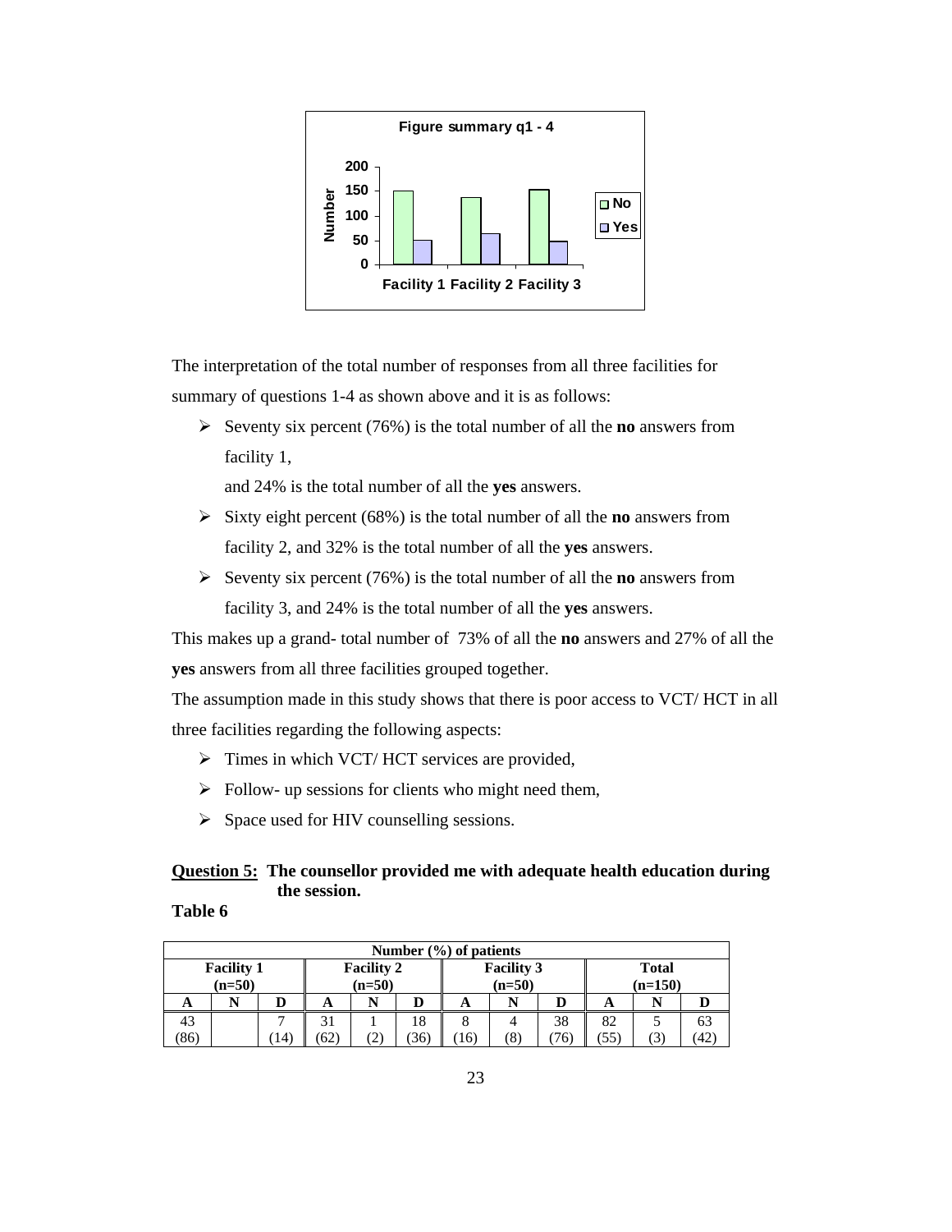The interpretation of the total number of responses from all three facilities for summary of questions 1-4 as shown above and it is as follows:

- Seventy six percent (76%) is the total number of all the **no** answers from facility 1,

  and 24% is the total number of all the **yes** answers.
- Sixty eight percent (68%) is the total number of all the **no** answers from facility 2, and 32% is the total number of all the **yes** answers.
- Seventy six percent (76%) is the total number of all the **no** answers from facility 3, and 24% is the total number of all the **yes** answers.

This makes up a grand- total number of 73% of all the **no** answers and 27% of all the **yes** answers from all three facilities grouped together.

The assumption made in this study shows that there is poor access to VCT/ HCT in all three facilities regarding the following aspects:

- Times in which VCT/ HCT services are provided,
- Follow- up sessions for clients who might need them,
- Space used for HIV counselling sessions.

**Question 5: The counsellor provided me with adequate health education during the session.**

**Table 6**

| Number (%) of patients | | | | | | | | | | | |
|---|---|---|---|---|---|---|---|---|---|---|---|
| Facility 1 (n=50) | | | Facility 2 (n=50) | | | Facility 3 (n=50) | | | Total (n=150) | | |
| A | N | D | A | N | D | A | N | D | A | N | D |
| 43 (86) | | 7 (14) | 31 (62) | 1 (2) | 18 (36) | 8 (16) | 4 (8) | 38 (76) | 82 (55) | 5 (3) | 63 (42) |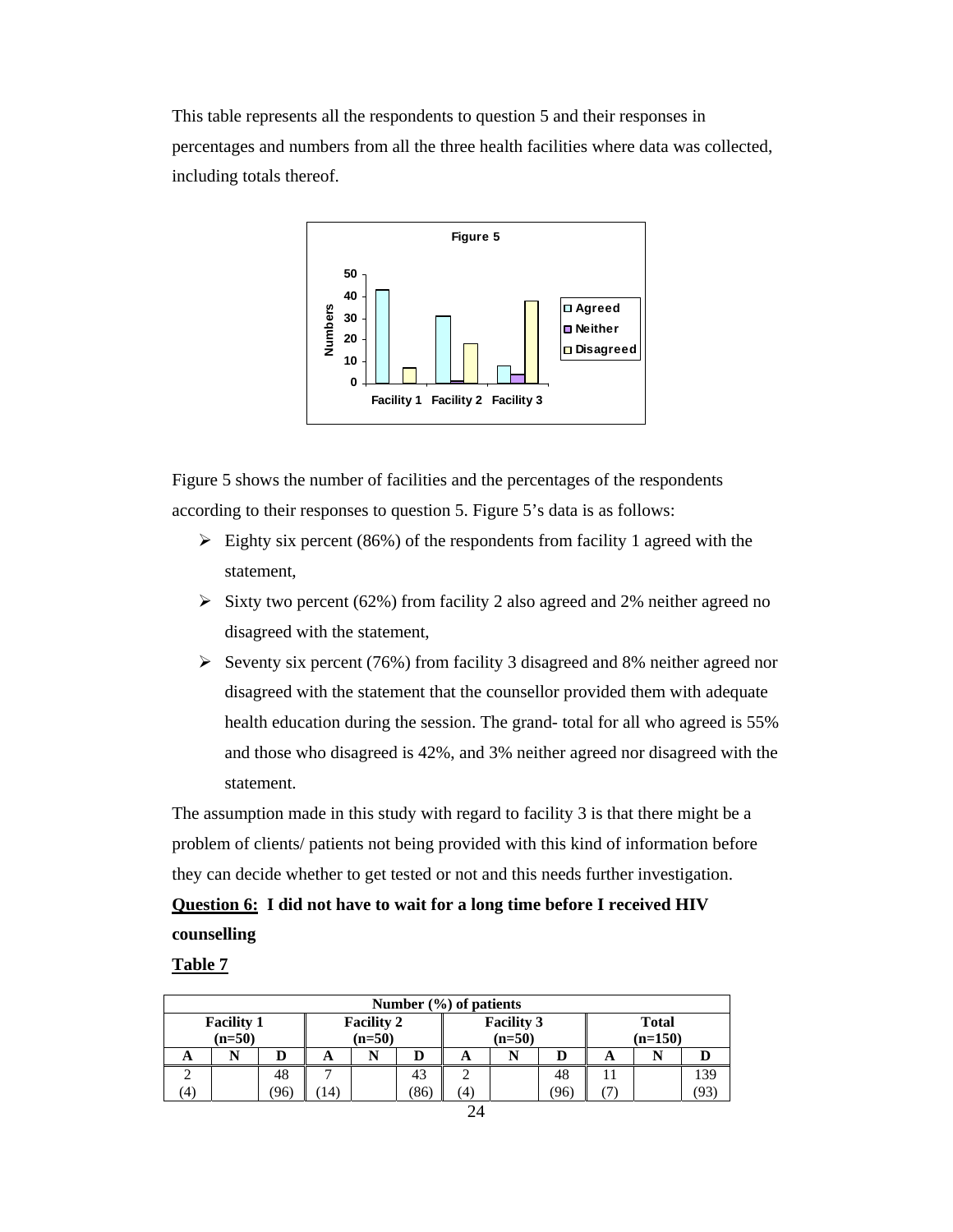This table represents all the respondents to question 5 and their responses in percentages and numbers from all the three health facilities where data was collected, including totals thereof.

Figure 5

Figure 5 shows the number of facilities and the percentages of the respondents according to their responses to question 5. Figure 5's data is as follows:

- Eighty six percent (86%) of the respondents from facility 1 agreed with the statement,
- Sixty two percent (62%) from facility 2 also agreed and 2% neither agreed no disagreed with the statement,
- Seventy six percent (76%) from facility 3 disagreed and 8% neither agreed nor disagreed with the statement that the counsellor provided them with adequate health education during the session. The grand- total for all who agreed is 55% and those who disagreed is 42%, and 3% neither agreed nor disagreed with the statement.

The assumption made in this study with regard to facility 3 is that there might be a problem of clients/ patients not being provided with this kind of information before they can decide whether to get tested or not and this needs further investigation.

**<u>Question 6:</u> I did not have to wait for a long time before I received HIV counselling**

**<u>Table 7</u>**

| Number (%) of patients | | | | | | | | | | | |
|---|---|---|---|---|---|---|---|---|---|---|---|
| Facility 1 (n=50) | | | Facility 2 (n=50) | | | Facility 3 (n=50) | | | Total (n=150) | | |
| A | N | D | A | N | D | A | N | D | A | N | D |
| 2 (4) | | 48 (96) | 7 (14) | | 43 (86) | 2 (4) | | 48 (96) | 11 (7) | | 139 (93) |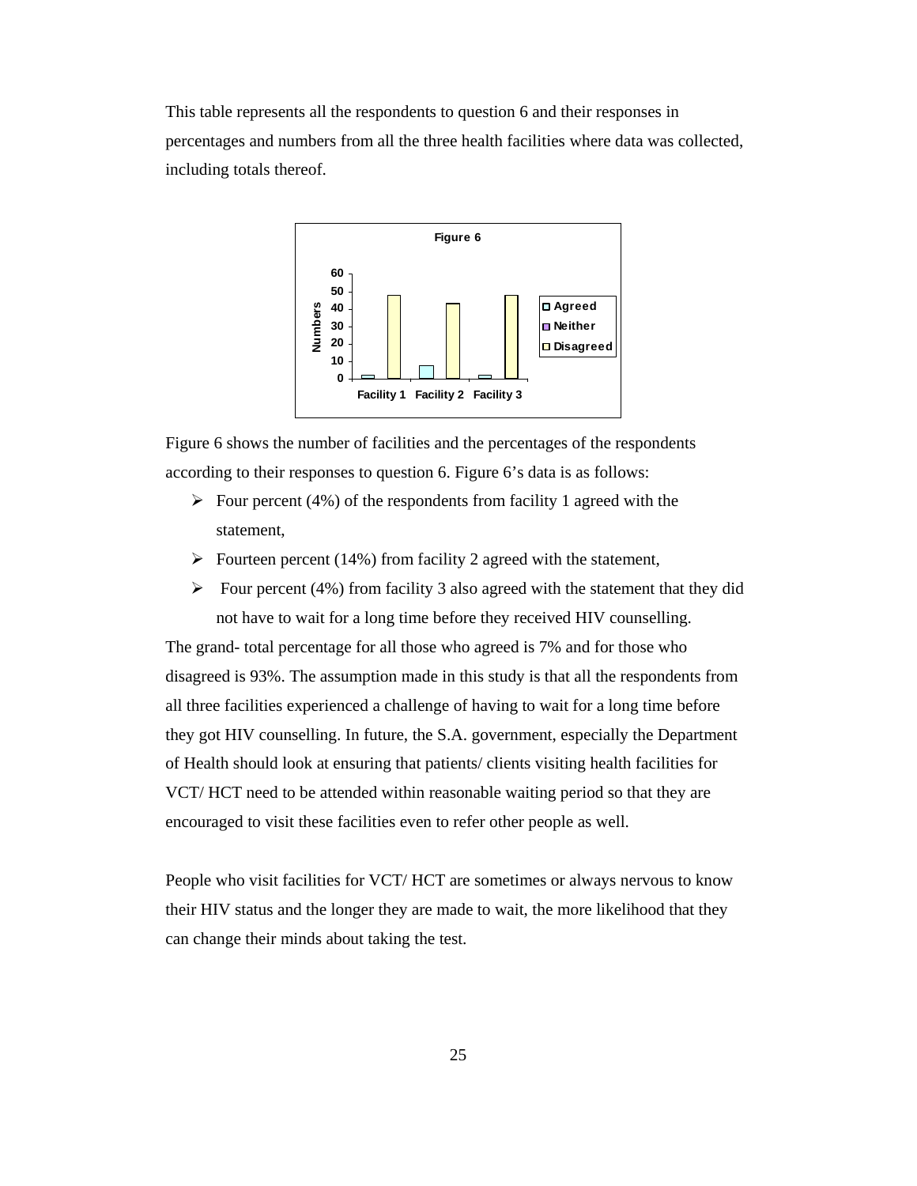This table represents all the respondents to question 6 and their responses in percentages and numbers from all the three health facilities where data was collected, including totals thereof.

Figure 6

Figure 6 shows the number of facilities and the percentages of the respondents according to their responses to question 6. Figure 6's data is as follows:

- Four percent (4%) of the respondents from facility 1 agreed with the statement,
- Fourteen percent (14%) from facility 2 agreed with the statement,
- Four percent (4%) from facility 3 also agreed with the statement that they did not have to wait for a long time before they received HIV counselling.

The grand- total percentage for all those who agreed is 7% and for those who disagreed is 93%. The assumption made in this study is that all the respondents from all three facilities experienced a challenge of having to wait for a long time before they got HIV counselling. In future, the S.A. government, especially the Department of Health should look at ensuring that patients/ clients visiting health facilities for VCT/ HCT need to be attended within reasonable waiting period so that they are encouraged to visit these facilities even to refer other people as well.

People who visit facilities for VCT/ HCT are sometimes or always nervous to know their HIV status and the longer they are made to wait, the more likelihood that they can change their minds about taking the test.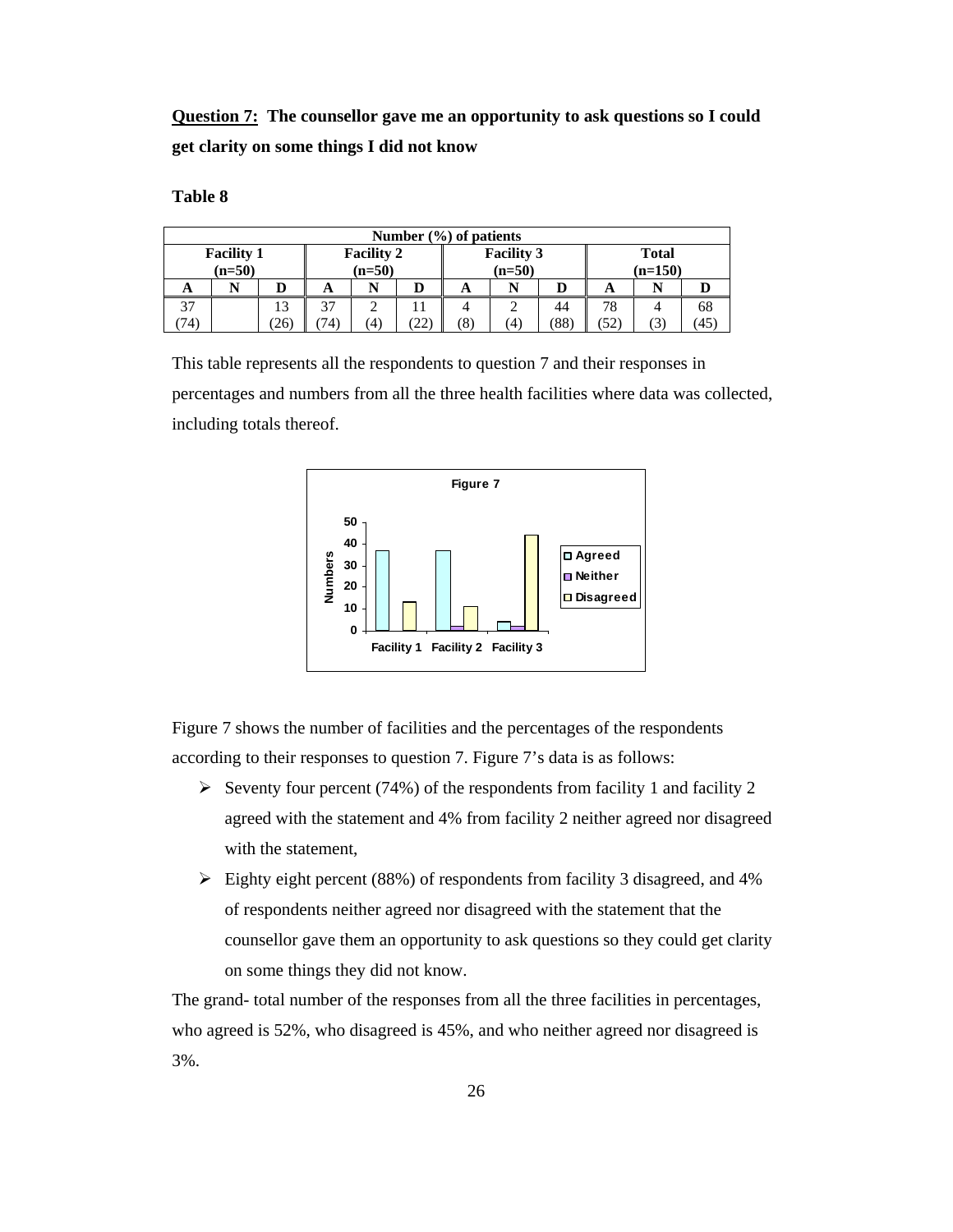**Question 7:** **The counsellor gave me an opportunity to ask questions so I could get clarity on some things I did not know**

**Table 8**

| Number (%) of patients | | | | | | | | | | | |
|---|---|---|---|---|---|---|---|---|---|---|---|
| Facility 1 (n=50) | | | Facility 2 (n=50) | | | Facility 3 (n=50) | | | Total (n=150) | | |
| A | N | D | A | N | D | A | N | D | A | N | D |
| 37 (74) | | 13 (26) | 37 (74) | 2 (4) | 11 (22) | 4 (8) | 2 (4) | 44 (88) | 78 (52) | 4 (3) | 68 (45) |

This table represents all the respondents to question 7 and their responses in percentages and numbers from all the three health facilities where data was collected, including totals thereof.

Figure 7

Figure 7 shows the number of facilities and the percentages of the respondents according to their responses to question 7. Figure 7's data is as follows:

- Seventy four percent (74%) of the respondents from facility 1 and facility 2 agreed with the statement and 4% from facility 2 neither agreed nor disagreed with the statement,
- Eighty eight percent (88%) of respondents from facility 3 disagreed, and 4% of respondents neither agreed nor disagreed with the statement that the counsellor gave them an opportunity to ask questions so they could get clarity on some things they did not know.

The grand- total number of the responses from all the three facilities in percentages, who agreed is 52%, who disagreed is 45%, and who neither agreed nor disagreed is 3%.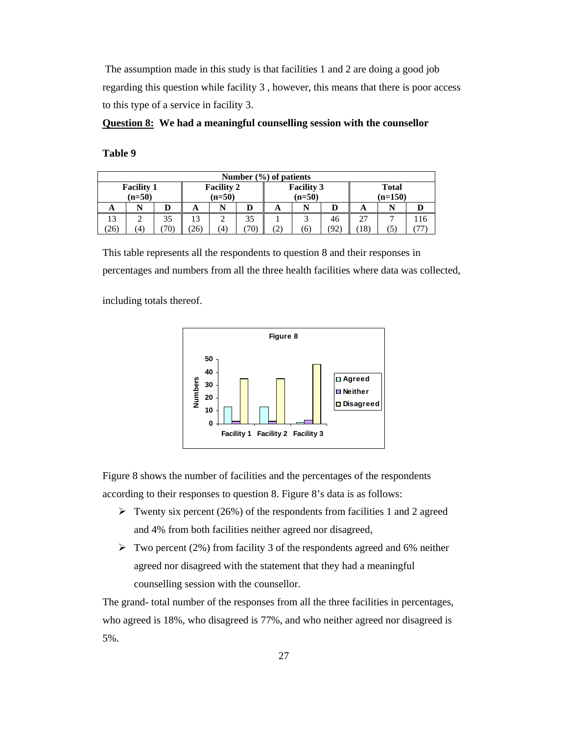The assumption made in this study is that facilities 1 and 2 are doing a good job regarding this question while facility 3 , however, this means that there is poor access to this type of a service in facility 3.

**Question 8: We had a meaningful counselling session with the counsellor**

**Table 9**

| Number (%) of patients | | | | | | | | | | | |
|---|---|---|---|---|---|---|---|---|---|---|---|
| **Facility 1 (n=50)** | | | **Facility 2 (n=50)** | | | **Facility 3 (n=50)** | | | **Total (n=150)** | | |
| **A** | **N** | **D** | **A** | **N** | **D** | **A** | **N** | **D** | **A** | **N** | **D** |
| 13 (26) | 2 (4) | 35 (70) | 13 (26) | 2 (4) | 35 (70) | 1 (2) | 3 (6) | 46 (92) | 27 (18) | 7 (5) | 116 (77) |

This table represents all the respondents to question 8 and their responses in percentages and numbers from all the three health facilities where data was collected, including totals thereof.

Figure 8

Figure 8 shows the number of facilities and the percentages of the respondents according to their responses to question 8. Figure 8's data is as follows:

- Twenty six percent (26%) of the respondents from facilities 1 and 2 agreed and 4% from both facilities neither agreed nor disagreed,
- Two percent (2%) from facility 3 of the respondents agreed and 6% neither agreed nor disagreed with the statement that they had a meaningful counselling session with the counsellor.

The grand- total number of the responses from all the three facilities in percentages, who agreed is 18%, who disagreed is 77%, and who neither agreed nor disagreed is 5%.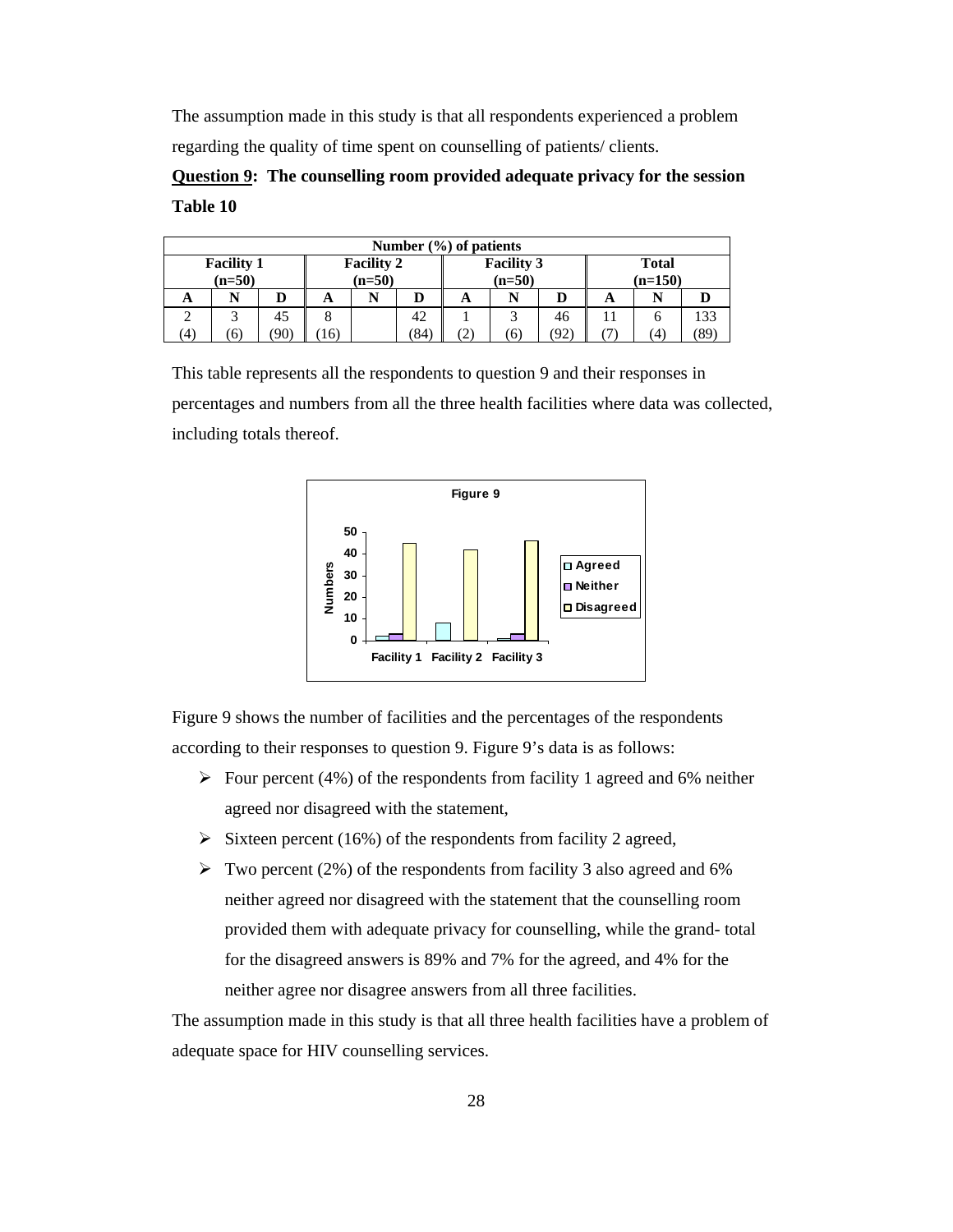The assumption made in this study is that all respondents experienced a problem regarding the quality of time spent on counselling of patients/ clients.

**<u>Question 9</u>: The counselling room provided adequate privacy for the session**

**Table 10**

| Number (%) of patients | | | | | | | | | | | |
|---|---|---|---|---|---|---|---|---|---|---|---|
| **Facility 1 (n=50)** | | | **Facility 2 (n=50)** | | | **Facility 3 (n=50)** | | | **Total (n=150)** | | |
| **A** | **N** | **D** | **A** | **N** | **D** | **A** | **N** | **D** | **A** | **N** | **D** |
| 2 (4) | 3 (6) | 45 (90) | 8 (16) | | 42 (84) | 1 (2) | 3 (6) | 46 (92) | 11 (7) | 6 (4) | 133 (89) |

This table represents all the respondents to question 9 and their responses in percentages and numbers from all the three health facilities where data was collected, including totals thereof.

Figure 9

Figure 9 shows the number of facilities and the percentages of the respondents according to their responses to question 9. Figure 9's data is as follows:

- Four percent (4%) of the respondents from facility 1 agreed and 6% neither agreed nor disagreed with the statement,
- Sixteen percent (16%) of the respondents from facility 2 agreed,
- Two percent (2%) of the respondents from facility 3 also agreed and 6% neither agreed nor disagreed with the statement that the counselling room provided them with adequate privacy for counselling, while the grand- total for the disagreed answers is 89% and 7% for the agreed, and 4% for the neither agree nor disagree answers from all three facilities.

The assumption made in this study is that all three health facilities have a problem of adequate space for HIV counselling services.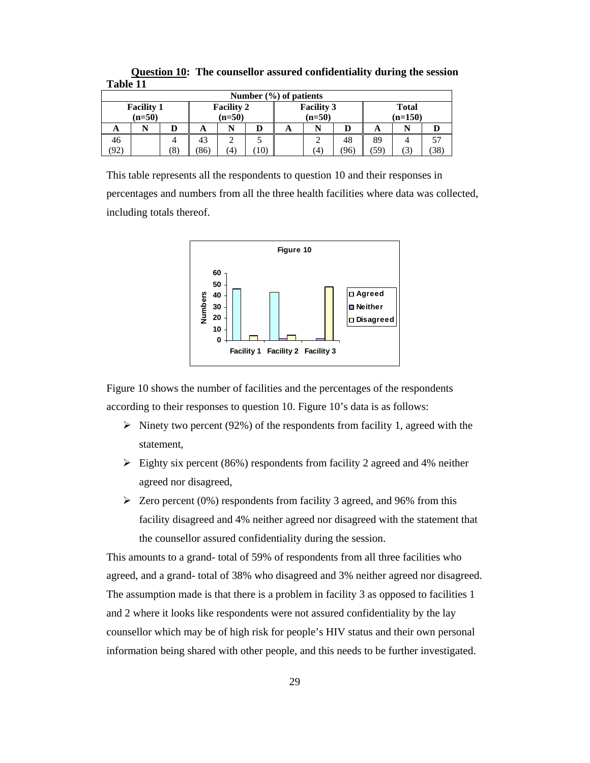**<u>Question 10</u>: The counsellor assured confidentiality during the session**

**Table 11**

| Number (%) of patients | | | | | | | | | | | |
|---|---|---|---|---|---|---|---|---|---|---|---|
| **Facility 1 (n=50)** | | | **Facility 2 (n=50)** | | | **Facility 3 (n=50)** | | | **Total (n=150)** | | |
| **A** | **N** | **D** | **A** | **N** | **D** | **A** | **N** | **D** | **A** | **N** | **D** |
| 46 (92) | | 4 (8) | 43 (86) | 2 (4) | 5 (10) | | 2 (4) | 48 (96) | 89 (59) | 4 (3) | 57 (38) |

This table represents all the respondents to question 10 and their responses in percentages and numbers from all the three health facilities where data was collected, including totals thereof.

**Figure 10**

Figure 10 shows the number of facilities and the percentages of the respondents according to their responses to question 10. Figure 10's data is as follows:

- Ninety two percent (92%) of the respondents from facility 1, agreed with the statement,
- Eighty six percent (86%) respondents from facility 2 agreed and 4% neither agreed nor disagreed,
- Zero percent (0%) respondents from facility 3 agreed, and 96% from this facility disagreed and 4% neither agreed nor disagreed with the statement that the counsellor assured confidentiality during the session.

This amounts to a grand- total of 59% of respondents from all three facilities who agreed, and a grand- total of 38% who disagreed and 3% neither agreed nor disagreed. The assumption made is that there is a problem in facility 3 as opposed to facilities 1 and 2 where it looks like respondents were not assured confidentiality by the lay counsellor which may be of high risk for people's HIV status and their own personal information being shared with other people, and this needs to be further investigated.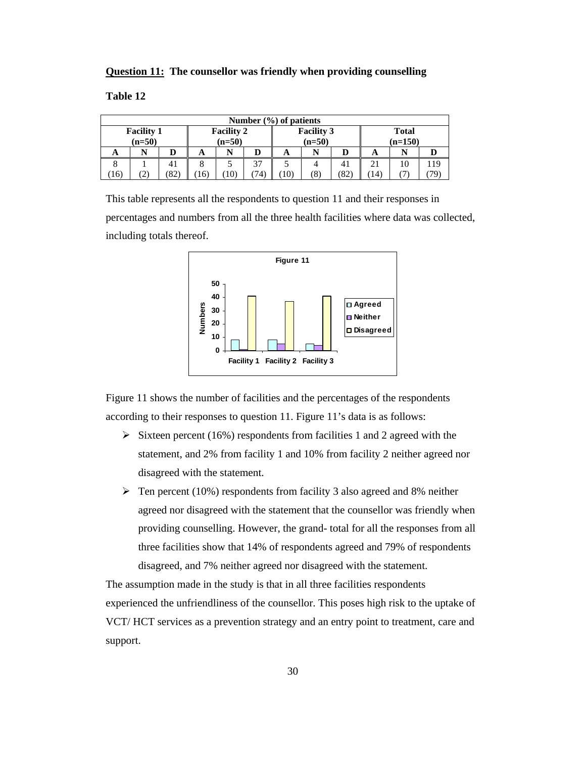**Question 11: The counsellor was friendly when providing counselling**

**Table 12**

| Number (%) of patients | | | | | | | | | | | |
|---|---|---|---|---|---|---|---|---|---|---|---|
| Facility 1 (n=50) | | | Facility 2 (n=50) | | | Facility 3 (n=50) | | | Total (n=150) | | |
| A | N | D | A | N | D | A | N | D | A | N | D |
| 8 (16) | 1 (2) | 41 (82) | 8 (16) | 5 (10) | 37 (74) | 5 (10) | 4 (8) | 41 (82) | 21 (14) | 10 (7) | 119 (79) |

This table represents all the respondents to question 11 and their responses in percentages and numbers from all the three health facilities where data was collected, including totals thereof.

Figure 11

Figure 11 shows the number of facilities and the percentages of the respondents according to their responses to question 11. Figure 11's data is as follows:

- Sixteen percent (16%) respondents from facilities 1 and 2 agreed with the statement, and 2% from facility 1 and 10% from facility 2 neither agreed nor disagreed with the statement.
- Ten percent (10%) respondents from facility 3 also agreed and 8% neither agreed nor disagreed with the statement that the counsellor was friendly when providing counselling. However, the grand- total for all the responses from all three facilities show that 14% of respondents agreed and 79% of respondents disagreed, and 7% neither agreed nor disagreed with the statement.

The assumption made in the study is that in all three facilities respondents experienced the unfriendliness of the counsellor. This poses high risk to the uptake of VCT/ HCT services as a prevention strategy and an entry point to treatment, care and support.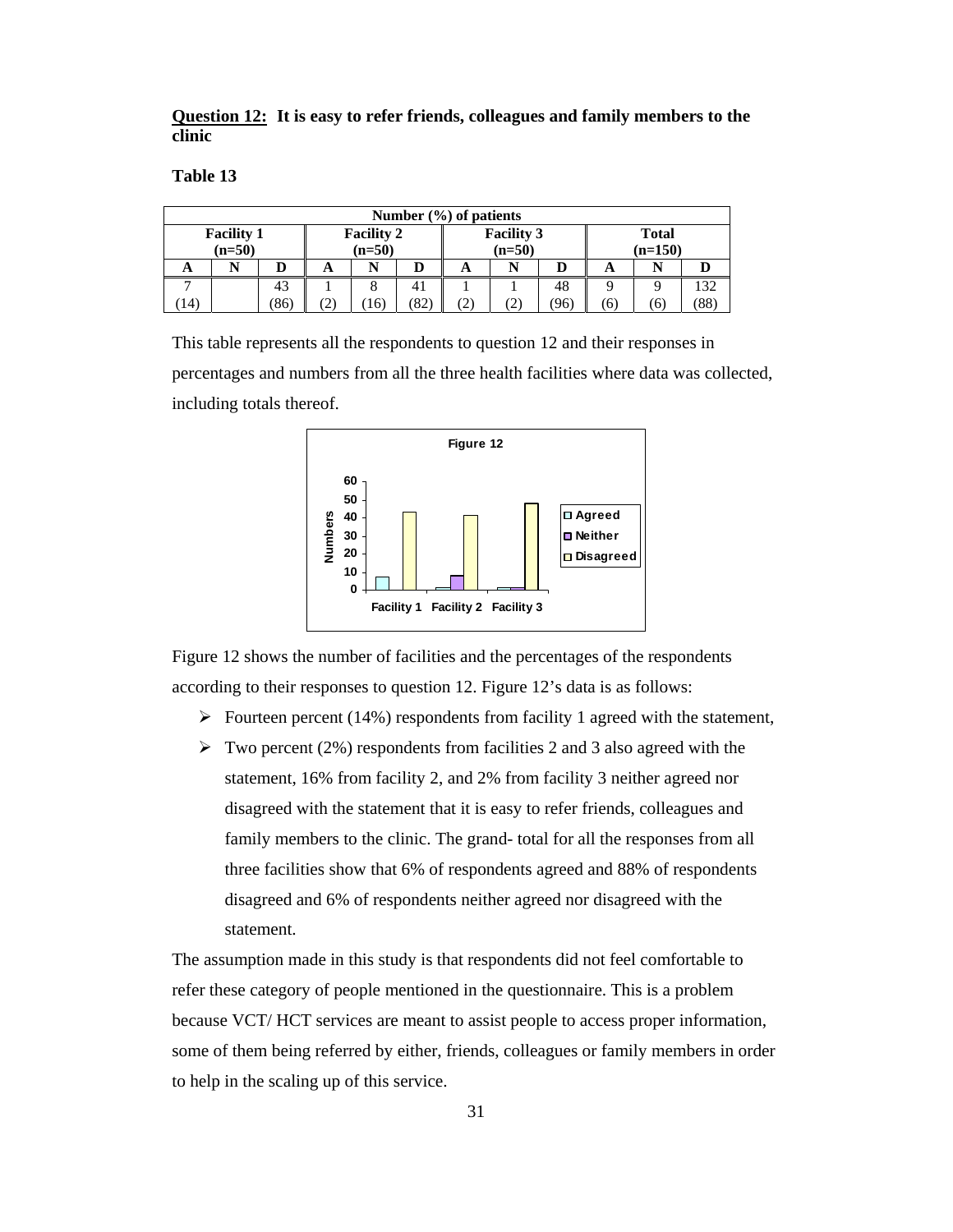**Question 12: It is easy to refer friends, colleagues and family members to the clinic**

**Table 13**

| Number (%) of patients | | | | | | | | | | | |
|---|---|---|---|---|---|---|---|---|---|---|---|
| Facility 1 (n=50) | | | Facility 2 (n=50) | | | Facility 3 (n=50) | | | Total (n=150) | | |
| A | N | D | A | N | D | A | N | D | A | N | D |
| 7 (14) | | 43 (86) | 1 (2) | 8 (16) | 41 (82) | 1 (2) | 1 (2) | 48 (96) | 9 (6) | 9 (6) | 132 (88) |

This table represents all the respondents to question 12 and their responses in percentages and numbers from all the three health facilities where data was collected, including totals thereof.

Figure 12

Figure 12 shows the number of facilities and the percentages of the respondents according to their responses to question 12. Figure 12's data is as follows:

- Fourteen percent (14%) respondents from facility 1 agreed with the statement,
- Two percent (2%) respondents from facilities 2 and 3 also agreed with the statement, 16% from facility 2, and 2% from facility 3 neither agreed nor disagreed with the statement that it is easy to refer friends, colleagues and family members to the clinic. The grand- total for all the responses from all three facilities show that 6% of respondents agreed and 88% of respondents disagreed and 6% of respondents neither agreed nor disagreed with the statement.

The assumption made in this study is that respondents did not feel comfortable to refer these category of people mentioned in the questionnaire. This is a problem because VCT/ HCT services are meant to assist people to access proper information, some of them being referred by either, friends, colleagues or family members in order to help in the scaling up of this service.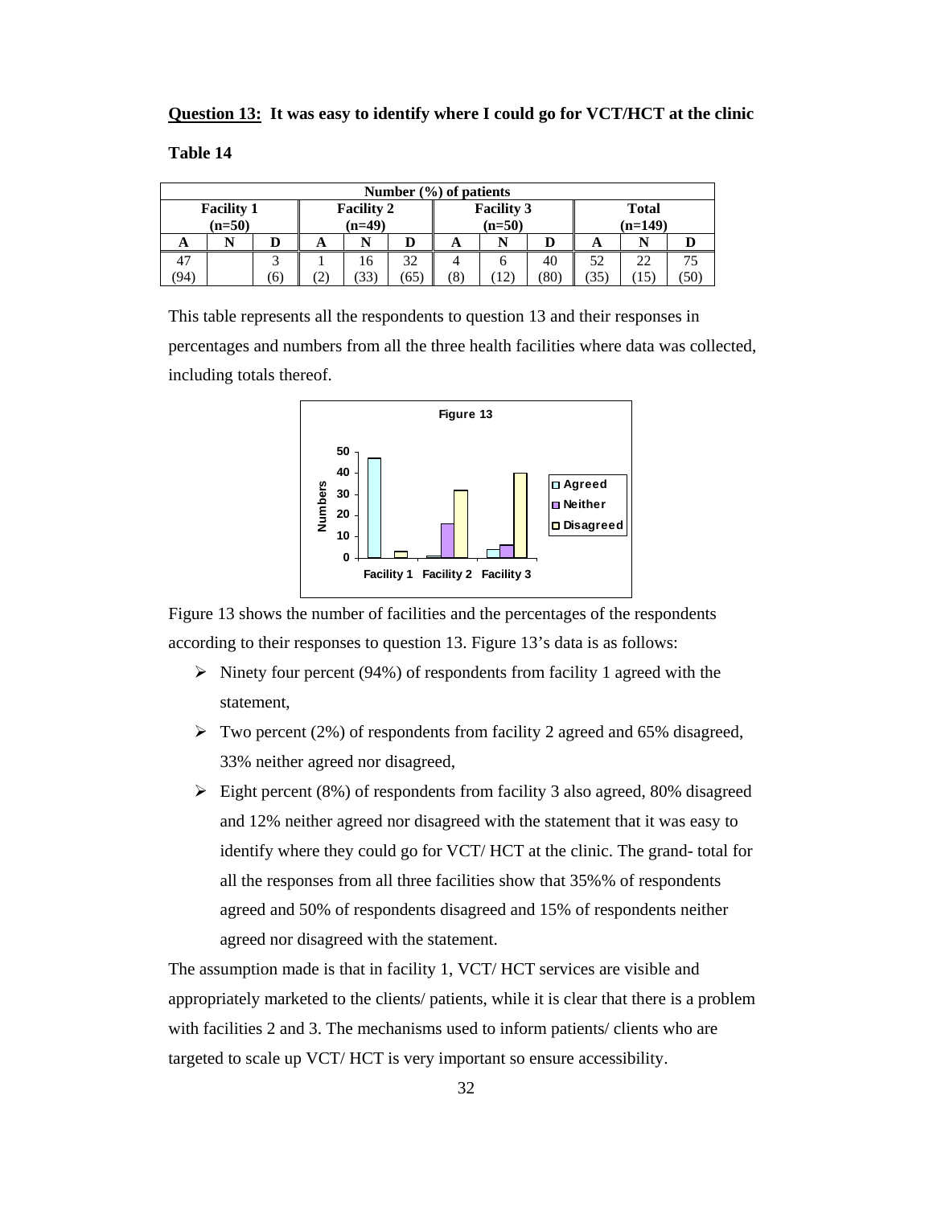**Question 13: It was easy to identify where I could go for VCT/HCT at the clinic**

**Table 14**

| Number (%) of patients | | | | | | | | | | | |
|---|---|---|---|---|---|---|---|---|---|---|---|
| Facility 1 (n=50) | | | Facility 2 (n=49) | | | Facility 3 (n=50) | | | Total (n=149) | | |
| A | N | D | A | N | D | A | N | D | A | N | D |
| 47 (94) | | 3 (6) | 1 (2) | 16 (33) | 32 (65) | 4 (8) | 6 (12) | 40 (80) | 52 (35) | 22 (15) | 75 (50) |

This table represents all the respondents to question 13 and their responses in percentages and numbers from all the three health facilities where data was collected, including totals thereof.

Figure 13

Figure 13 shows the number of facilities and the percentages of the respondents according to their responses to question 13. Figure 13's data is as follows:

- Ninety four percent (94%) of respondents from facility 1 agreed with the statement,
- Two percent (2%) of respondents from facility 2 agreed and 65% disagreed, 33% neither agreed nor disagreed,
- Eight percent (8%) of respondents from facility 3 also agreed, 80% disagreed and 12% neither agreed nor disagreed with the statement that it was easy to identify where they could go for VCT/ HCT at the clinic. The grand- total for all the responses from all three facilities show that 35%% of respondents agreed and 50% of respondents disagreed and 15% of respondents neither agreed nor disagreed with the statement.

The assumption made is that in facility 1, VCT/ HCT services are visible and appropriately marketed to the clients/ patients, while it is clear that there is a problem with facilities 2 and 3. The mechanisms used to inform patients/ clients who are targeted to scale up VCT/ HCT is very important so ensure accessibility.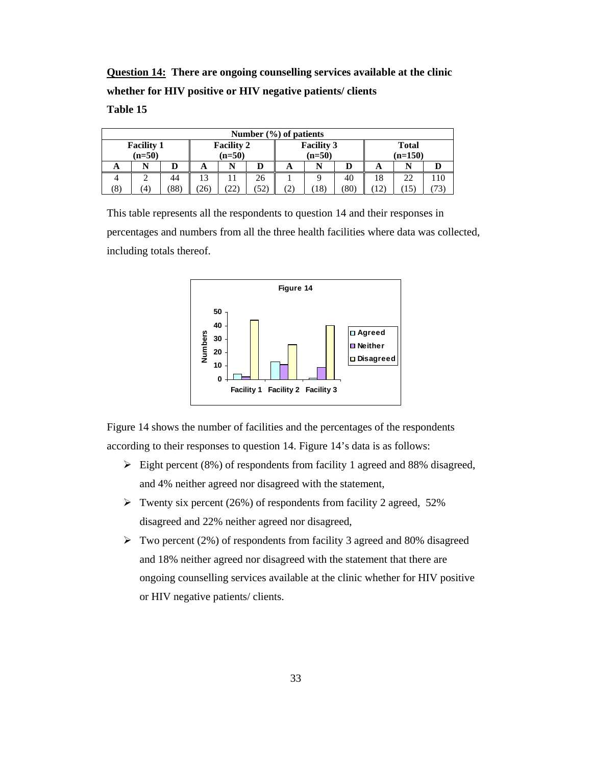**<u>Question 14:</u> There are ongoing counselling services available at the clinic whether for HIV positive or HIV negative patients/ clients**

**Table 15**

| Number (%) of patients | | | | | | | | | | | |
|---|---|---|---|---|---|---|---|---|---|---|---|
| **Facility 1 (n=50)** | | | **Facility 2 (n=50)** | | | **Facility 3 (n=50)** | | | **Total (n=150)** | | |
| **A** | **N** | **D** | **A** | **N** | **D** | **A** | **N** | **D** | **A** | **N** | **D** |
| 4 (8) | 2 (4) | 44 (88) | 13 (26) | 11 (22) | 26 (52) | 1 (2) | 9 (18) | 40 (80) | 18 (12) | 22 (15) | 110 (73) |

This table represents all the respondents to question 14 and their responses in percentages and numbers from all the three health facilities where data was collected, including totals thereof.

Figure 14

Figure 14 shows the number of facilities and the percentages of the respondents according to their responses to question 14. Figure 14's data is as follows:

- Eight percent (8%) of respondents from facility 1 agreed and 88% disagreed, and 4% neither agreed nor disagreed with the statement,
- Twenty six percent (26%) of respondents from facility 2 agreed, 52% disagreed and 22% neither agreed nor disagreed,
- Two percent (2%) of respondents from facility 3 agreed and 80% disagreed and 18% neither agreed nor disagreed with the statement that there are ongoing counselling services available at the clinic whether for HIV positive or HIV negative patients/ clients.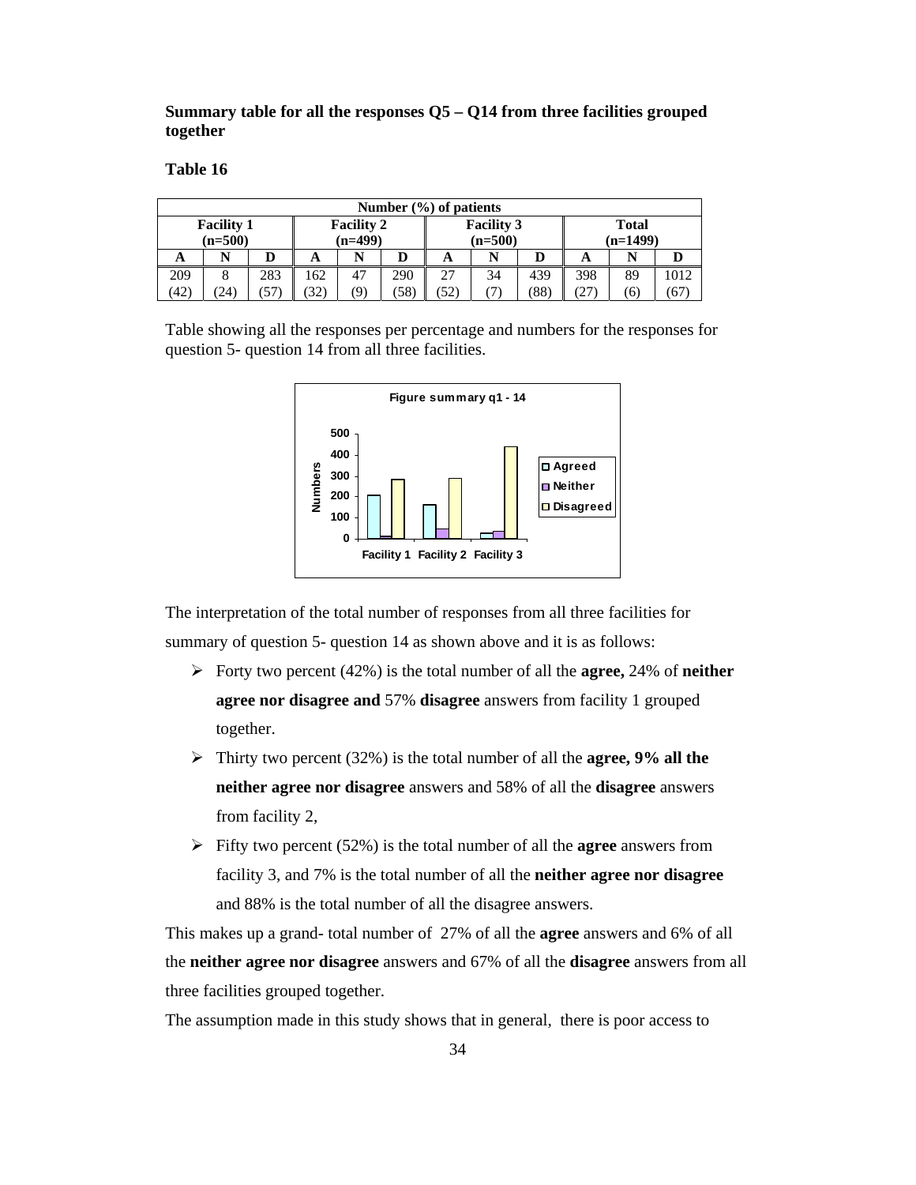**Summary table for all the responses Q5 – Q14 from three facilities grouped together**

**Table 16**

| Number (%) of patients | | | | | | | | | | | |
|---|---|---|---|---|---|---|---|---|---|---|---|
| **Facility 1 (n=500)** | | | **Facility 2 (n=499)** | | | **Facility 3 (n=500)** | | | **Total (n=1499)** | | |
| **A** | **N** | **D** | **A** | **N** | **D** | **A** | **N** | **D** | **A** | **N** | **D** |
| 209 (42) | 8 (24) | 283 (57) | 162 (32) | 47 (9) | 290 (58) | 27 (52) | 34 (7) | 439 (88) | 398 (27) | 89 (6) | 1012 (67) |

Table showing all the responses per percentage and numbers for the responses for question 5- question 14 from all three facilities.

The interpretation of the total number of responses from all three facilities for summary of question 5- question 14 as shown above and it is as follows:

- Forty two percent (42%) is the total number of all the **agree,** 24% of **neither agree nor disagree and** 57% **disagree** answers from facility 1 grouped together.
- Thirty two percent (32%) is the total number of all the **agree, 9% all the neither agree nor disagree** answers and 58% of all the **disagree** answers from facility 2,
- Fifty two percent (52%) is the total number of all the **agree** answers from facility 3, and 7% is the total number of all the **neither agree nor disagree** and 88% is the total number of all the disagree answers.

This makes up a grand- total number of 27% of all the **agree** answers and 6% of all the **neither agree nor disagree** answers and 67% of all the **disagree** answers from all three facilities grouped together.

The assumption made in this study shows that in general, there is poor access to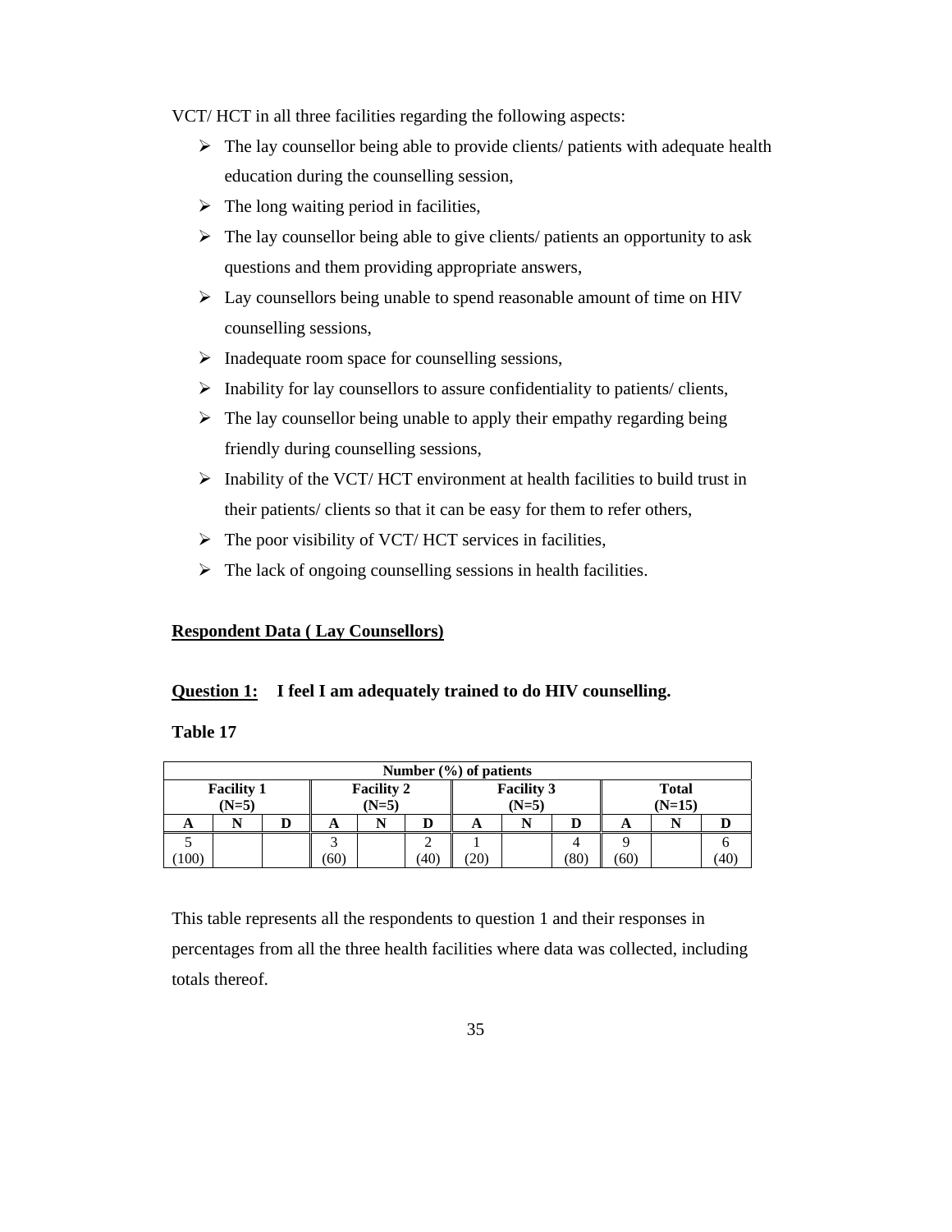VCT/ HCT in all three facilities regarding the following aspects:

- The lay counsellor being able to provide clients/ patients with adequate health education during the counselling session,
- The long waiting period in facilities,
- The lay counsellor being able to give clients/ patients an opportunity to ask questions and them providing appropriate answers,
- Lay counsellors being unable to spend reasonable amount of time on HIV counselling sessions,
- Inadequate room space for counselling sessions,
- Inability for lay counsellors to assure confidentiality to patients/ clients,
- The lay counsellor being unable to apply their empathy regarding being friendly during counselling sessions,
- Inability of the VCT/ HCT environment at health facilities to build trust in their patients/ clients so that it can be easy for them to refer others,
- The poor visibility of VCT/ HCT services in facilities,
- The lack of ongoing counselling sessions in health facilities.

**Respondent Data ( Lay Counsellors)**

**Question 1:** **I feel I am adequately trained to do HIV counselling.**

**Table 17**

| Number (%) of patients | | | | | | | | | | | |
|---|---|---|---|---|---|---|---|---|---|---|---|
| Facility 1 (N=5) | | | Facility 2 (N=5) | | | Facility 3 (N=5) | | | Total (N=15) | | |
| A | N | D | A | N | D | A | N | D | A | N | D |
| 5 (100) | | | 3 (60) | | 2 (40) | 1 (20) | | 4 (80) | 9 (60) | | 6 (40) |

This table represents all the respondents to question 1 and their responses in percentages from all the three health facilities where data was collected, including totals thereof.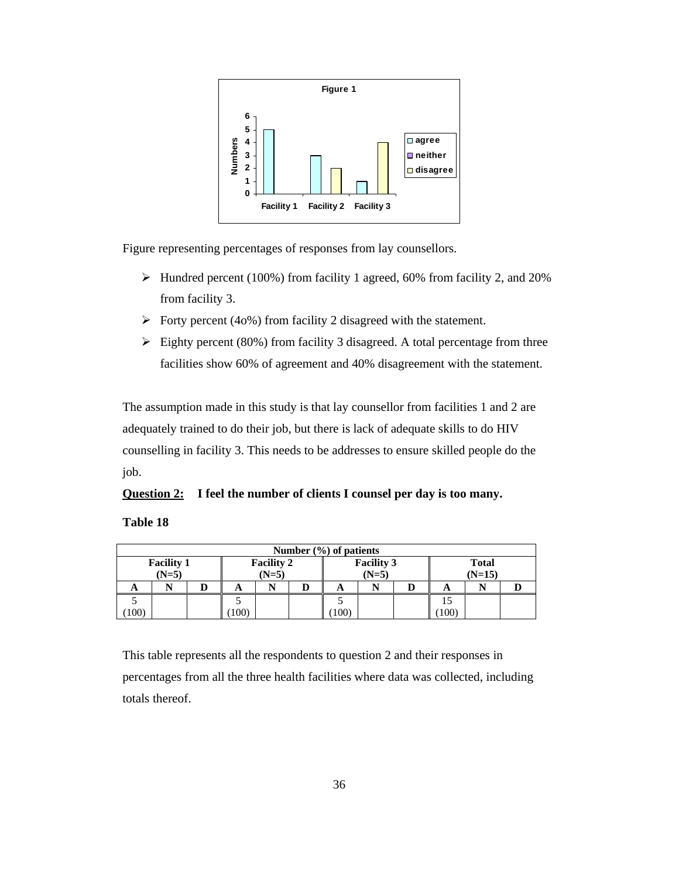Figure representing percentages of responses from lay counsellors.

- Hundred percent (100%) from facility 1 agreed, 60% from facility 2, and 20% from facility 3.
- Forty percent (4o%) from facility 2 disagreed with the statement.
- Eighty percent (80%) from facility 3 disagreed. A total percentage from three facilities show 60% of agreement and 40% disagreement with the statement.

The assumption made in this study is that lay counsellor from facilities 1 and 2 are adequately trained to do their job, but there is lack of adequate skills to do HIV counselling in facility 3. This needs to be addresses to ensure skilled people do the job.

**<u>Question 2:</u>    I feel the number of clients I counsel per day is too many.**

**Table 18**

| Number (%) of patients | | | | | | | | | | | |
|---|---|---|---|---|---|---|---|---|---|---|---|
| Facility 1 (N=5) | | | Facility 2 (N=5) | | | Facility 3 (N=5) | | | Total (N=15) | | |
| A | N | D | A | N | D | A | N | D | A | N | D |
| 5 (100) | | | 5 (100) | | | 5 (100) | | | 15 (100) | | |

This table represents all the respondents to question 2 and their responses in percentages from all the three health facilities where data was collected, including totals thereof.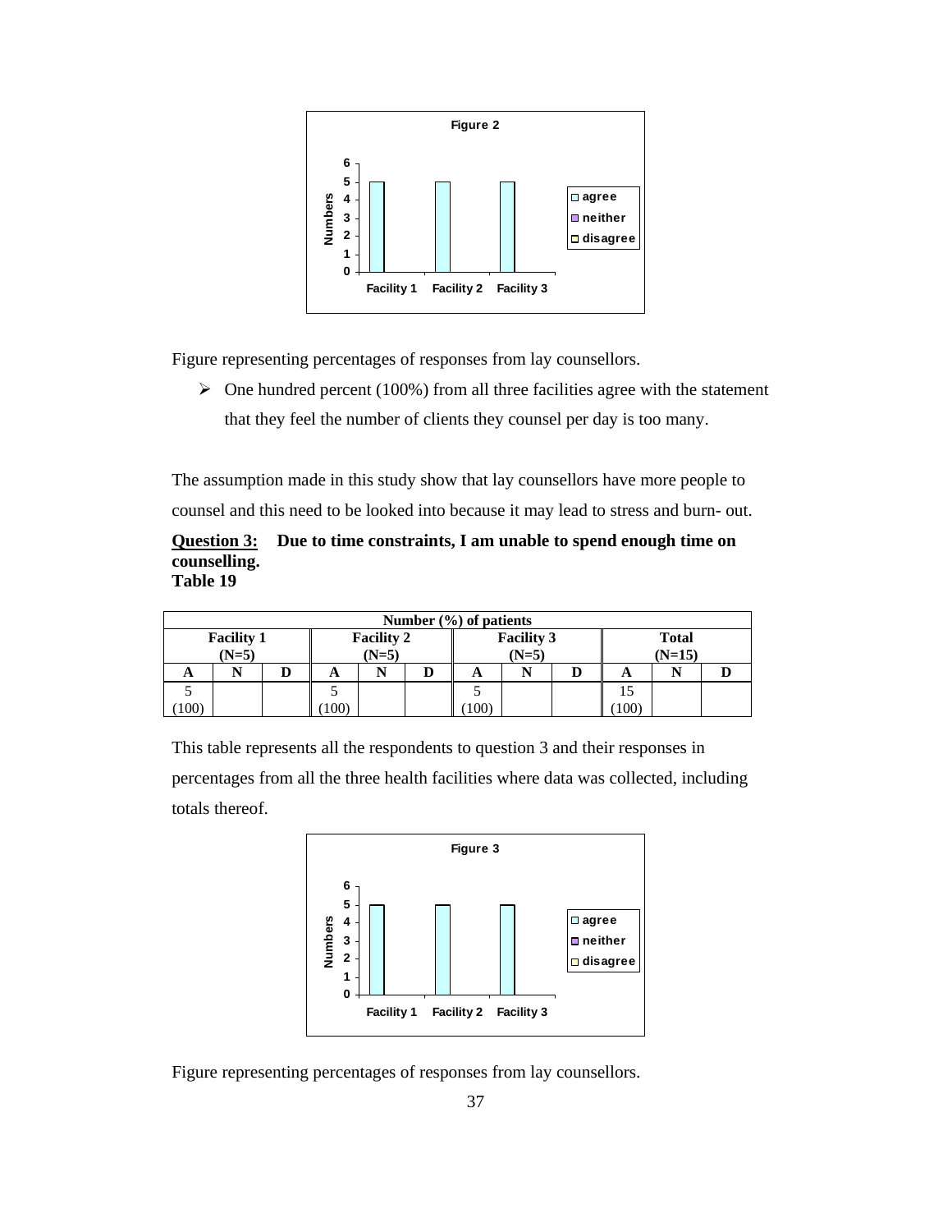Figure representing percentages of responses from lay counsellors.

- One hundred percent (100%) from all three facilities agree with the statement that they feel the number of clients they counsel per day is too many.

The assumption made in this study show that lay counsellors have more people to counsel and this need to be looked into because it may lead to stress and burn- out.

**<u>Question 3:</u> Due to time constraints, I am unable to spend enough time on counselling.**

**Table 19**

| Number (%) of patients | | | | | | | | | | | |
|---|---|---|---|---|---|---|---|---|---|---|---|
| Facility 1 (N=5) | | | Facility 2 (N=5) | | | Facility 3 (N=5) | | | Total (N=15) | | |
| A | N | D | A | N | D | A | N | D | A | N | D |
| 5 (100) | | | 5 (100) | | | 5 (100) | | | 15 (100) | | |

This table represents all the respondents to question 3 and their responses in percentages from all the three health facilities where data was collected, including totals thereof.

Figure representing percentages of responses from lay counsellors.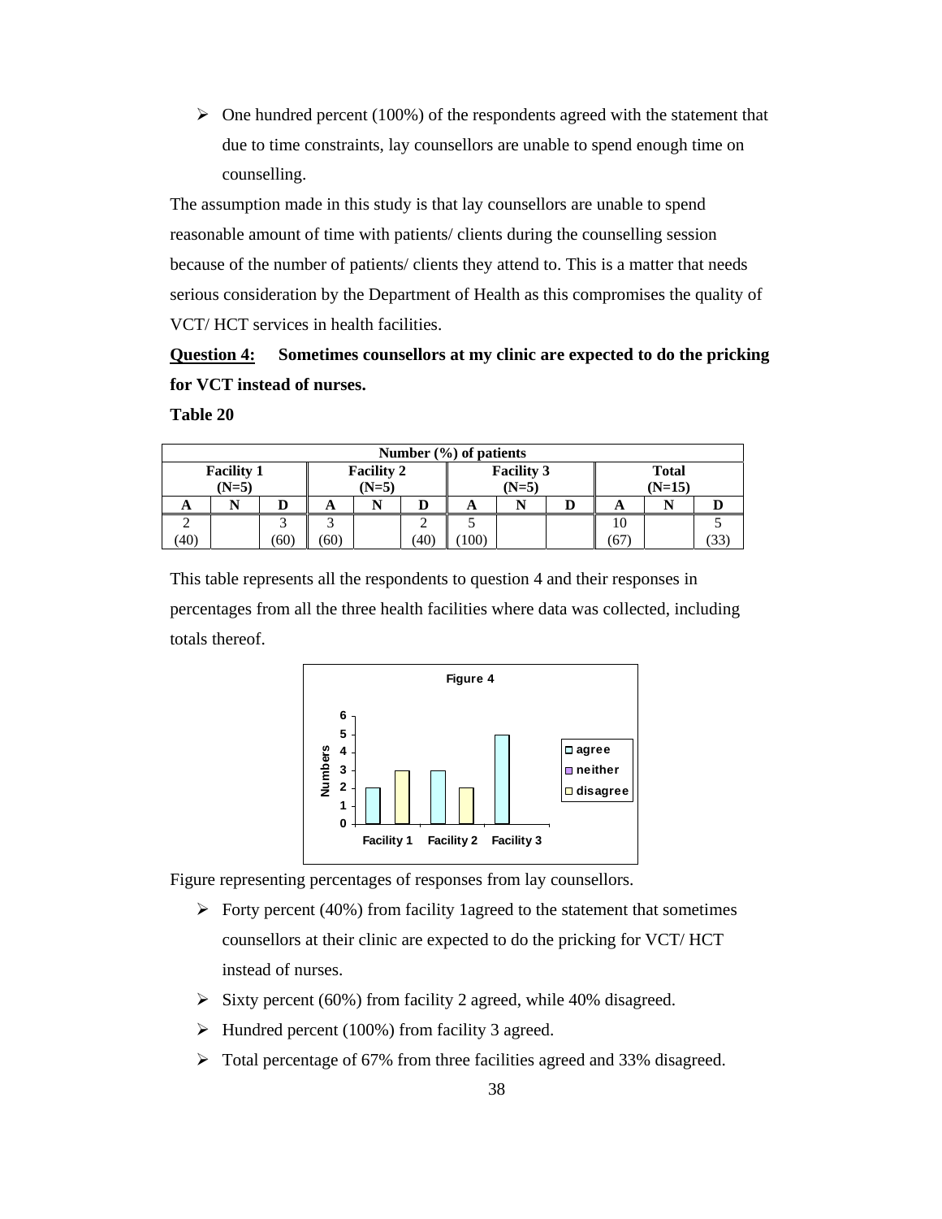- One hundred percent (100%) of the respondents agreed with the statement that due to time constraints, lay counsellors are unable to spend enough time on counselling.

The assumption made in this study is that lay counsellors are unable to spend reasonable amount of time with patients/ clients during the counselling session because of the number of patients/ clients they attend to. This is a matter that needs serious consideration by the Department of Health as this compromises the quality of VCT/ HCT services in health facilities.

**<u>Question 4:</u>** **Sometimes counsellors at my clinic are expected to do the pricking for VCT instead of nurses.**

**Table 20**

| Number (%) of patients | | | | | | | | | | | |
|---|---|---|---|---|---|---|---|---|---|---|---|
| Facility 1 (N=5) | | | Facility 2 (N=5) | | | Facility 3 (N=5) | | | Total (N=15) | | |
| A | N | D | A | N | D | A | N | D | A | N | D |
| 2 (40) | | 3 (60) | 3 (60) | | 2 (40) | 5 (100) | | | 10 (67) | | 5 (33) |

This table represents all the respondents to question 4 and their responses in percentages from all the three health facilities where data was collected, including totals thereof.

Figure 4

Figure representing percentages of responses from lay counsellors.

- Forty percent (40%) from facility 1agreed to the statement that sometimes counsellors at their clinic are expected to do the pricking for VCT/ HCT instead of nurses.
- Sixty percent (60%) from facility 2 agreed, while 40% disagreed.
- Hundred percent (100%) from facility 3 agreed.
- Total percentage of 67% from three facilities agreed and 33% disagreed.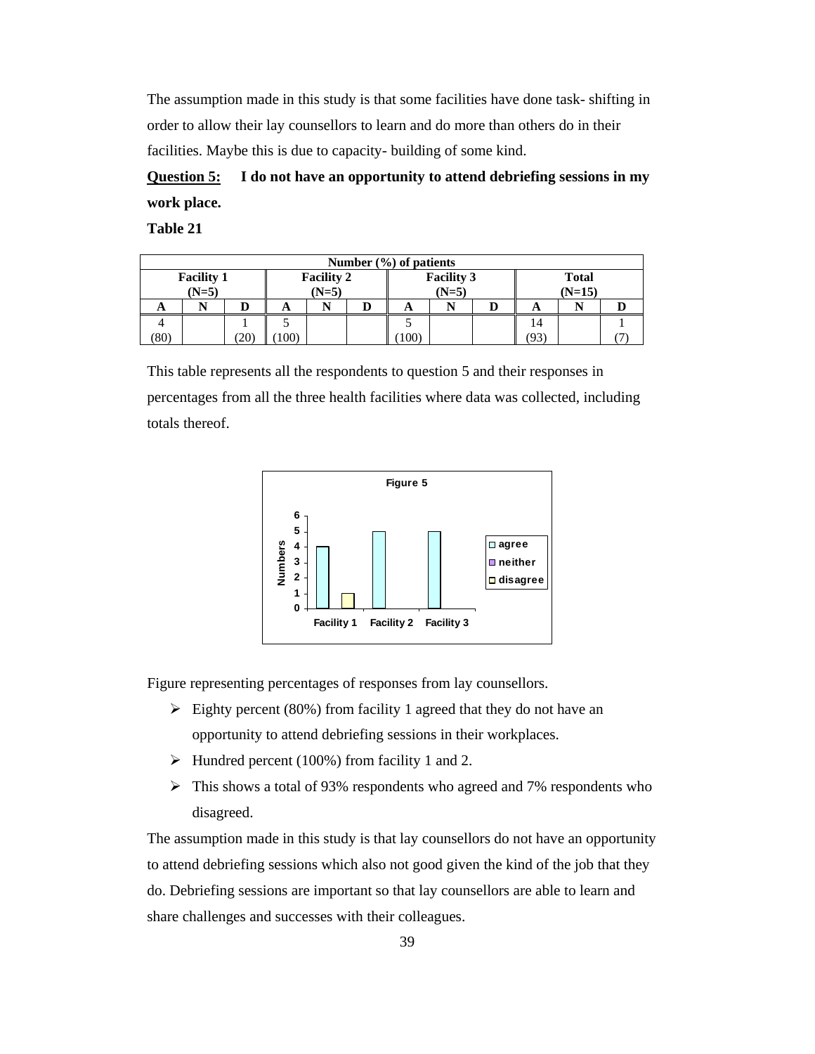The assumption made in this study is that some facilities have done task- shifting in order to allow their lay counsellors to learn and do more than others do in their facilities. Maybe this is due to capacity- building of some kind.

**Question 5:** **I do not have an opportunity to attend debriefing sessions in my work place.**

**Table 21**

| Number (%) of patients | | | | | | | | | | | |
|---|---|---|---|---|---|---|---|---|---|---|---|
| Facility 1 (N=5) | | | Facility 2 (N=5) | | | Facility 3 (N=5) | | | Total (N=15) | | |
| A | N | D | A | N | D | A | N | D | A | N | D |
| 4 (80) | | 1 (20) | 5 (100) | | | 5 (100) | | | 14 (93) | | 1 (7) |

This table represents all the respondents to question 5 and their responses in percentages from all the three health facilities where data was collected, including totals thereof.

Figure representing percentages of responses from lay counsellors.

- Eighty percent (80%) from facility 1 agreed that they do not have an opportunity to attend debriefing sessions in their workplaces.
- Hundred percent (100%) from facility 1 and 2.
- This shows a total of 93% respondents who agreed and 7% respondents who disagreed.

The assumption made in this study is that lay counsellors do not have an opportunity to attend debriefing sessions which also not good given the kind of the job that they do. Debriefing sessions are important so that lay counsellors are able to learn and share challenges and successes with their colleagues.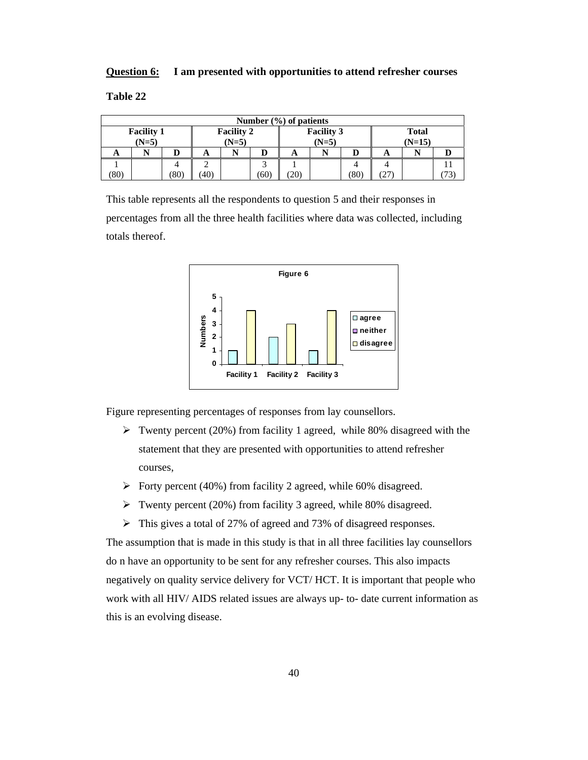**<u>Question 6:</u>** **I am presented with opportunities to attend refresher courses**

**Table 22**

| Number (%) of patients | | | | | | | | | | | |
|---|---|---|---|---|---|---|---|---|---|---|---|
| Facility 1 (N=5) | | | Facility 2 (N=5) | | | Facility 3 (N=5) | | | Total (N=15) | | |
| A | N | D | A | N | D | A | N | D | A | N | D |
| 1 (80) | | 4 (80) | 2 (40) | | 3 (60) | 1 (20) | | 4 (80) | 4 (27) | | 11 (73) |

This table represents all the respondents to question 5 and their responses in percentages from all the three health facilities where data was collected, including totals thereof.

Figure 6

Figure representing percentages of responses from lay counsellors.

- Twenty percent (20%) from facility 1 agreed, while 80% disagreed with the statement that they are presented with opportunities to attend refresher courses,
- Forty percent (40%) from facility 2 agreed, while 60% disagreed.
- Twenty percent (20%) from facility 3 agreed, while 80% disagreed.
- This gives a total of 27% of agreed and 73% of disagreed responses.

The assumption that is made in this study is that in all three facilities lay counsellors do n have an opportunity to be sent for any refresher courses. This also impacts negatively on quality service delivery for VCT/ HCT. It is important that people who work with all HIV/ AIDS related issues are always up- to- date current information as this is an evolving disease.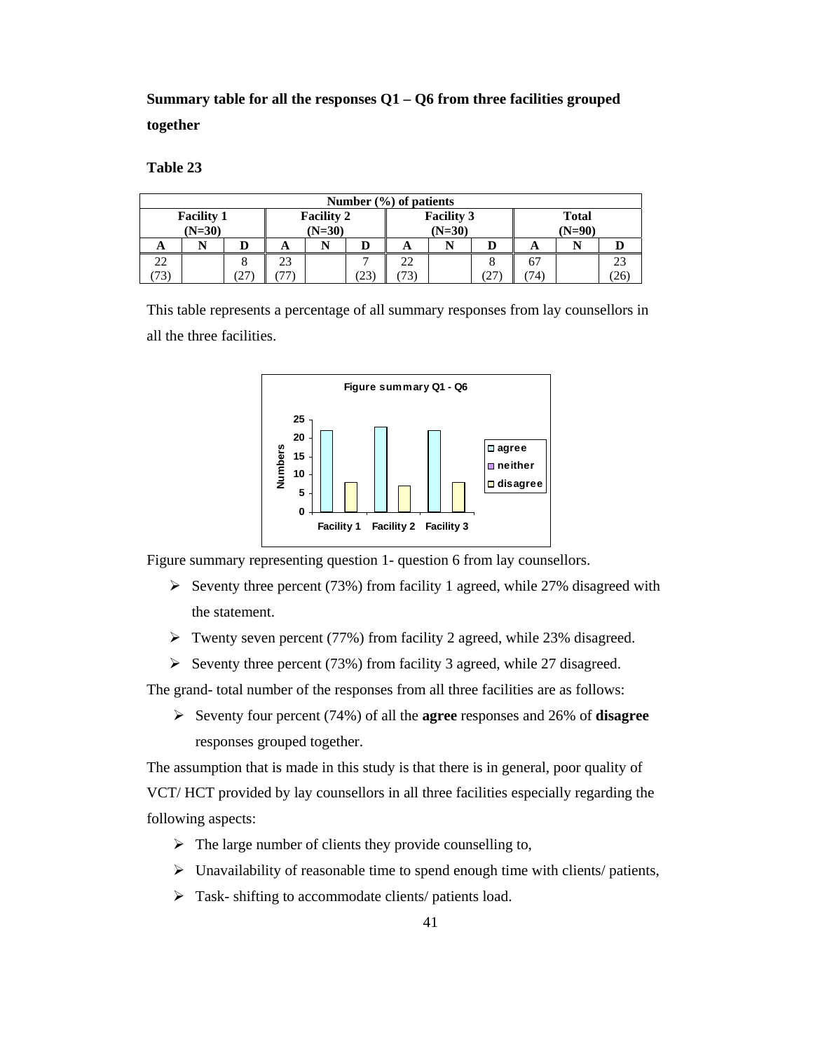**Summary table for all the responses Q1 – Q6 from three facilities grouped together**

**Table 23**

| Number (%) of patients | | | | | | | | | | | |
|---|---|---|---|---|---|---|---|---|---|---|---|
| Facility 1 (N=30) | | | Facility 2 (N=30) | | | Facility 3 (N=30) | | | Total (N=90) | | |
| A | N | D | A | N | D | A | N | D | A | N | D |
| 22 (73) | | 8 (27) | 23 (77) | | 7 (23) | 22 (73) | | 8 (27) | 67 (74) | | 23 (26) |

This table represents a percentage of all summary responses from lay counsellors in all the three facilities.

Figure summary representing question 1- question 6 from lay counsellors.

- Seventy three percent (73%) from facility 1 agreed, while 27% disagreed with the statement.
- Twenty seven percent (77%) from facility 2 agreed, while 23% disagreed.
- Seventy three percent (73%) from facility 3 agreed, while 27 disagreed.

The grand- total number of the responses from all three facilities are as follows:

- Seventy four percent (74%) of all the **agree** responses and 26% of **disagree** responses grouped together.

The assumption that is made in this study is that there is in general, poor quality of VCT/ HCT provided by lay counsellors in all three facilities especially regarding the following aspects:

- The large number of clients they provide counselling to,
- Unavailability of reasonable time to spend enough time with clients/ patients,
- Task- shifting to accommodate clients/ patients load.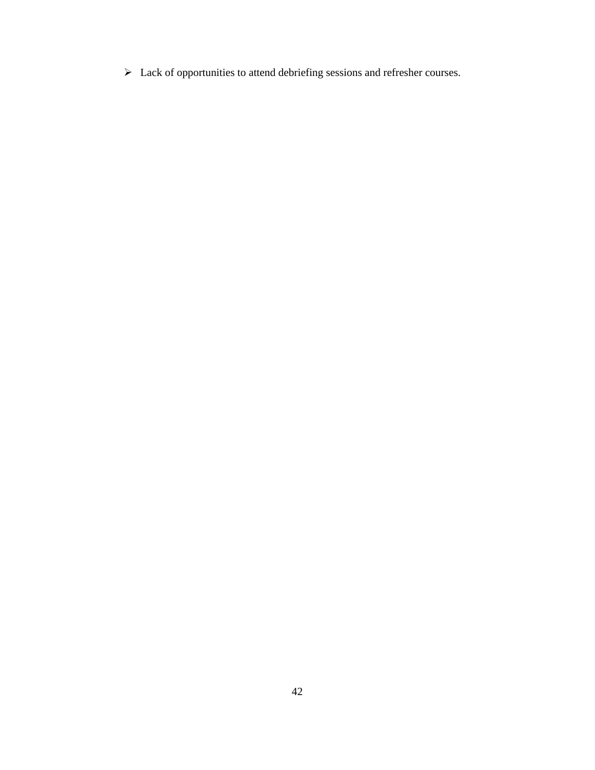- Lack of opportunities to attend debriefing sessions and refresher courses.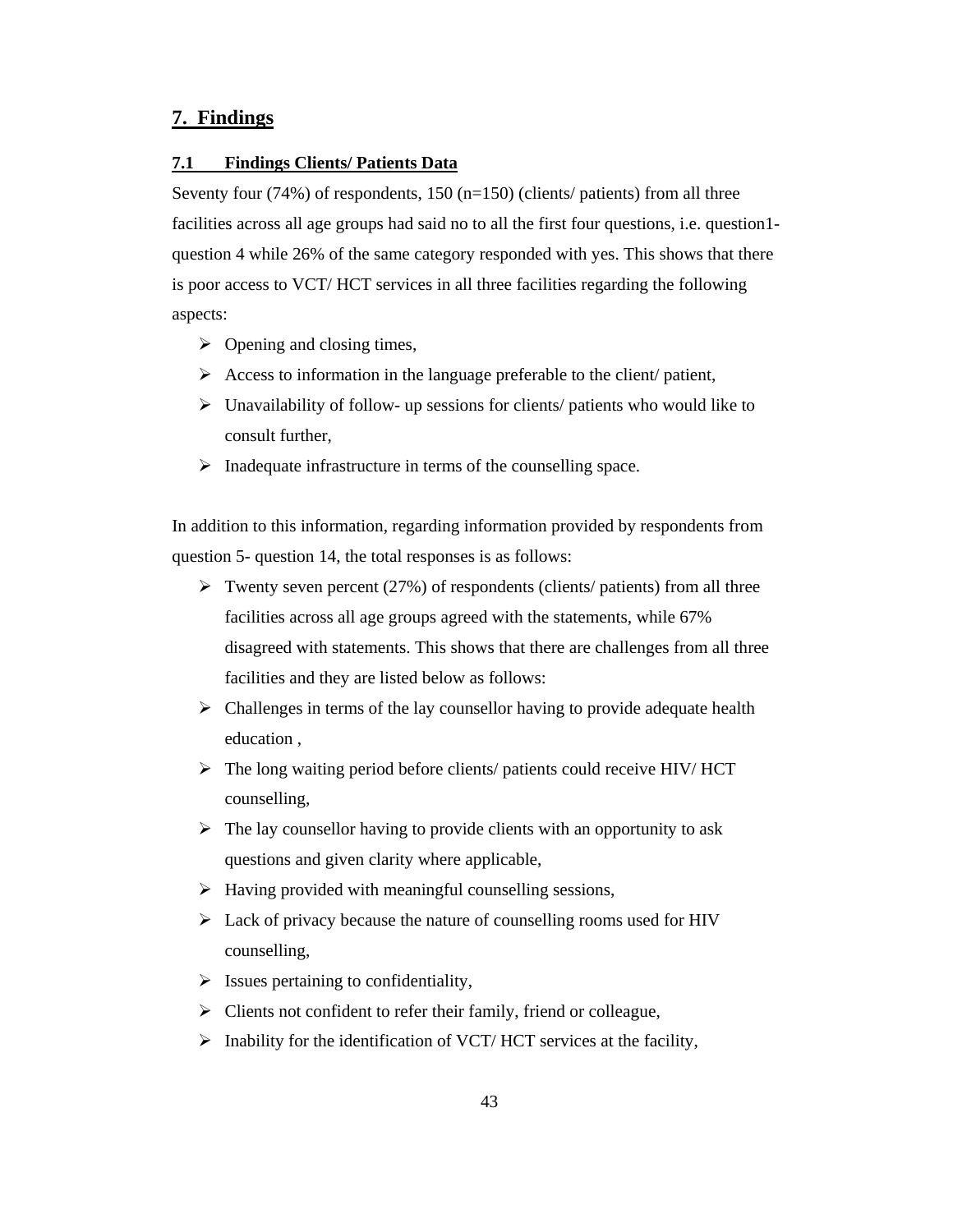## 7. Findings

### 7.1 Findings Clients/ Patients Data

Seventy four (74%) of respondents, 150 (n=150) (clients/ patients) from all three facilities across all age groups had said no to all the first four questions, i.e. question1- question 4 while 26% of the same category responded with yes. This shows that there is poor access to VCT/ HCT services in all three facilities regarding the following aspects:

- Opening and closing times,
- Access to information in the language preferable to the client/ patient,
- Unavailability of follow- up sessions for clients/ patients who would like to consult further,
- Inadequate infrastructure in terms of the counselling space.

In addition to this information, regarding information provided by respondents from question 5- question 14, the total responses is as follows:

- Twenty seven percent (27%) of respondents (clients/ patients) from all three facilities across all age groups agreed with the statements, while 67% disagreed with statements. This shows that there are challenges from all three facilities and they are listed below as follows:
- Challenges in terms of the lay counsellor having to provide adequate health education ,
- The long waiting period before clients/ patients could receive HIV/ HCT counselling,
- The lay counsellor having to provide clients with an opportunity to ask questions and given clarity where applicable,
- Having provided with meaningful counselling sessions,
- Lack of privacy because the nature of counselling rooms used for HIV counselling,
- Issues pertaining to confidentiality,
- Clients not confident to refer their family, friend or colleague,
- Inability for the identification of VCT/ HCT services at the facility,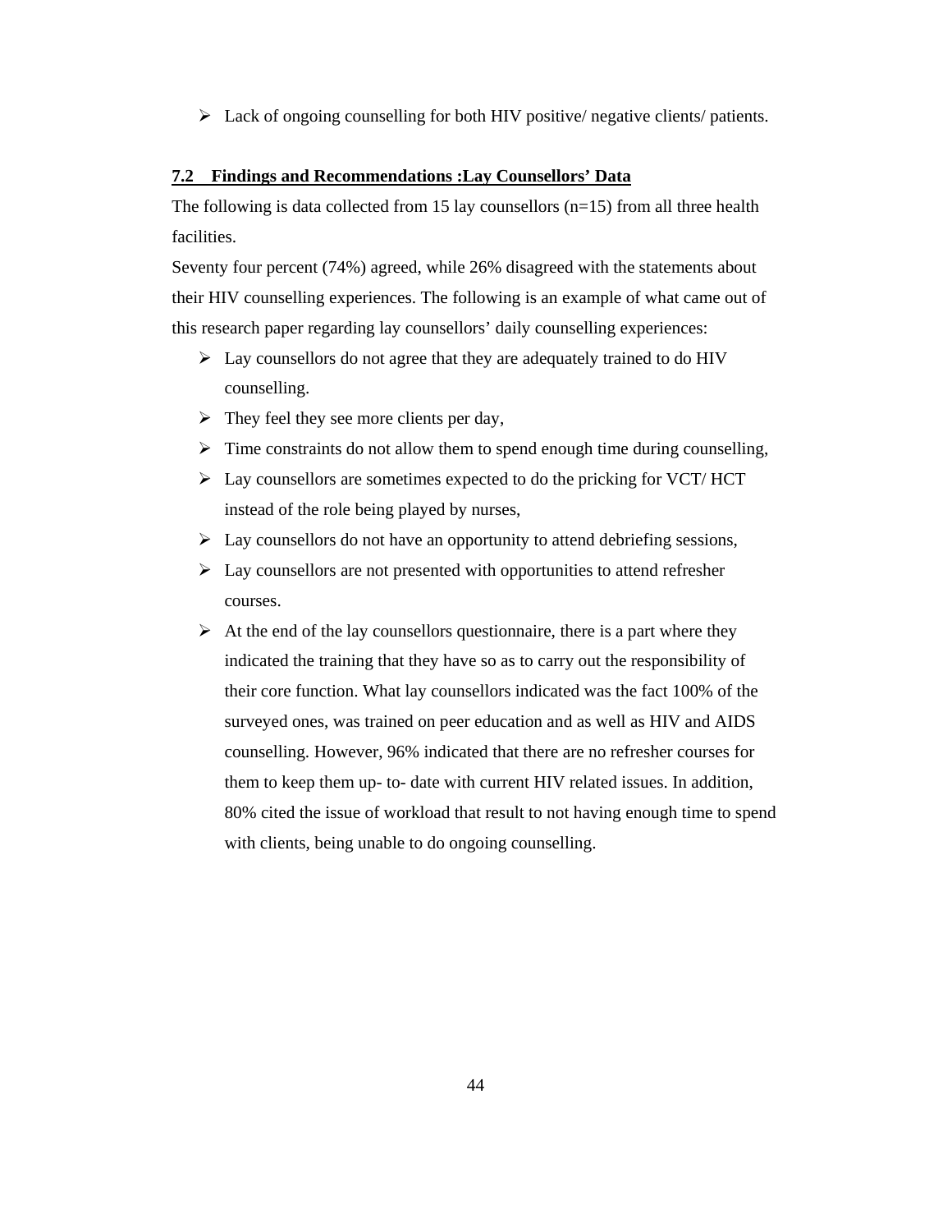- Lack of ongoing counselling for both HIV positive/ negative clients/ patients.

## 7.2 Findings and Recommendations :Lay Counsellors' Data

The following is data collected from 15 lay counsellors (n=15) from all three health facilities.

Seventy four percent (74%) agreed, while 26% disagreed with the statements about their HIV counselling experiences. The following is an example of what came out of this research paper regarding lay counsellors' daily counselling experiences:

- Lay counsellors do not agree that they are adequately trained to do HIV counselling.
- They feel they see more clients per day,
- Time constraints do not allow them to spend enough time during counselling,
- Lay counsellors are sometimes expected to do the pricking for VCT/ HCT instead of the role being played by nurses,
- Lay counsellors do not have an opportunity to attend debriefing sessions,
- Lay counsellors are not presented with opportunities to attend refresher courses.
- At the end of the lay counsellors questionnaire, there is a part where they indicated the training that they have so as to carry out the responsibility of their core function. What lay counsellors indicated was the fact 100% of the surveyed ones, was trained on peer education and as well as HIV and AIDS counselling. However, 96% indicated that there are no refresher courses for them to keep them up- to- date with current HIV related issues. In addition, 80% cited the issue of workload that result to not having enough time to spend with clients, being unable to do ongoing counselling.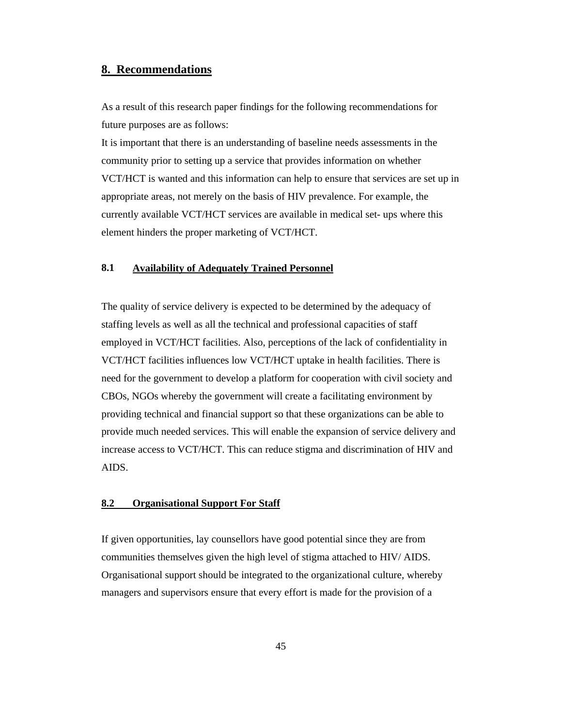## 8. Recommendations

As a result of this research paper findings for the following recommendations for future purposes are as follows:
It is important that there is an understanding of baseline needs assessments in the community prior to setting up a service that provides information on whether VCT/HCT is wanted and this information can help to ensure that services are set up in appropriate areas, not merely on the basis of HIV prevalence. For example, the currently available VCT/HCT services are available in medical set- ups where this element hinders the proper marketing of VCT/HCT.

### 8.1 Availability of Adequately Trained Personnel

The quality of service delivery is expected to be determined by the adequacy of staffing levels as well as all the technical and professional capacities of staff employed in VCT/HCT facilities. Also, perceptions of the lack of confidentiality in VCT/HCT facilities influences low VCT/HCT uptake in health facilities. There is need for the government to develop a platform for cooperation with civil society and CBOs, NGOs whereby the government will create a facilitating environment by providing technical and financial support so that these organizations can be able to provide much needed services. This will enable the expansion of service delivery and increase access to VCT/HCT. This can reduce stigma and discrimination of HIV and AIDS.

### 8.2 Organisational Support For Staff

If given opportunities, lay counsellors have good potential since they are from communities themselves given the high level of stigma attached to HIV/ AIDS. Organisational support should be integrated to the organizational culture, whereby managers and supervisors ensure that every effort is made for the provision of a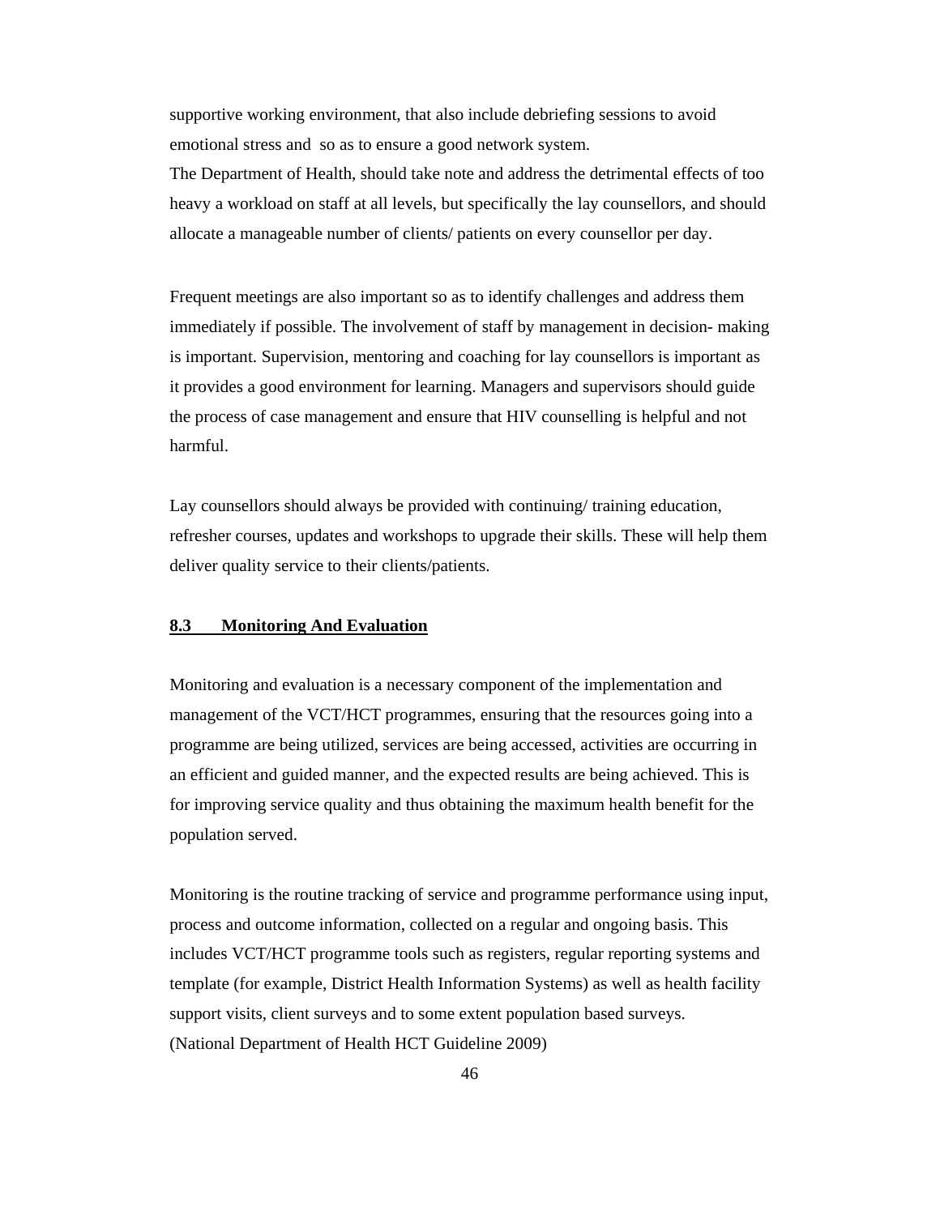supportive working environment, that also include debriefing sessions to avoid emotional stress and so as to ensure a good network system.
The Department of Health, should take note and address the detrimental effects of too heavy a workload on staff at all levels, but specifically the lay counsellors, and should allocate a manageable number of clients/ patients on every counsellor per day.

Frequent meetings are also important so as to identify challenges and address them immediately if possible. The involvement of staff by management in decision- making is important. Supervision, mentoring and coaching for lay counsellors is important as it provides a good environment for learning. Managers and supervisors should guide the process of case management and ensure that HIV counselling is helpful and not harmful.

Lay counsellors should always be provided with continuing/ training education, refresher courses, updates and workshops to upgrade their skills. These will help them deliver quality service to their clients/patients.

### 8.3 Monitoring And Evaluation

Monitoring and evaluation is a necessary component of the implementation and management of the VCT/HCT programmes, ensuring that the resources going into a programme are being utilized, services are being accessed, activities are occurring in an efficient and guided manner, and the expected results are being achieved. This is for improving service quality and thus obtaining the maximum health benefit for the population served.

Monitoring is the routine tracking of service and programme performance using input, process and outcome information, collected on a regular and ongoing basis. This includes VCT/HCT programme tools such as registers, regular reporting systems and template (for example, District Health Information Systems) as well as health facility support visits, client surveys and to some extent population based surveys.
(National Department of Health HCT Guideline 2009)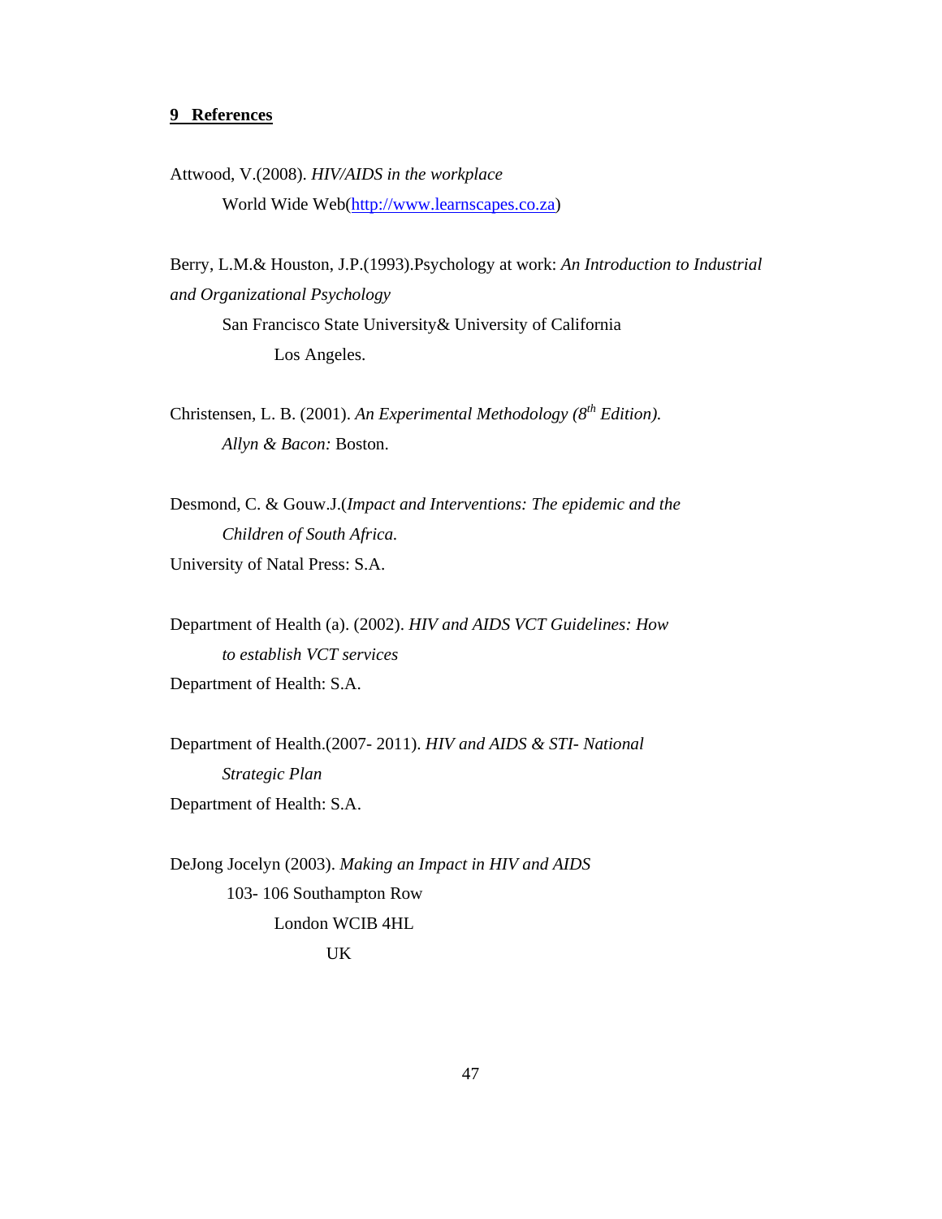## 9 References

Attwood, V.(2008). *HIV/AIDS in the workplace*
World Wide Web(http://www.learnscapes.co.za)

Berry, L.M.& Houston, J.P.(1993).Psychology at work: *An Introduction to Industrial and Organizational Psychology*
San Francisco State University& University of California
Los Angeles.

Christensen, L. B. (2001). *An Experimental Methodology (8th Edition).*
*Allyn & Bacon:* Boston.

Desmond, C. & Gouw.J.(*Impact and Interventions: The epidemic and the Children of South Africa.*
University of Natal Press: S.A.

Department of Health (a). (2002). *HIV and AIDS VCT Guidelines: How to establish VCT services*
Department of Health: S.A.

Department of Health.(2007- 2011). *HIV and AIDS & STI- National Strategic Plan*
Department of Health: S.A.

DeJong Jocelyn (2003). *Making an Impact in HIV and AIDS*
103- 106 Southampton Row
London WCIB 4HL
UK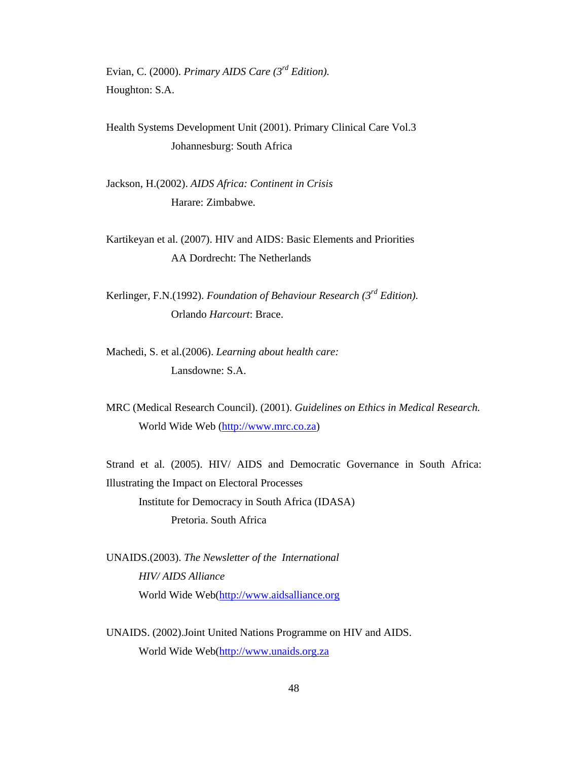Evian, C. (2000). *Primary AIDS Care (3rd Edition).*
Houghton: S.A.

Health Systems Development Unit (2001). Primary Clinical Care Vol.3
Johannesburg: South Africa

Jackson, H.(2002). *AIDS Africa: Continent in Crisis*
Harare: Zimbabwe.

Kartikeyan et al. (2007). HIV and AIDS: Basic Elements and Priorities
AA Dordrecht: The Netherlands

Kerlinger, F.N.(1992). *Foundation of Behaviour Research (3rd Edition).*
Orlando *Harcourt*: Brace.

Machedi, S. et al.(2006). *Learning about health care:*
Lansdowne: S.A.

MRC (Medical Research Council). (2001). *Guidelines on Ethics in Medical Research.*
World Wide Web (http://www.mrc.co.za)

Strand et al. (2005). HIV/ AIDS and Democratic Governance in South Africa: Illustrating the Impact on Electoral Processes
Institute for Democracy in South Africa (IDASA)
Pretoria. South Africa

UNAIDS.(2003). *The Newsletter of the International HIV/ AIDS Alliance*
World Wide Web(http://www.aidsalliance.org

UNAIDS. (2002).Joint United Nations Programme on HIV and AIDS.
World Wide Web(http://www.unaids.org.za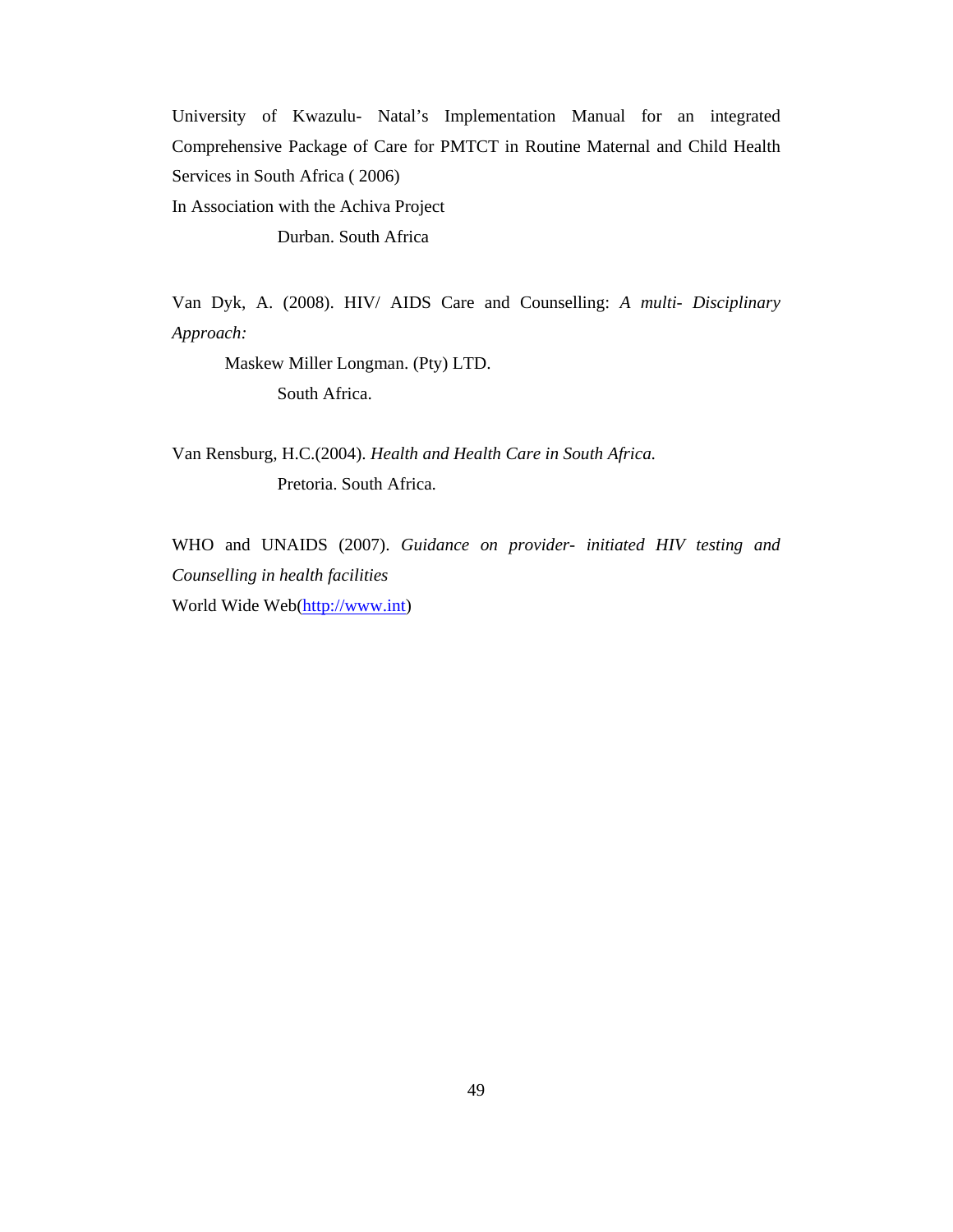University of Kwazulu- Natal's Implementation Manual for an integrated Comprehensive Package of Care for PMTCT in Routine Maternal and Child Health Services in South Africa ( 2006)

In Association with the Achiva Project

Durban. South Africa

Van Dyk, A. (2008). HIV/ AIDS Care and Counselling: *A multi- Disciplinary Approach:*

Maskew Miller Longman. (Pty) LTD.

South Africa.

Van Rensburg, H.C.(2004). *Health and Health Care in South Africa.*

Pretoria. South Africa.

WHO and UNAIDS (2007). *Guidance on provider- initiated HIV testing and Counselling in health facilities*

World Wide Web(http://www.int)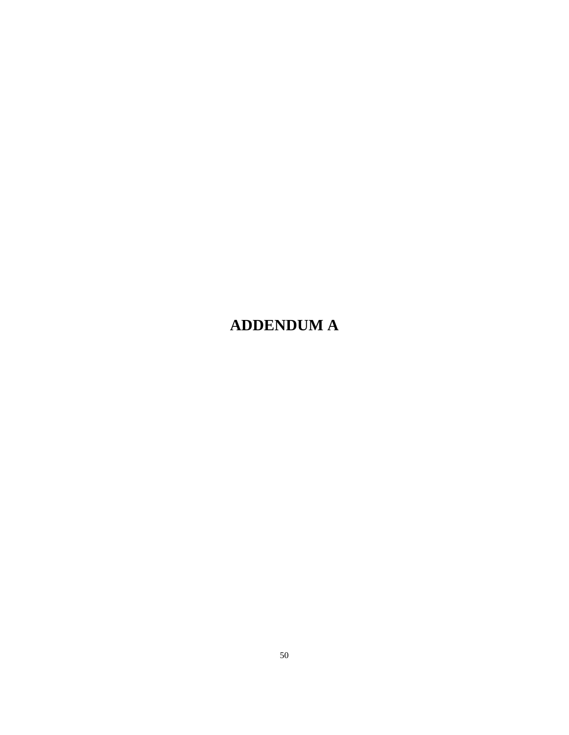# ADDENDUM A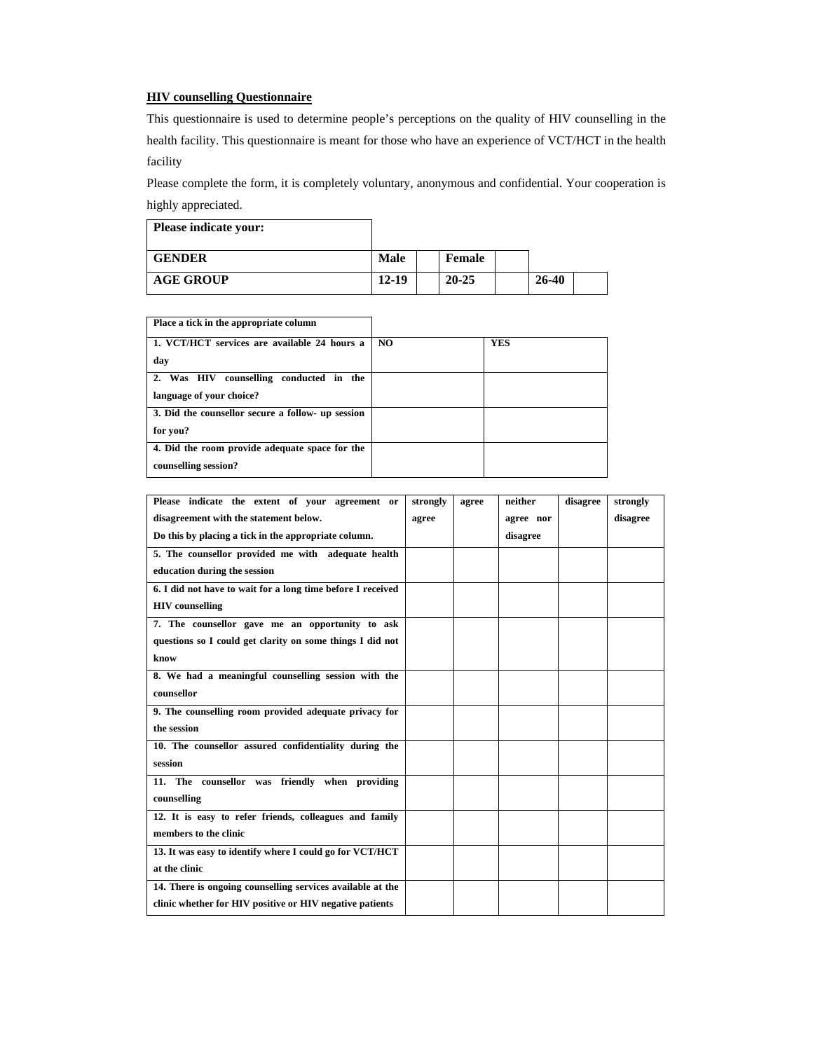**HIV counselling Questionnaire**

This questionnaire is used to determine people's perceptions on the quality of HIV counselling in the health facility. This questionnaire is meant for those who have an experience of VCT/HCT in the health facility

Please complete the form, it is completely voluntary, anonymous and confidential. Your cooperation is highly appreciated.

| **Please indicate your:** | | | | | | |
|---|---|---|---|---|---|---|
| **GENDER** | **Male** | | **Female** | | | |
| **AGE GROUP** | **12-19** | | **20-25** | | **26-40** | |

| **Place a tick in the appropriate column** | | |
|---|---|---|
| **1. VCT/HCT services are available 24 hours a day** | **NO** | **YES** |
| **2. Was HIV counselling conducted in the language of your choice?** | | |
| **3. Did the counsellor secure a follow- up session for you?** | | |
| **4. Did the room provide adequate space for the counselling session?** | | |

| **Please indicate the extent of your agreement or disagreement with the statement below. Do this by placing a tick in the appropriate column.** | **strongly agree** | **agree** | **neither agree nor disagree** | **disagree** | **strongly disagree** |
|---|---|---|---|---|---|
| **5. The counsellor provided me with adequate health education during the session** | | | | | |
| **6. I did not have to wait for a long time before I received HIV counselling** | | | | | |
| **7. The counsellor gave me an opportunity to ask questions so I could get clarity on some things I did not know** | | | | | |
| **8. We had a meaningful counselling session with the counsellor** | | | | | |
| **9. The counselling room provided adequate privacy for the session** | | | | | |
| **10. The counsellor assured confidentiality during the session** | | | | | |
| **11. The counsellor was friendly when providing counselling** | | | | | |
| **12. It is easy to refer friends, colleagues and family members to the clinic** | | | | | |
| **13. It was easy to identify where I could go for VCT/HCT at the clinic** | | | | | |
| **14. There is ongoing counselling services available at the clinic whether for HIV positive or HIV negative patients** | | | | | |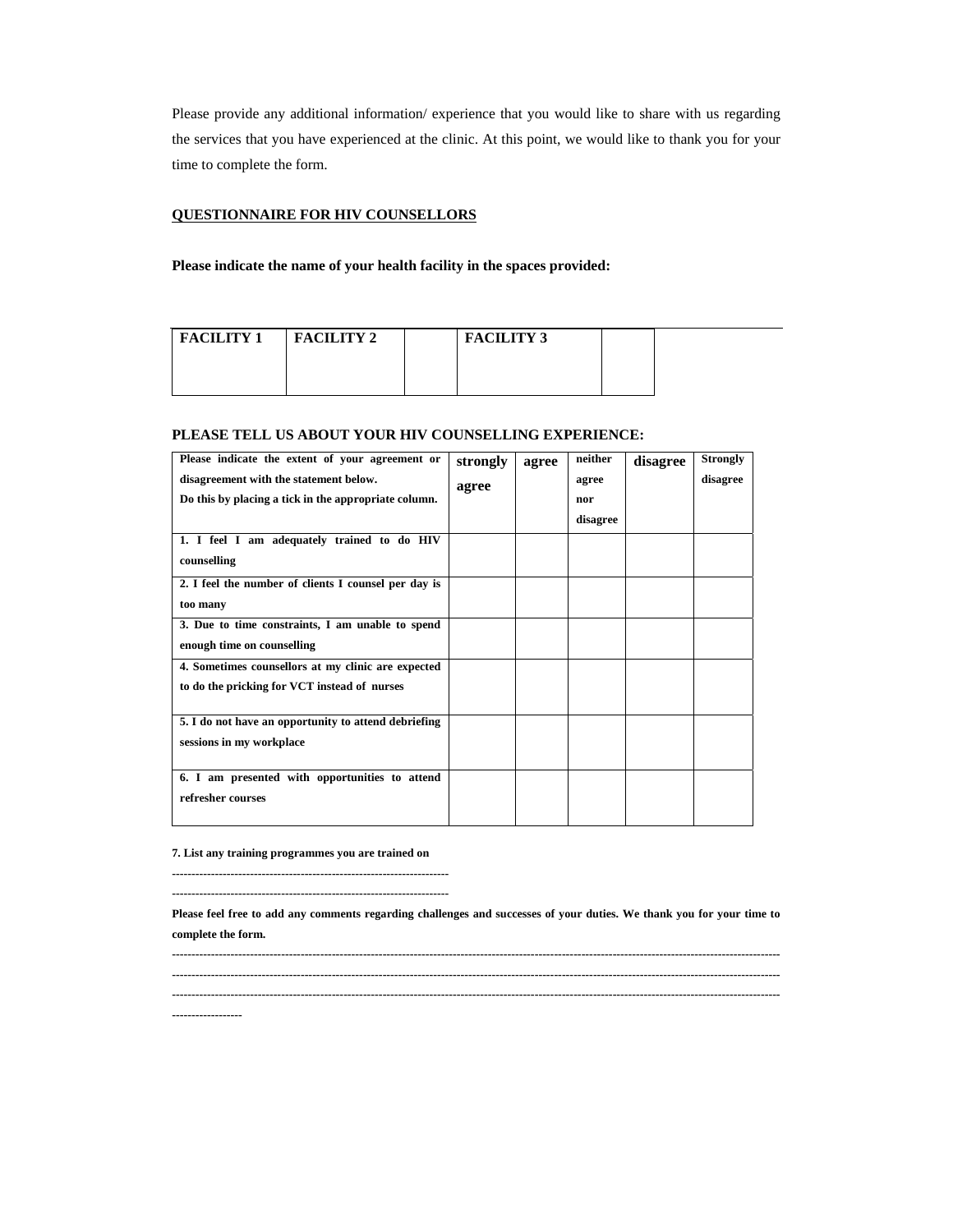Please provide any additional information/ experience that you would like to share with us regarding the services that you have experienced at the clinic. At this point, we would like to thank you for your time to complete the form.

**<u>QUESTIONNAIRE FOR HIV COUNSELLORS</u>**

**Please indicate the name of your health facility in the spaces provided:**

| **FACILITY 1** | **FACILITY 2** | | **FACILITY 3** | |
|---|---|---|---|---|
| | | | | |

**PLEASE TELL US ABOUT YOUR HIV COUNSELLING EXPERIENCE:**

| Please indicate the extent of your agreement or disagreement with the statement below. Do this by placing a tick in the appropriate column. | strongly agree | agree | neither agree nor disagree | disagree | Strongly disagree |
|---|---|---|---|---|---|
| 1. I feel I am adequately trained to do HIV counselling | | | | | |
| 2. I feel the number of clients I counsel per day is too many | | | | | |
| 3. Due to time constraints, I am unable to spend enough time on counselling | | | | | |
| 4. Sometimes counsellors at my clinic are expected to do the pricking for VCT instead of nurses | | | | | |
| 5. I do not have an opportunity to attend debriefing sessions in my workplace | | | | | |
| 6. I am presented with opportunities to attend refresher courses | | | | | |

**7. List any training programmes you are trained on**

-----------------------------------------------------------------------

-----------------------------------------------------------------------

**Please feel free to add any comments regarding challenges and successes of your duties. We thank you for your time to complete the form.**

-------------------------------------------------------------------------------------------------------------------------------------------------------------

-------------------------------------------------------------------------------------------------------------------------------------------------------------

-------------------------------------------------------------------------------------------------------------------------------------------------------------

------------------